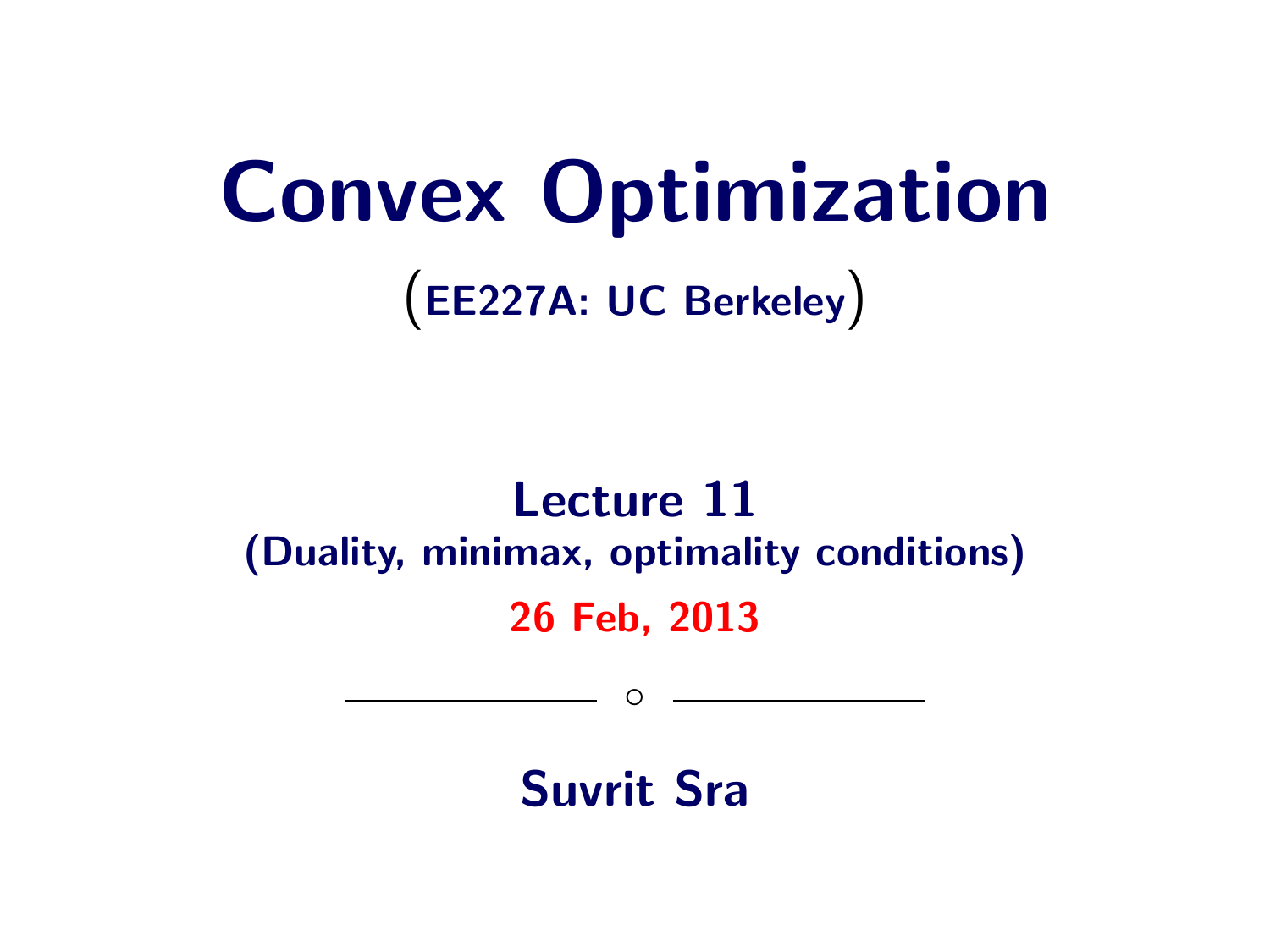# Convex Optimization

(EE227A: UC Berkeley)

## Lecture 11

(Duality, minimax, optimality conditions)

26 Feb, 2013

---

**Suvrit Sra**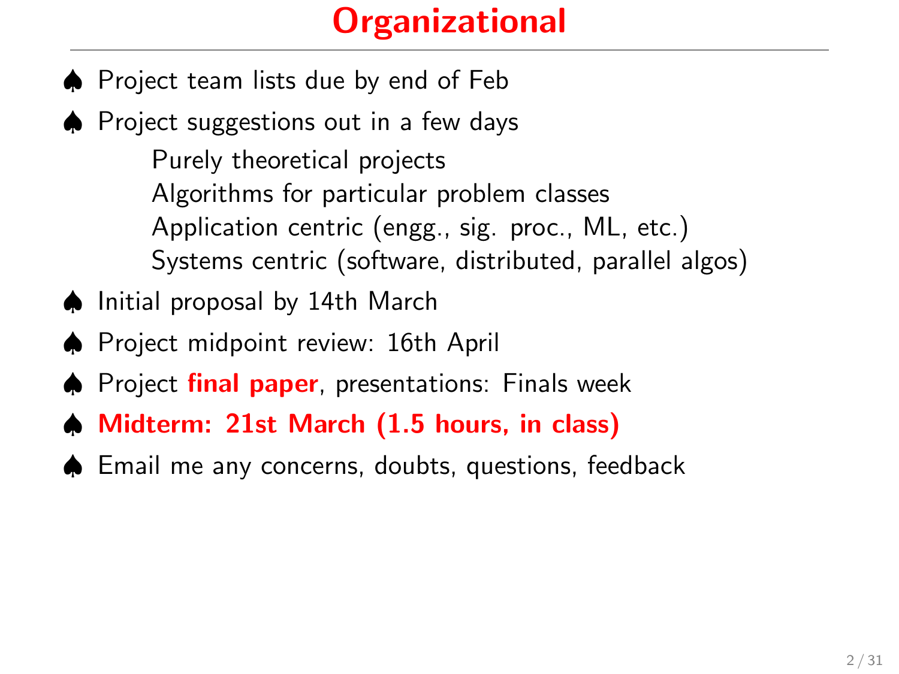# Organizational

- Project team lists due by end of Feb
- Project suggestions out in a few days
  - Purely theoretical projects
  - Algorithms for particular problem classes
  - Application centric (engg., sig. proc., ML, etc.)
  - Systems centric (software, distributed, parallel algos)
- Initial proposal by 14th March
- Project midpoint review: 16th April
- Project **final paper**, presentations: Finals week
- **Midterm: 21st March (1.5 hours, in class)**
- Email me any concerns, doubts, questions, feedback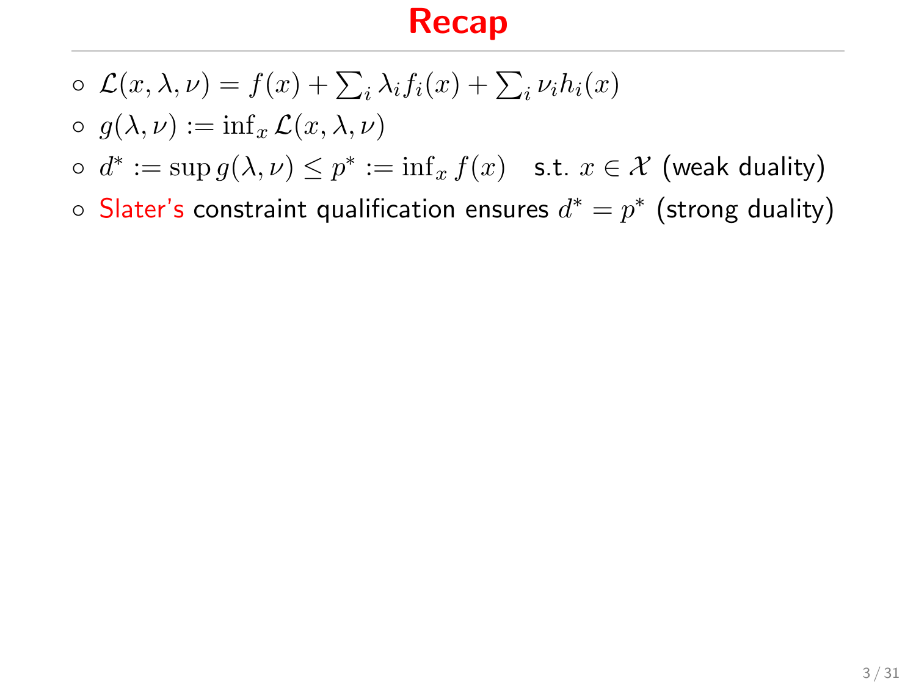# Recap

- $\mathcal{L}(x, \lambda, \nu) = f(x) + \sum_i \lambda_i f_i(x) + \sum_i \nu_i h_i(x)$
- $g(\lambda, \nu) := \inf_x \mathcal{L}(x, \lambda, \nu)$
- $d^* := \sup g(\lambda, \nu) \leq p^* := \inf_x f(x) \quad$ s.t. $x \in \mathcal{X}$ (weak duality)
- Slater's constraint qualification ensures $d^* = p^*$ (strong duality)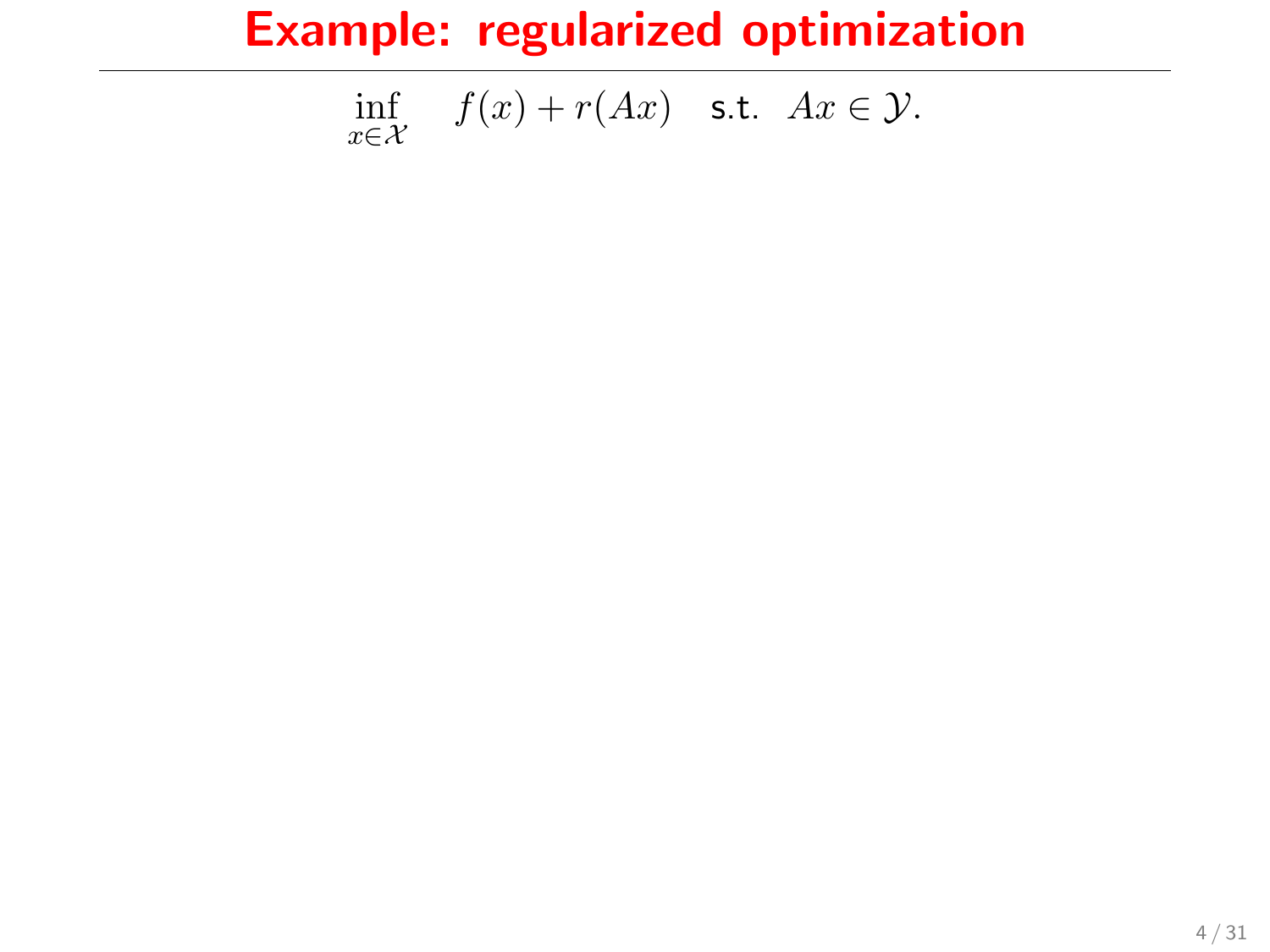# Example: regularized optimization

$$\inf_{x \in \mathcal{X}} \quad f(x) + r(Ax) \quad \text{s.t.} \quad Ax \in \mathcal{Y}.$$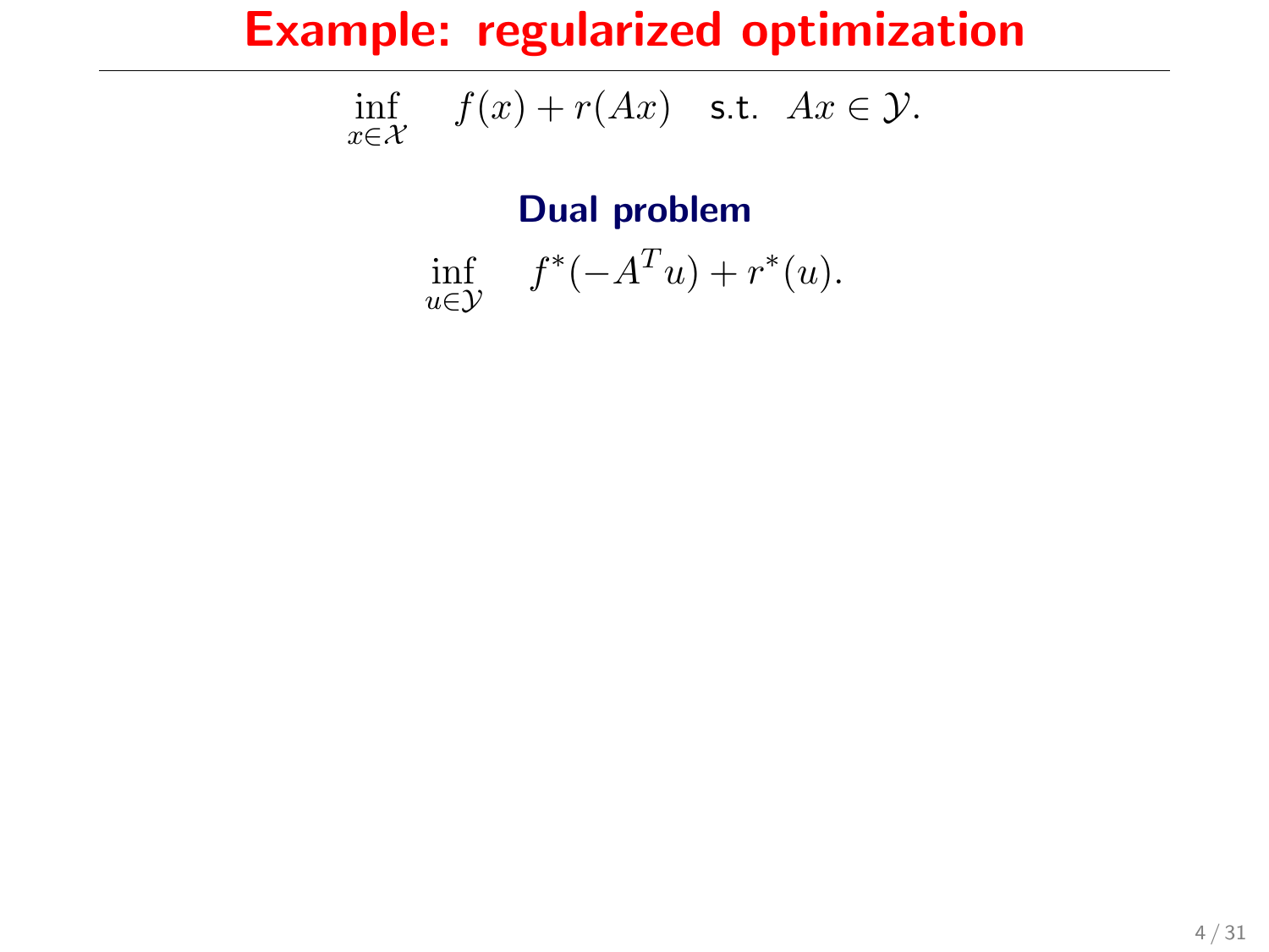# Example: regularized optimization

$$\inf_{x \in \mathcal{X}} \quad f(x) + r(Ax) \quad \text{s.t.} \quad Ax \in \mathcal{Y}.$$

**Dual problem**

$$\inf_{u \in \mathcal{Y}} \quad f^*(-A^T u) + r^*(u).$$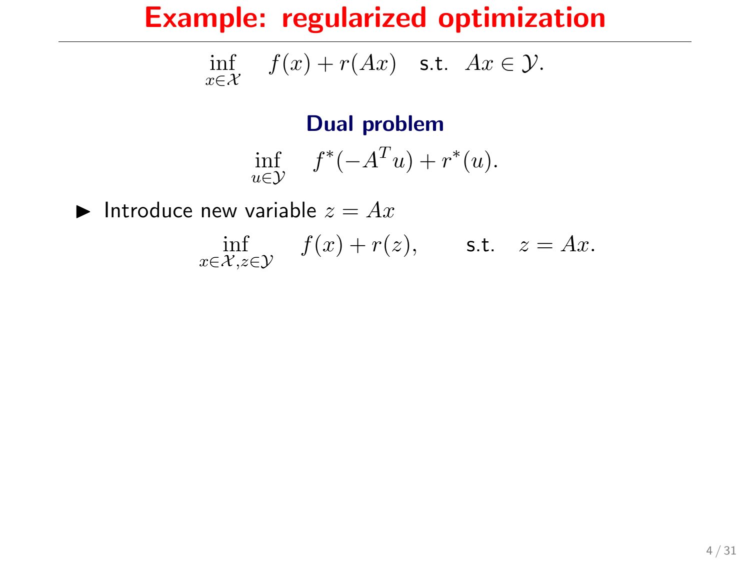# Example: regularized optimization

$$\inf_{x \in \mathcal{X}} \quad f(x) + r(Ax) \quad \text{s.t.} \;\; Ax \in \mathcal{Y}.$$

### Dual problem

$$\inf_{u \in \mathcal{Y}} \quad f^*(-A^T u) + r^*(u).$$

- Introduce new variable $z = Ax$

$$\inf_{x \in \mathcal{X}, z \in \mathcal{Y}} \quad f(x) + r(z), \qquad \text{s.t.} \quad z = Ax.$$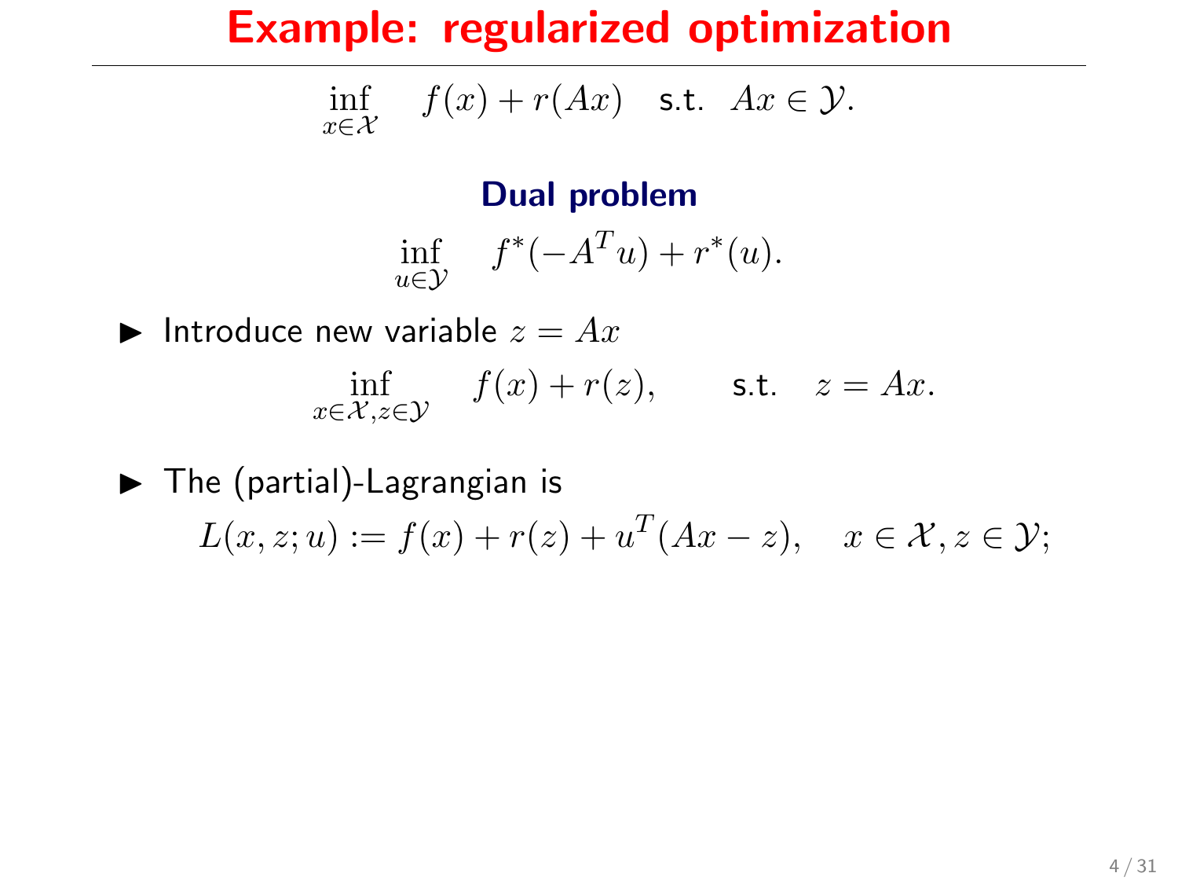# Example: regularized optimization

$$\inf_{x \in \mathcal{X}} \quad f(x) + r(Ax) \quad \text{s.t.} \;\; Ax \in \mathcal{Y}.$$

**Dual problem**

$$\inf_{u \in \mathcal{Y}} \quad f^*(-A^T u) + r^*(u).$$

- Introduce new variable $z = Ax$

$$\inf_{x \in \mathcal{X}, z \in \mathcal{Y}} \quad f(x) + r(z), \qquad \text{s.t.} \quad z = Ax.$$

- The (partial)-Lagrangian is

$$L(x, z; u) := f(x) + r(z) + u^T(Ax - z), \quad x \in \mathcal{X}, z \in \mathcal{Y};$$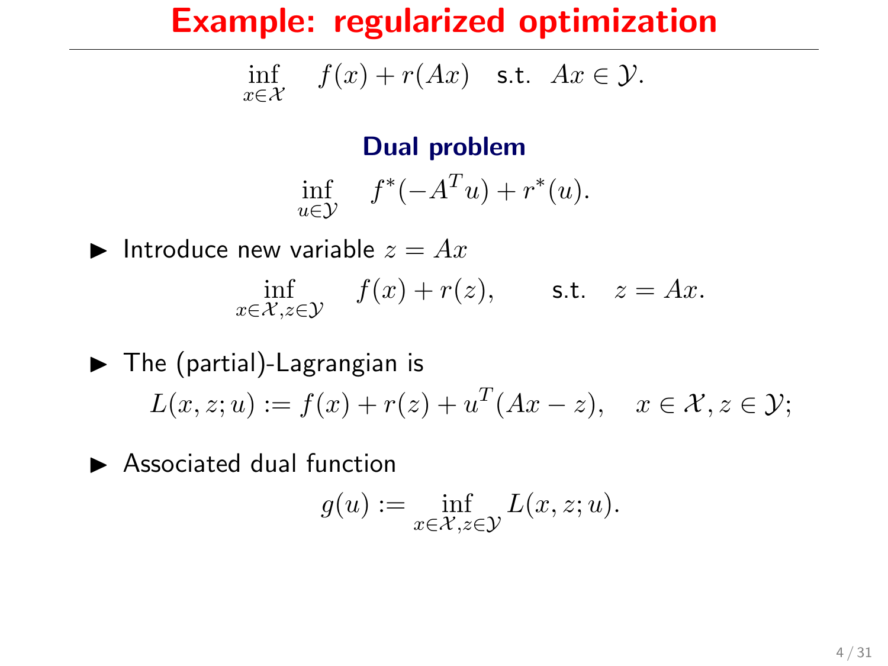# Example: regularized optimization

$$\inf_{x \in \mathcal{X}} \quad f(x) + r(Ax) \quad \text{s.t.} \;\; Ax \in \mathcal{Y}.$$

### Dual problem

$$\inf_{u \in \mathcal{Y}} \quad f^*(-A^T u) + r^*(u).$$

- Introduce new variable $z = Ax$

$$\inf_{x \in \mathcal{X}, z \in \mathcal{Y}} \quad f(x) + r(z), \qquad \text{s.t.} \quad z = Ax.$$

- The (partial)-Lagrangian is

$$L(x, z; u) := f(x) + r(z) + u^T(Ax - z), \quad x \in \mathcal{X}, z \in \mathcal{Y};$$

- Associated dual function

$$g(u) := \inf_{x \in \mathcal{X}, z \in \mathcal{Y}} L(x, z; u).$$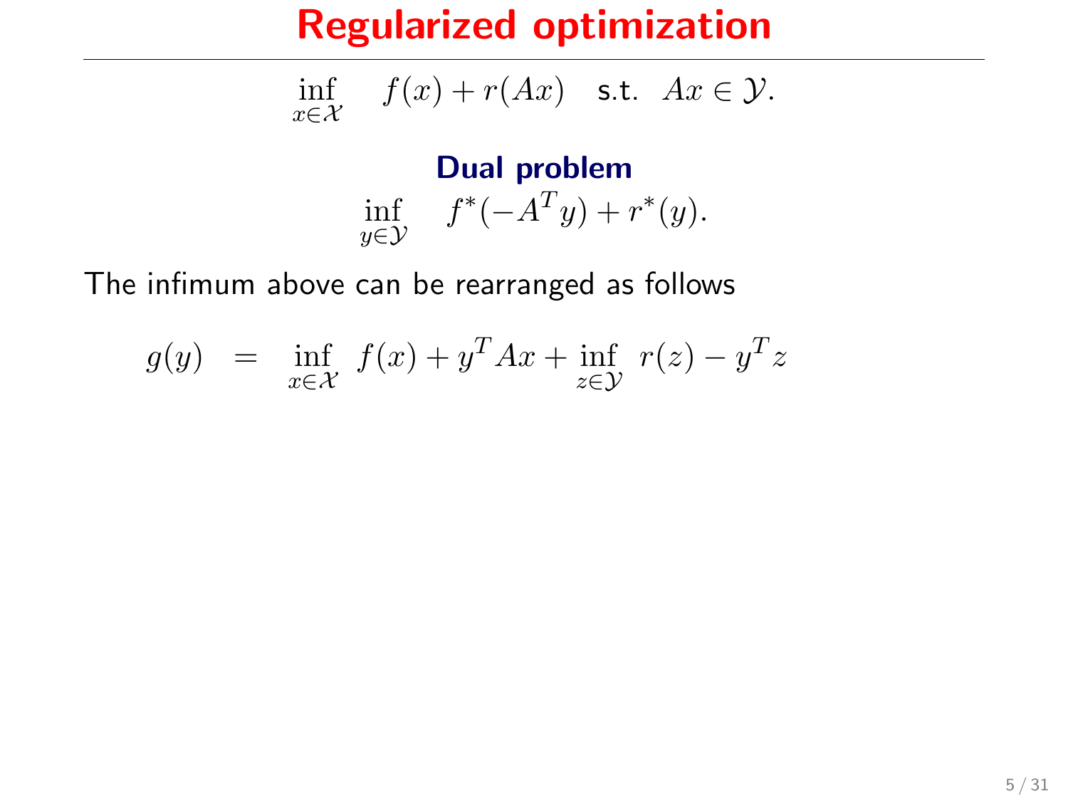# Regularized optimization

$$\inf_{x \in \mathcal{X}} \quad f(x) + r(Ax) \quad \text{s.t.} \quad Ax \in \mathcal{Y}.$$

**Dual problem**

$$\inf_{y \in \mathcal{Y}} \quad f^*(-A^T y) + r^*(y).$$

The infimum above can be rearranged as follows

$$g(y) \quad = \quad \inf_{x \in \mathcal{X}} \ f(x) + y^T Ax + \inf_{z \in \mathcal{Y}} \ r(z) - y^T z$$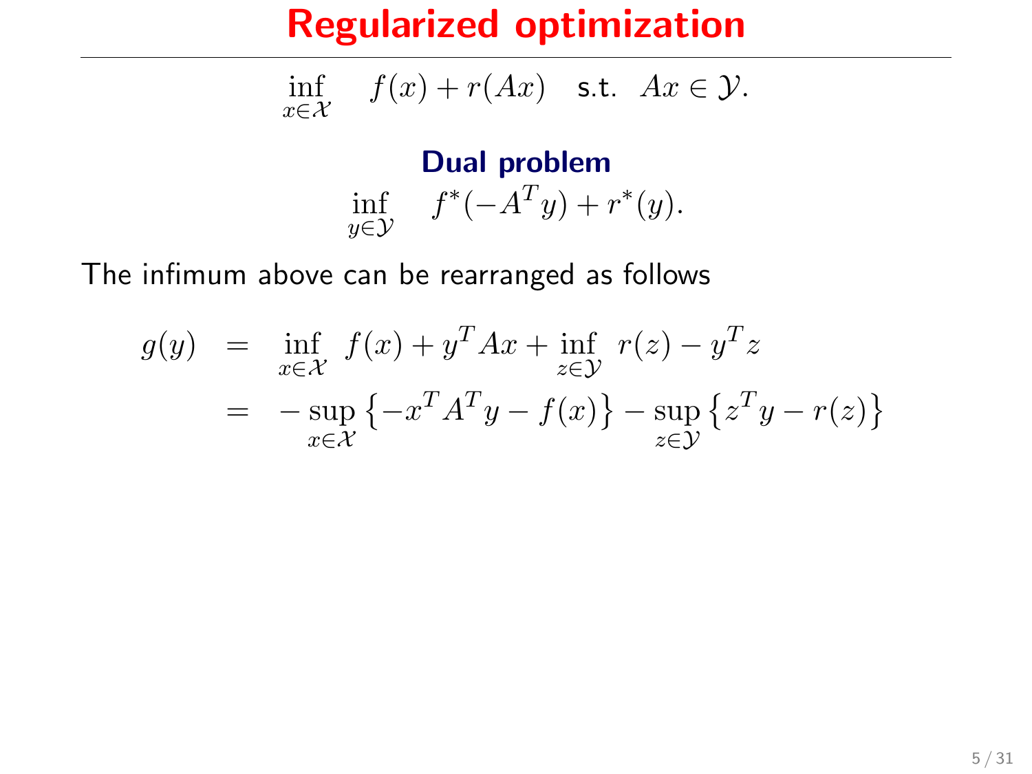# Regularized optimization

$$\inf_{x \in \mathcal{X}} \quad f(x) + r(Ax) \quad \text{s.t.} \quad Ax \in \mathcal{Y}.$$

### Dual problem

$$\inf_{y \in \mathcal{Y}} \quad f^*(-A^T y) + r^*(y).$$

The infimum above can be rearranged as follows

$$\begin{aligned}
g(y) &= \inf_{x \in \mathcal{X}} \ f(x) + y^T Ax + \inf_{z \in \mathcal{Y}} \ r(z) - y^T z \\
&= -\sup_{x \in \mathcal{X}} \left\{ -x^T A^T y - f(x) \right\} - \sup_{z \in \mathcal{Y}} \left\{ z^T y - r(z) \right\}
\end{aligned}$$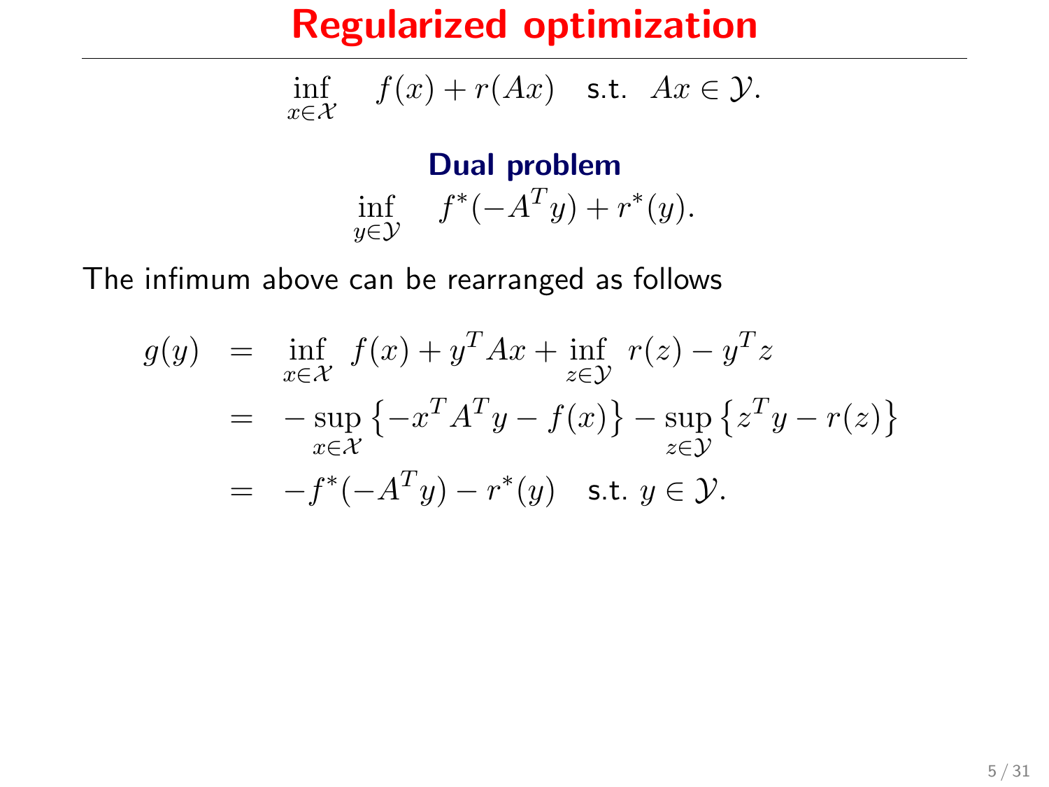# Regularized optimization

$$\inf_{x \in \mathcal{X}} \quad f(x) + r(Ax) \quad \text{s.t.} \quad Ax \in \mathcal{Y}.$$

**Dual problem**

$$\inf_{y \in \mathcal{Y}} \quad f^*(-A^T y) + r^*(y).$$

The infimum above can be rearranged as follows

$$
\begin{aligned}
g(y) &= \inf_{x \in \mathcal{X}} \; f(x) + y^T A x + \inf_{z \in \mathcal{Y}} \; r(z) - y^T z \\
&= -\sup_{x \in \mathcal{X}} \left\{ -x^T A^T y - f(x) \right\} - \sup_{z \in \mathcal{Y}} \left\{ z^T y - r(z) \right\} \\
&= -f^*(-A^T y) - r^*(y) \quad \text{s.t. } y \in \mathcal{Y}.
\end{aligned}
$$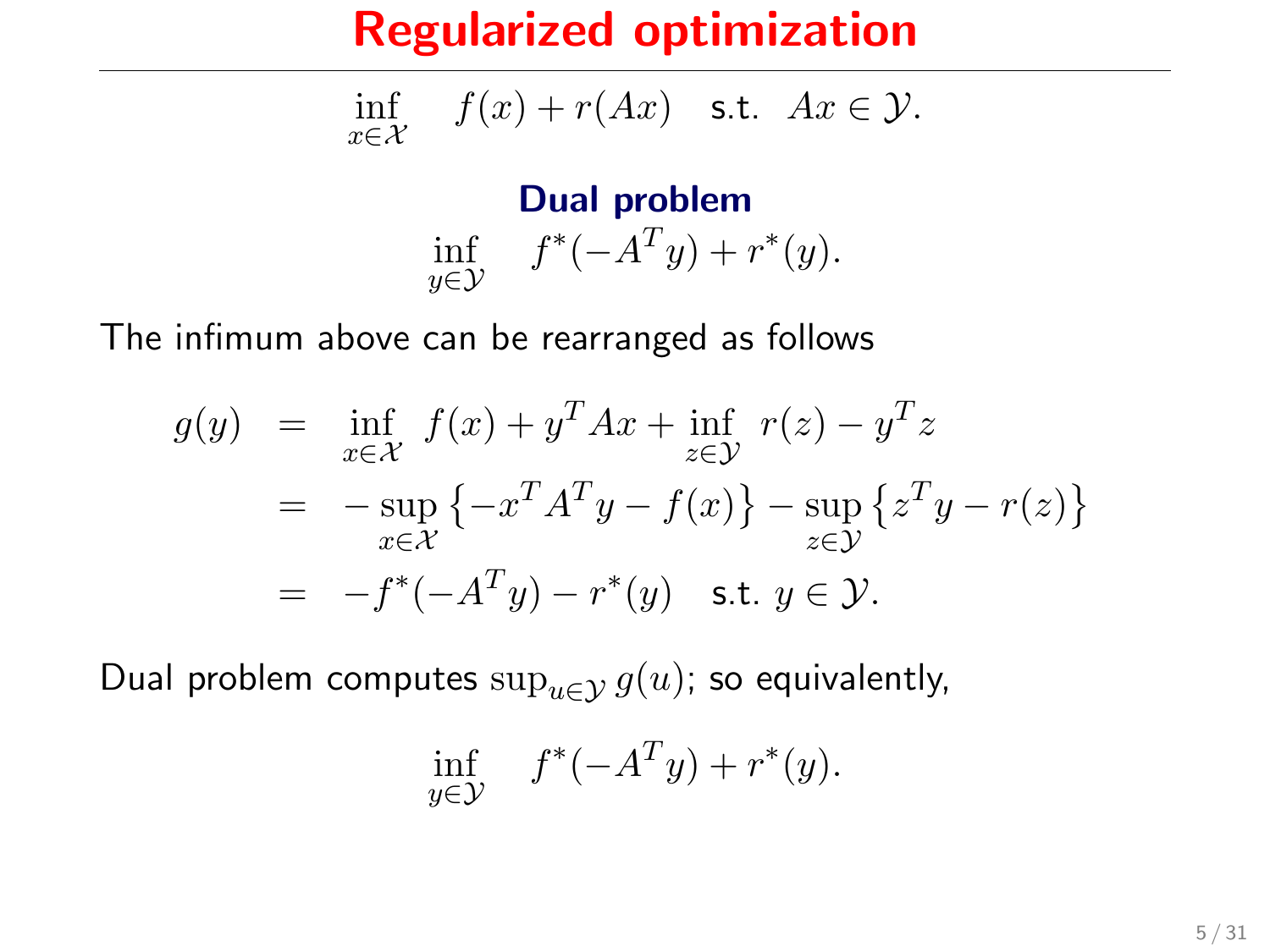# Regularized optimization

$$\inf_{x \in \mathcal{X}} \quad f(x) + r(Ax) \quad \text{s.t.} \quad Ax \in \mathcal{Y}.$$

**Dual problem**

$$\inf_{y \in \mathcal{Y}} \quad f^*(-A^T y) + r^*(y).$$

The infimum above can be rearranged as follows

$$\begin{aligned}
g(y) &= \inf_{x \in \mathcal{X}} \; f(x) + y^T A x + \inf_{z \in \mathcal{Y}} \; r(z) - y^T z \\
&= -\sup_{x \in \mathcal{X}} \left\{ -x^T A^T y - f(x) \right\} - \sup_{z \in \mathcal{Y}} \left\{ z^T y - r(z) \right\} \\
&= -f^*(-A^T y) - r^*(y) \quad \text{s.t. } y \in \mathcal{Y}.
\end{aligned}$$

Dual problem computes $\sup_{u \in \mathcal{Y}} g(u)$; so equivalently,

$$\inf_{y \in \mathcal{Y}} \quad f^*(-A^T y) + r^*(y).$$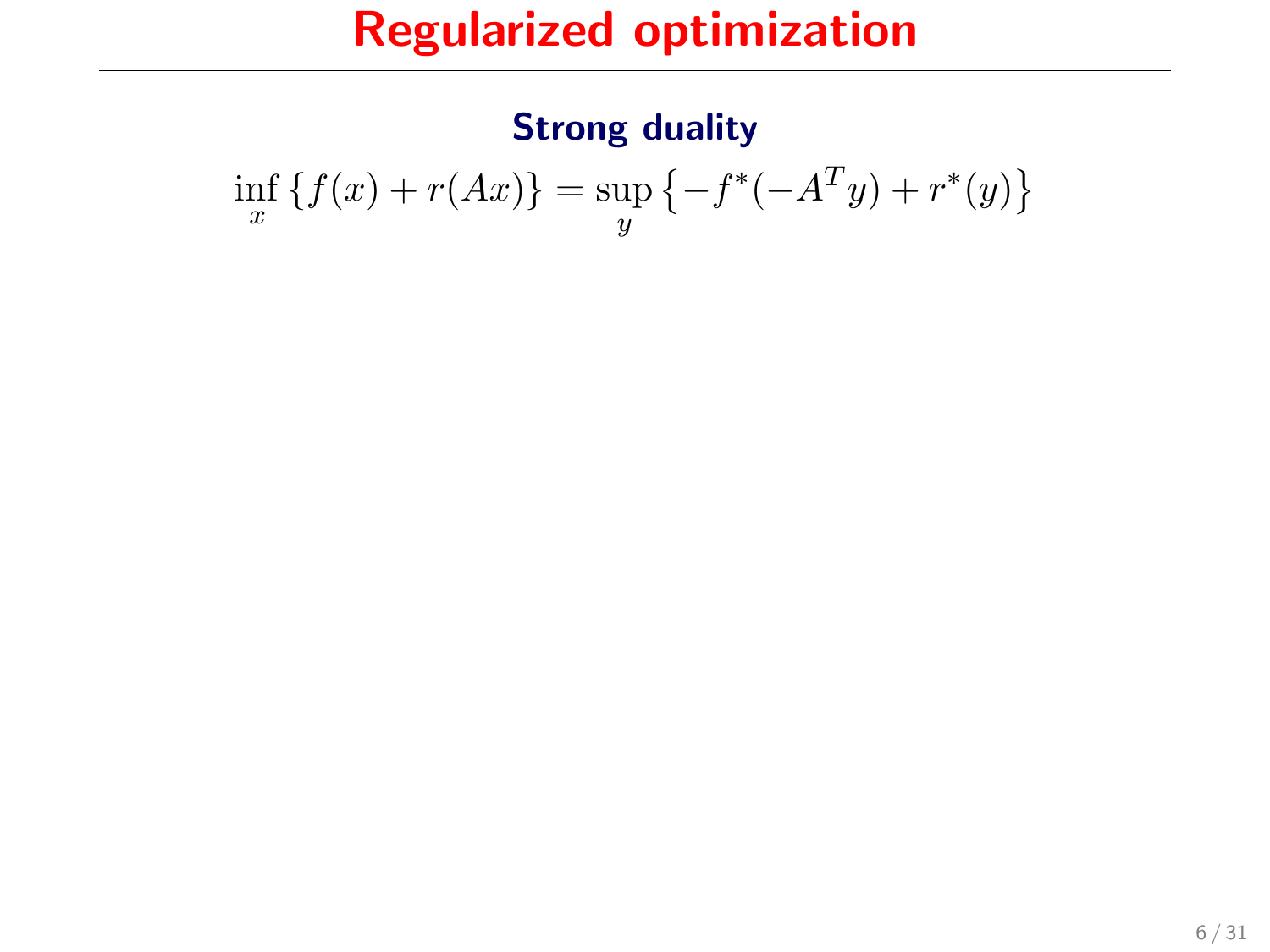# Regularized optimization

### Strong duality

$$\inf_x \{f(x) + r(Ax)\} = \sup_y \left\{-f^*(-A^T y) + r^*(y)\right\}$$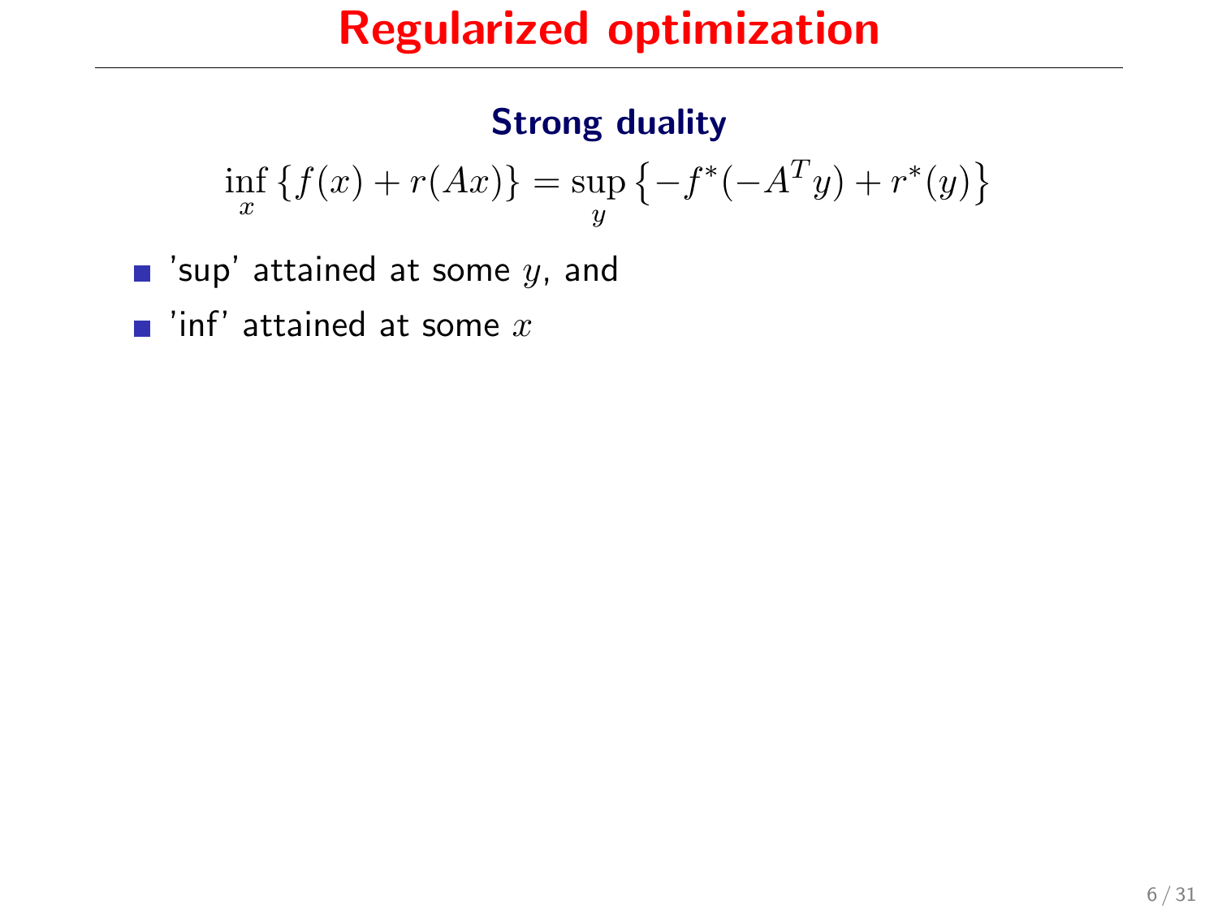# Regularized optimization

### Strong duality

$$\inf_x \{f(x) + r(Ax)\} = \sup_y \left\{-f^*(-A^T y) + r^*(y)\right\}$$

- 'sup' attained at some $y$, and
- 'inf' attained at some $x$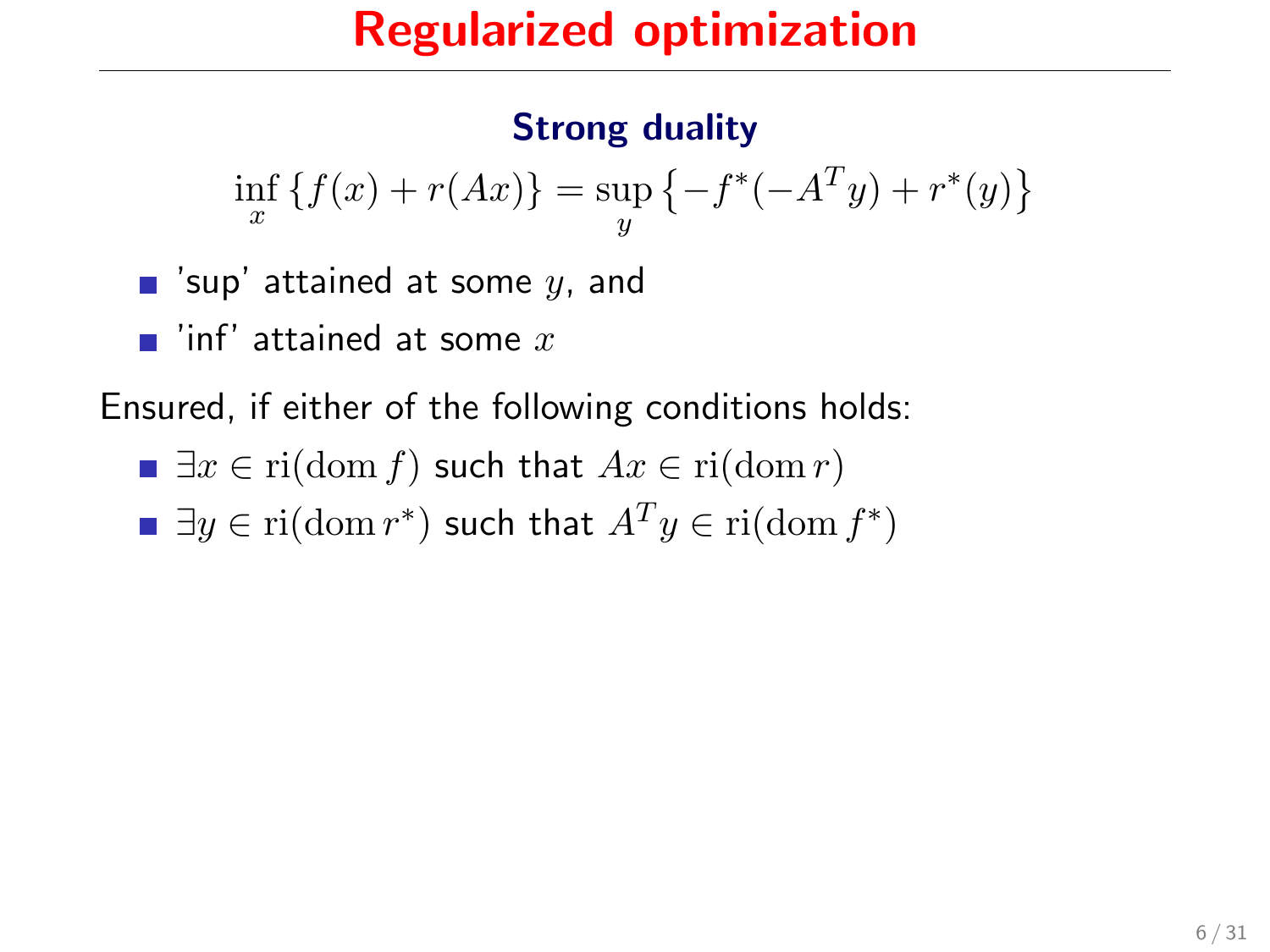# Regularized optimization

### Strong duality

$$\inf_x \{f(x) + r(Ax)\} = \sup_y \{-f^*(-A^T y) + r^*(y)\}$$

- 'sup' attained at some $y$, and
- 'inf' attained at some $x$

Ensured, if either of the following conditions holds:

- $\exists x \in \mathrm{ri}(\mathrm{dom}\, f)$ such that $Ax \in \mathrm{ri}(\mathrm{dom}\, r)$
- $\exists y \in \mathrm{ri}(\mathrm{dom}\, r^*)$ such that $A^T y \in \mathrm{ri}(\mathrm{dom}\, f^*)$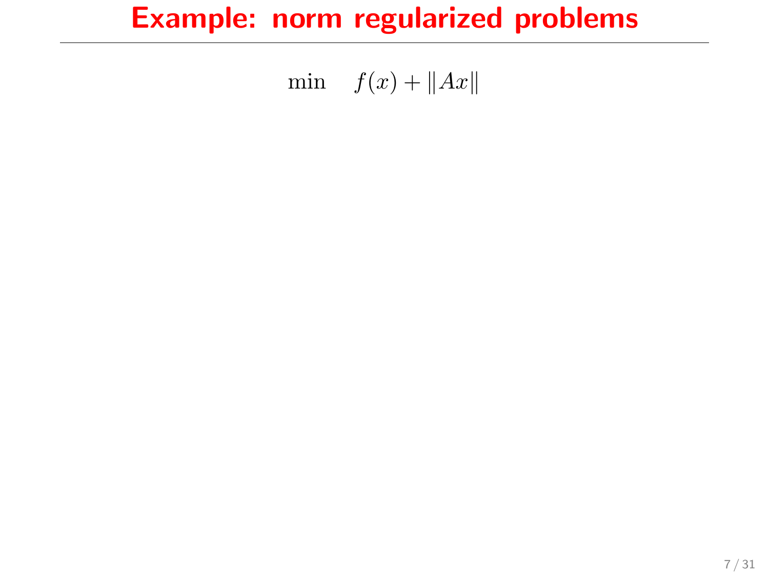# Example: norm regularized problems

$$\min \quad f(x) + \|Ax\|$$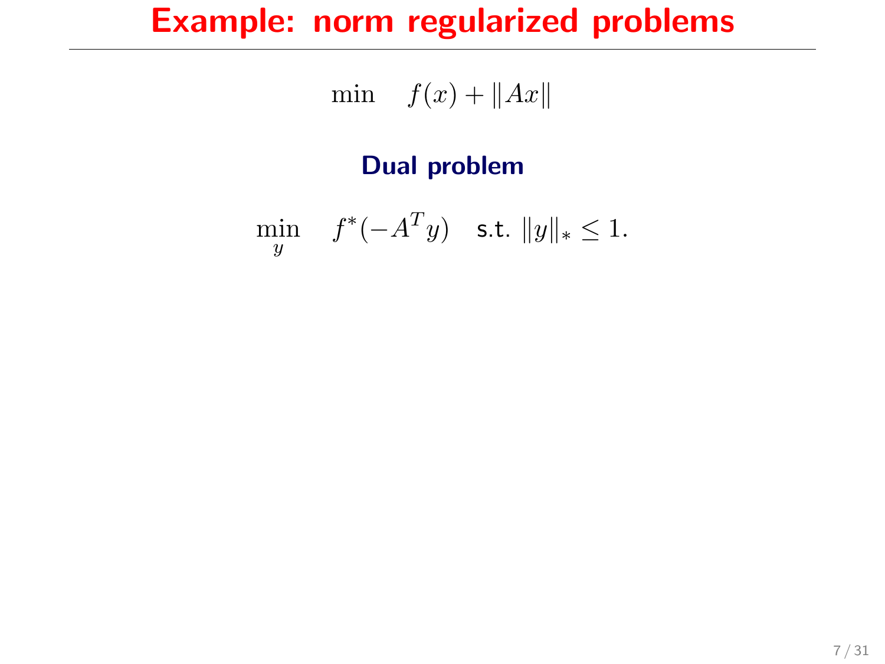# Example: norm regularized problems

$$\min \quad f(x) + \|Ax\|$$

### Dual problem

$$\min_{y} \quad f^*(-A^T y) \quad \text{s.t. } \|y\|_* \leq 1.$$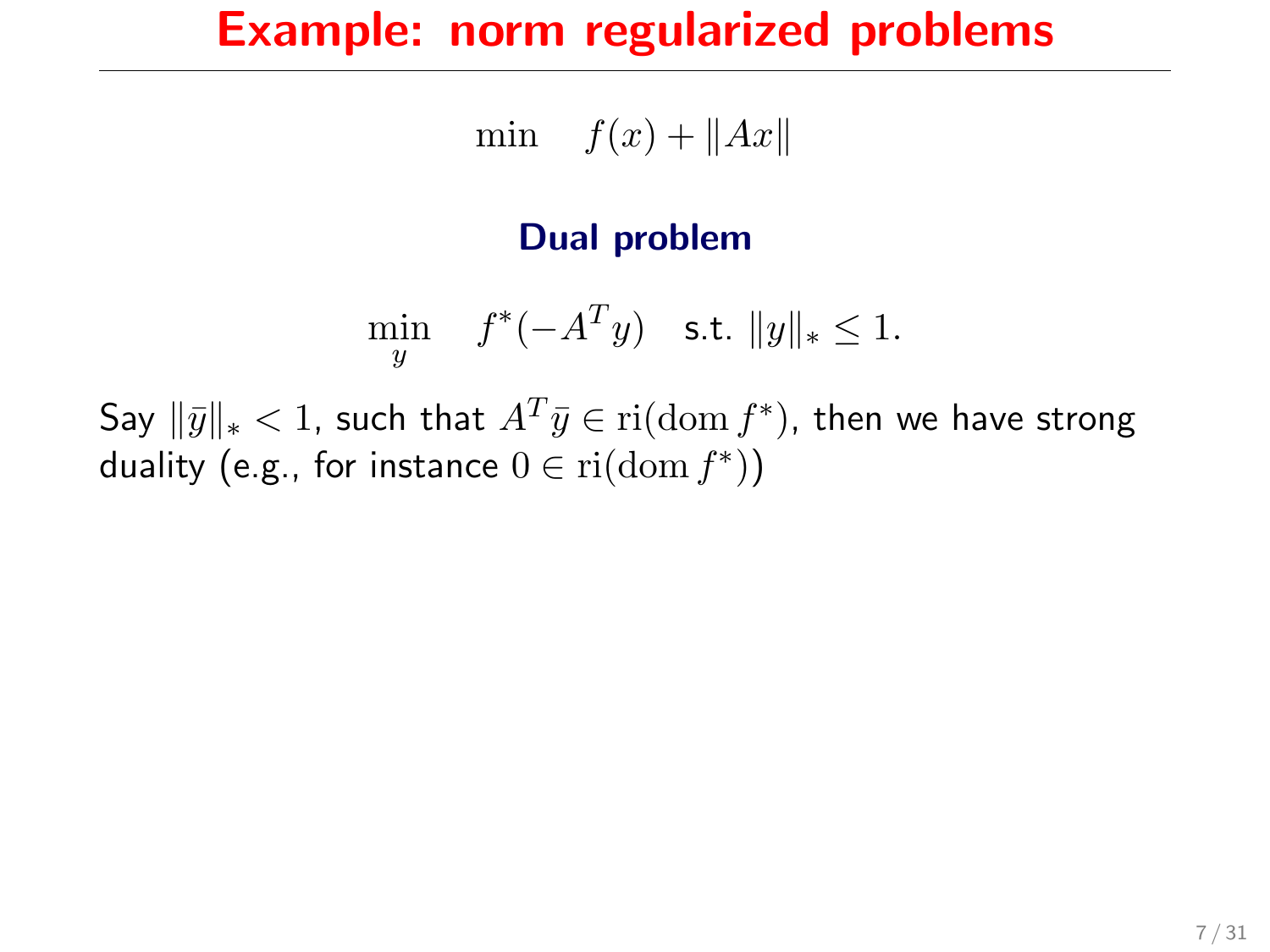# Example: norm regularized problems

$$\min \quad f(x) + \|Ax\|$$

### Dual problem

$$\min_{y} \quad f^*(-A^T y) \quad \text{s.t. } \|y\|_* \leq 1.$$

Say $\|\bar{y}\|_* < 1$, such that $A^T \bar{y} \in \mathrm{ri}(\mathrm{dom}\, f^*)$, then we have strong duality (e.g., for instance $0 \in \mathrm{ri}(\mathrm{dom}\, f^*)$)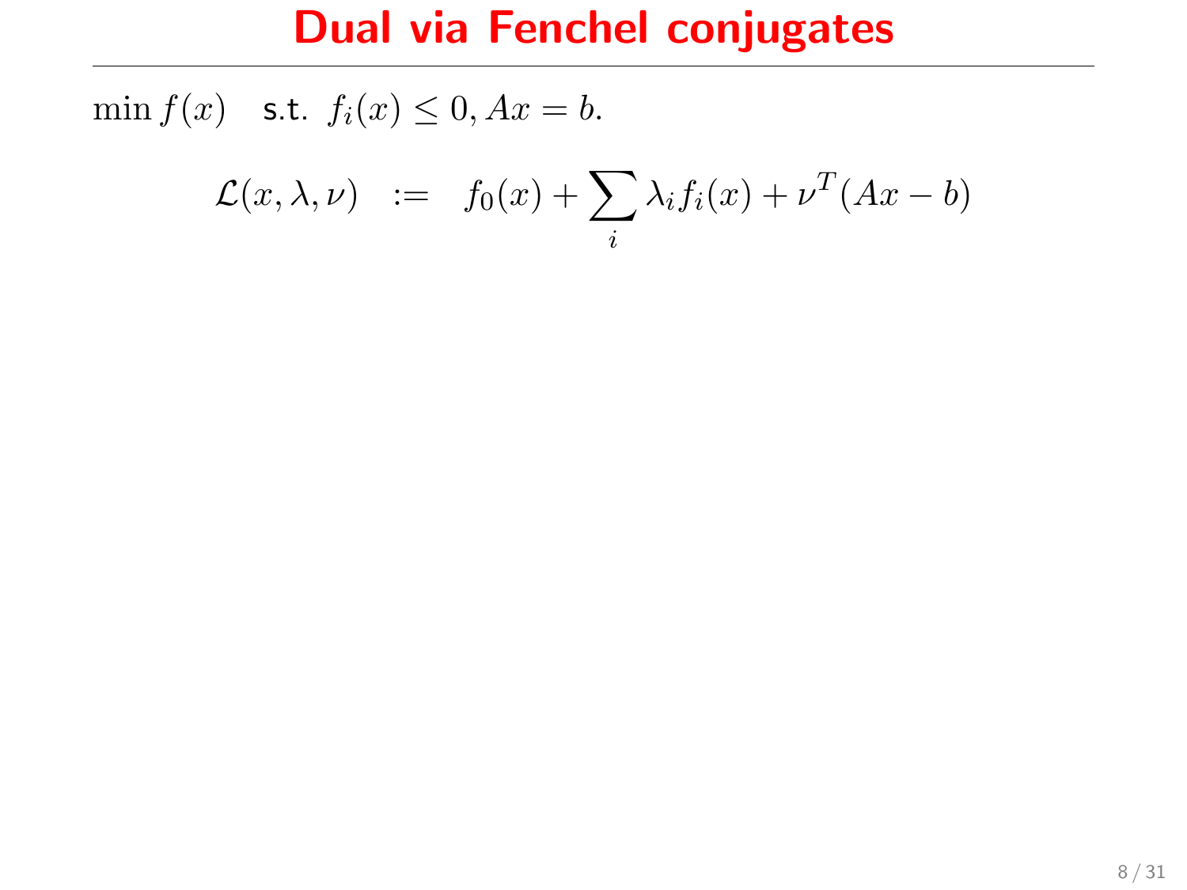# Dual via Fenchel conjugates

$\min f(x)$ s.t. $f_i(x) \leq 0, Ax = b.$

$$\mathcal{L}(x, \lambda, \nu) \quad := \quad f_0(x) + \sum_i \lambda_i f_i(x) + \nu^T(Ax - b)$$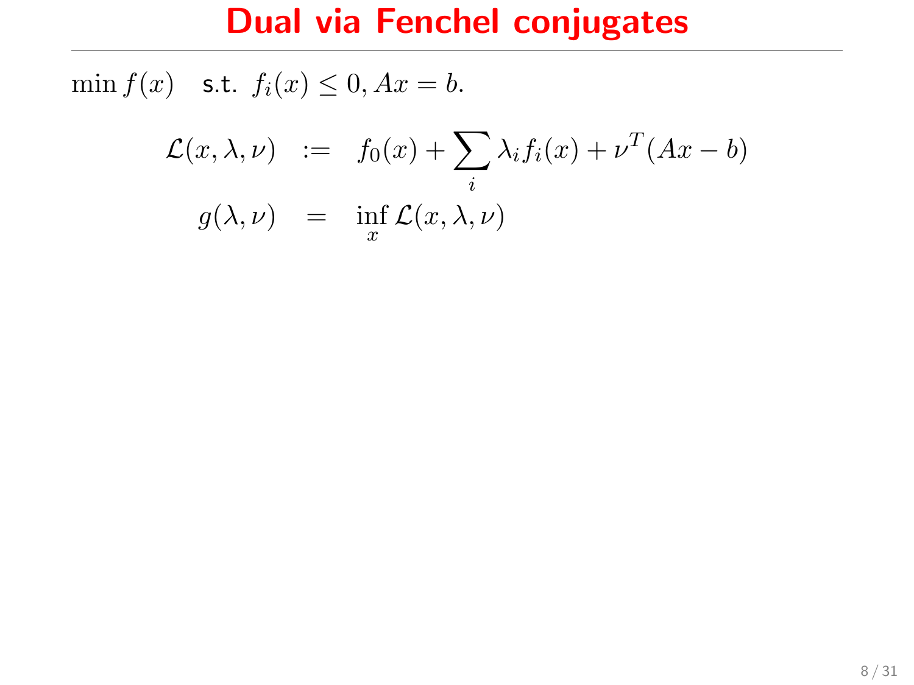# Dual via Fenchel conjugates

$\min f(x) \quad$ s.t. $f_i(x) \leq 0, Ax = b.$

$$
\begin{aligned}
\mathcal{L}(x, \lambda, \nu) &:= f_0(x) + \sum_i \lambda_i f_i(x) + \nu^T(Ax - b) \\
g(\lambda, \nu) &= \inf_x \mathcal{L}(x, \lambda, \nu)
\end{aligned}
$$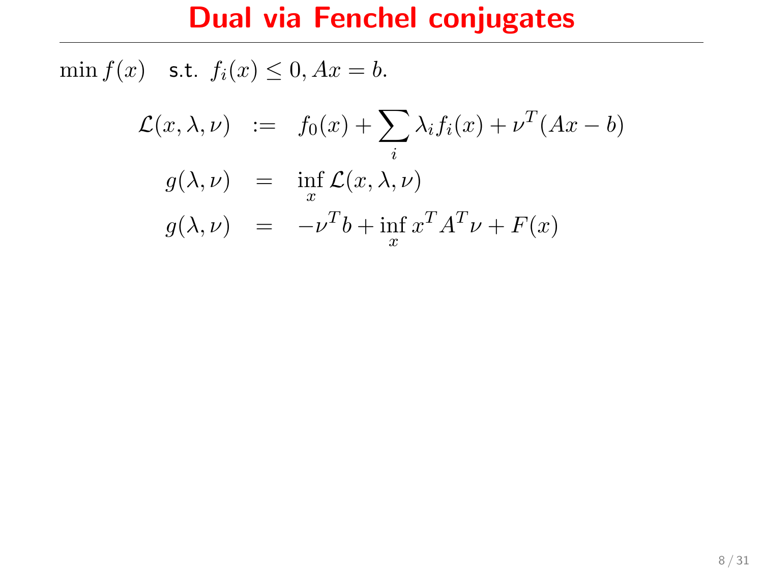# Dual via Fenchel conjugates

$\min f(x) \quad$ s.t. $f_i(x) \leq 0, Ax = b.$

$$
\begin{aligned}
\mathcal{L}(x, \lambda, \nu) &:= f_0(x) + \sum_i \lambda_i f_i(x) + \nu^T(Ax - b) \\
g(\lambda, \nu) &= \inf_x \mathcal{L}(x, \lambda, \nu) \\
g(\lambda, \nu) &= -\nu^T b + \inf_x x^T A^T \nu + F(x)
\end{aligned}
$$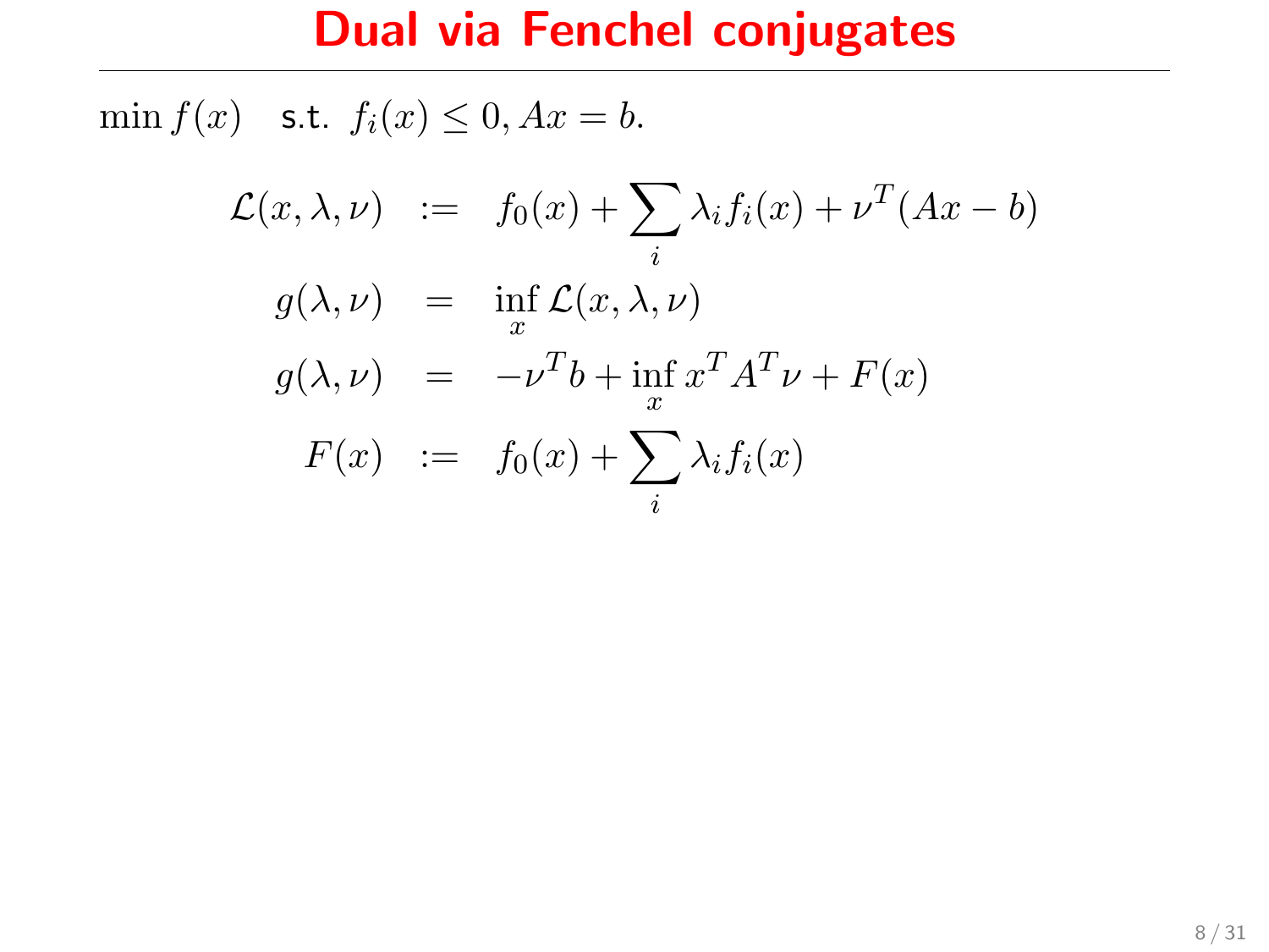# Dual via Fenchel conjugates

$\min f(x)$ s.t. $f_i(x) \leq 0, Ax = b.$

$$
\begin{aligned}
\mathcal{L}(x, \lambda, \nu) &:= f_0(x) + \sum_i \lambda_i f_i(x) + \nu^T(Ax - b) \\
g(\lambda, \nu) &= \inf_x \mathcal{L}(x, \lambda, \nu) \\
g(\lambda, \nu) &= -\nu^T b + \inf_x x^T A^T \nu + F(x) \\
F(x) &:= f_0(x) + \sum_i \lambda_i f_i(x)
\end{aligned}
$$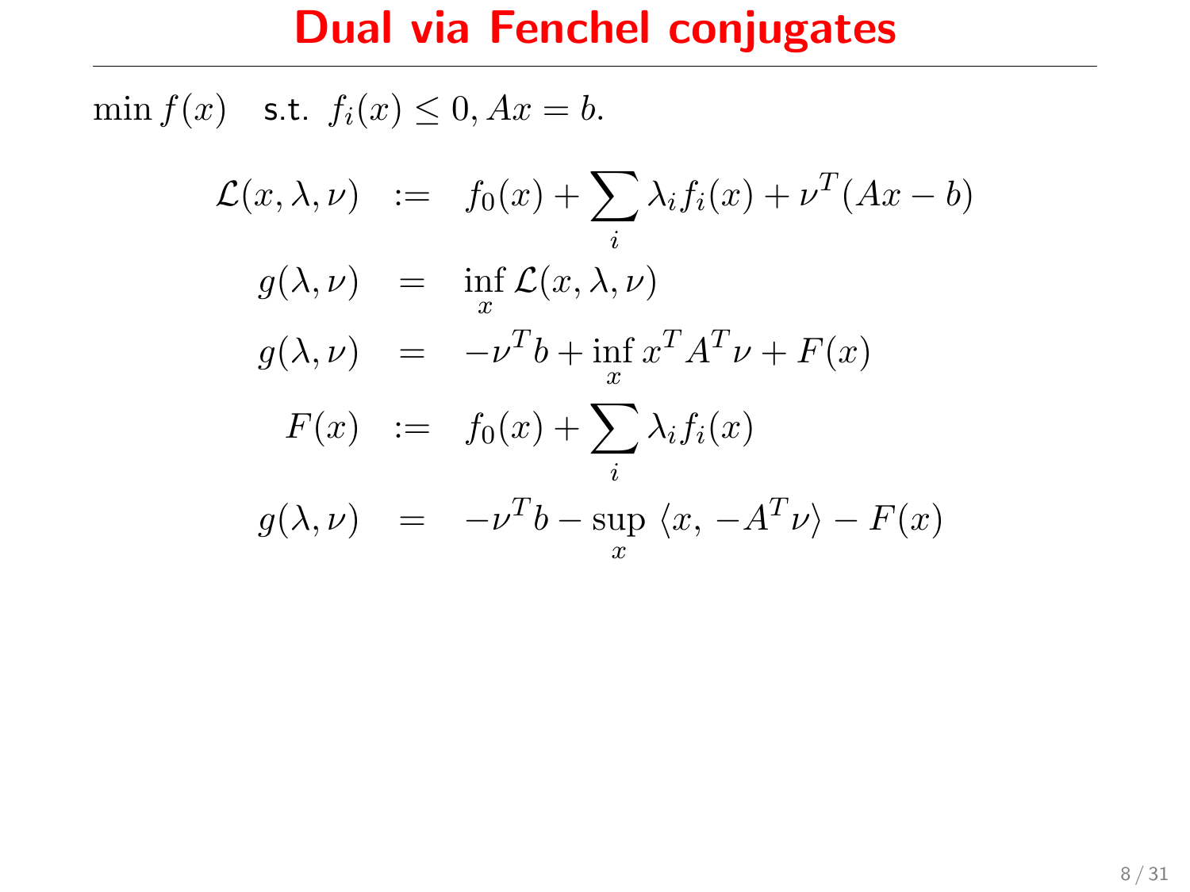# Dual via Fenchel conjugates

$\min f(x)$ s.t. $f_i(x) \leq 0, Ax = b.$

$$
\begin{aligned}
\mathcal{L}(x, \lambda, \nu) &:= f_0(x) + \sum_i \lambda_i f_i(x) + \nu^T(Ax - b) \\
g(\lambda, \nu) &= \inf_x \mathcal{L}(x, \lambda, \nu) \\
g(\lambda, \nu) &= -\nu^T b + \inf_x x^T A^T \nu + F(x) \\
F(x) &:= f_0(x) + \sum_i \lambda_i f_i(x) \\
g(\lambda, \nu) &= -\nu^T b - \sup_x \langle x, -A^T \nu \rangle - F(x)
\end{aligned}
$$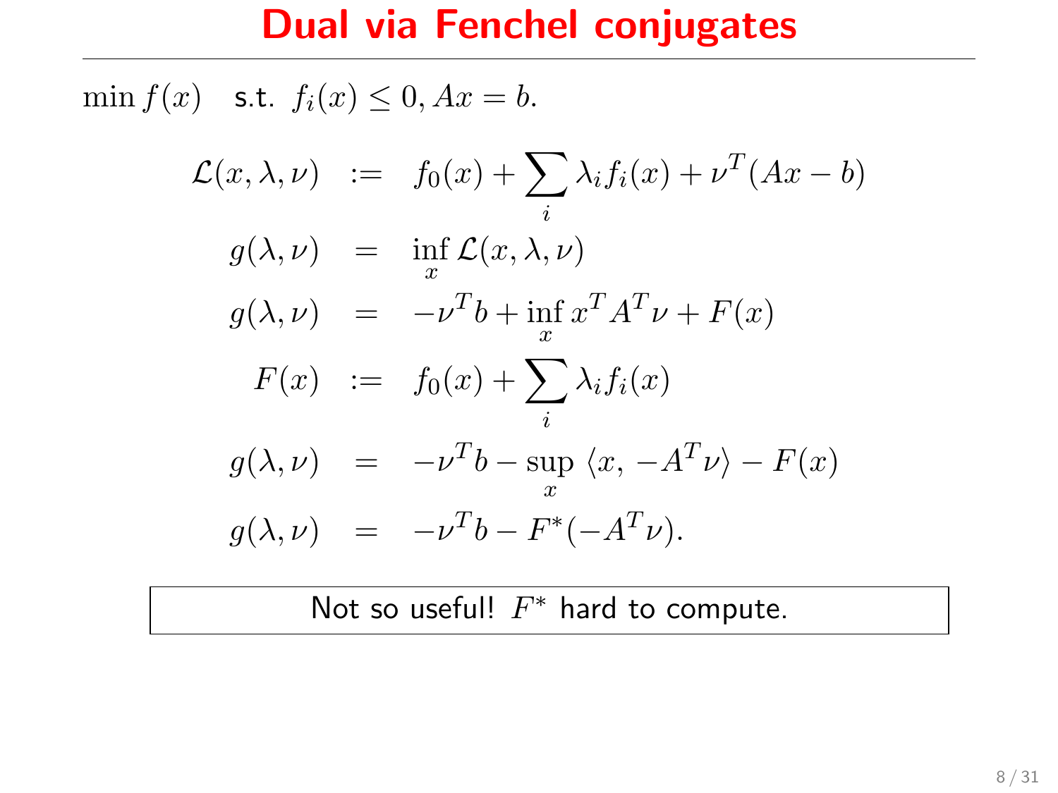# Dual via Fenchel conjugates

$\min f(x)$ s.t. $f_i(x) \leq 0, Ax = b.$

$$
\begin{aligned}
\mathcal{L}(x, \lambda, \nu) &:= f_0(x) + \sum_i \lambda_i f_i(x) + \nu^T(Ax - b) \\
g(\lambda, \nu) &= \inf_x \mathcal{L}(x, \lambda, \nu) \\
g(\lambda, \nu) &= -\nu^T b + \inf_x x^T A^T \nu + F(x) \\
F(x) &:= f_0(x) + \sum_i \lambda_i f_i(x) \\
g(\lambda, \nu) &= -\nu^T b - \sup_x \langle x, -A^T \nu \rangle - F(x) \\
g(\lambda, \nu) &= -\nu^T b - F^*(-A^T \nu).
\end{aligned}
$$

Not so useful! $F^*$ hard to compute.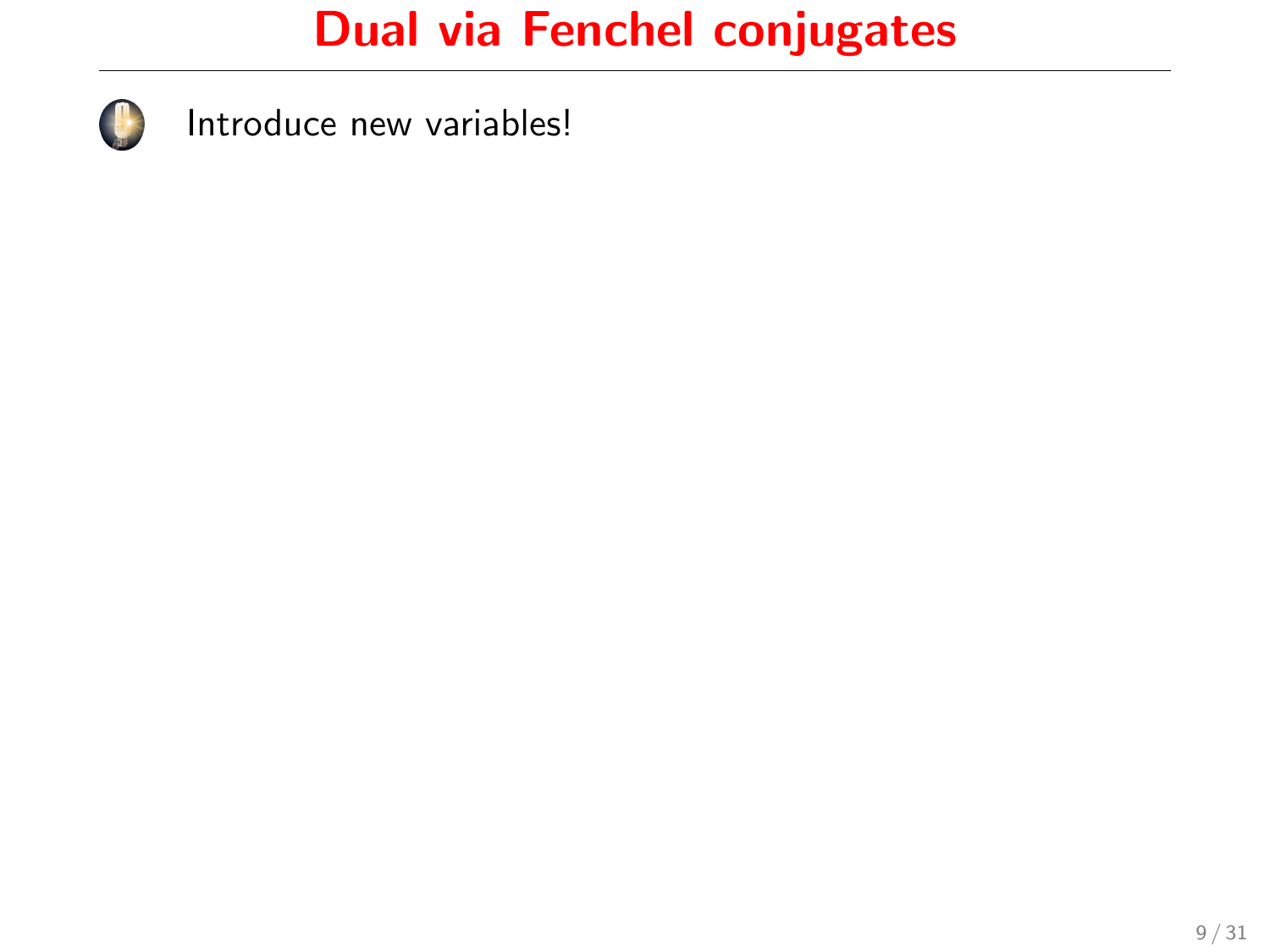# Dual via Fenchel conjugates

- Introduce new variables!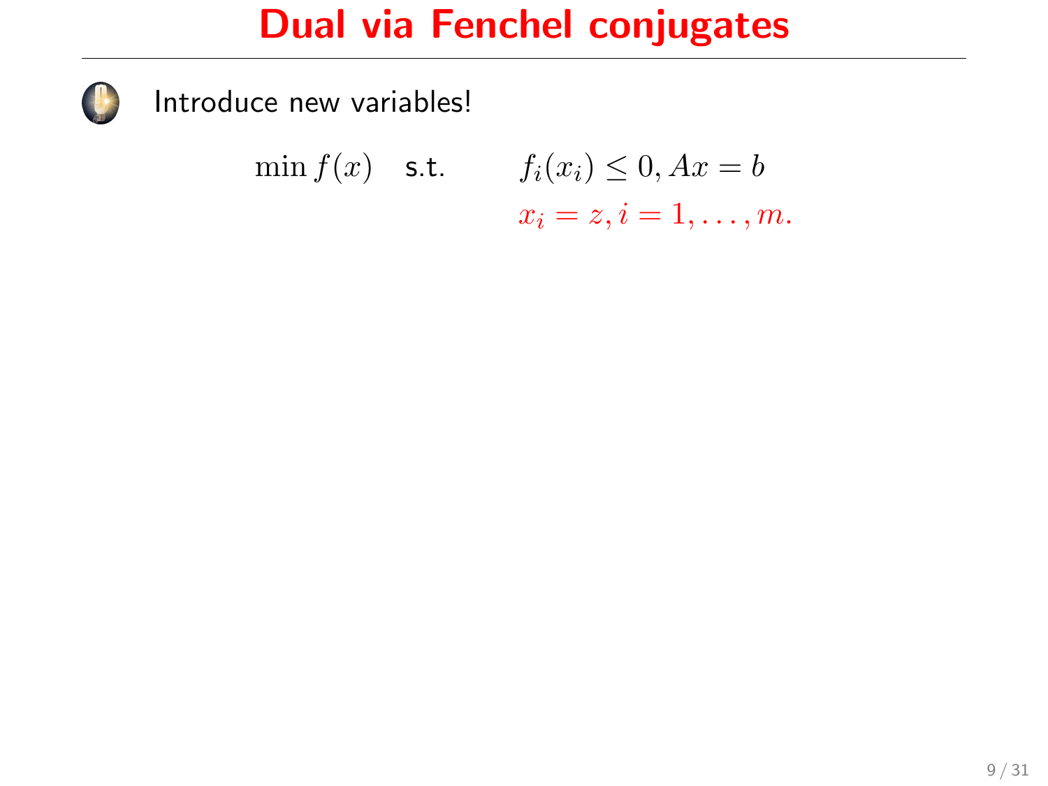# Dual via Fenchel conjugates

Introduce new variables!

$$\min f(x) \quad \text{s.t.} \qquad f_i(x_i) \leq 0, Ax = b$$
$$x_i = z, i = 1, \ldots, m.$$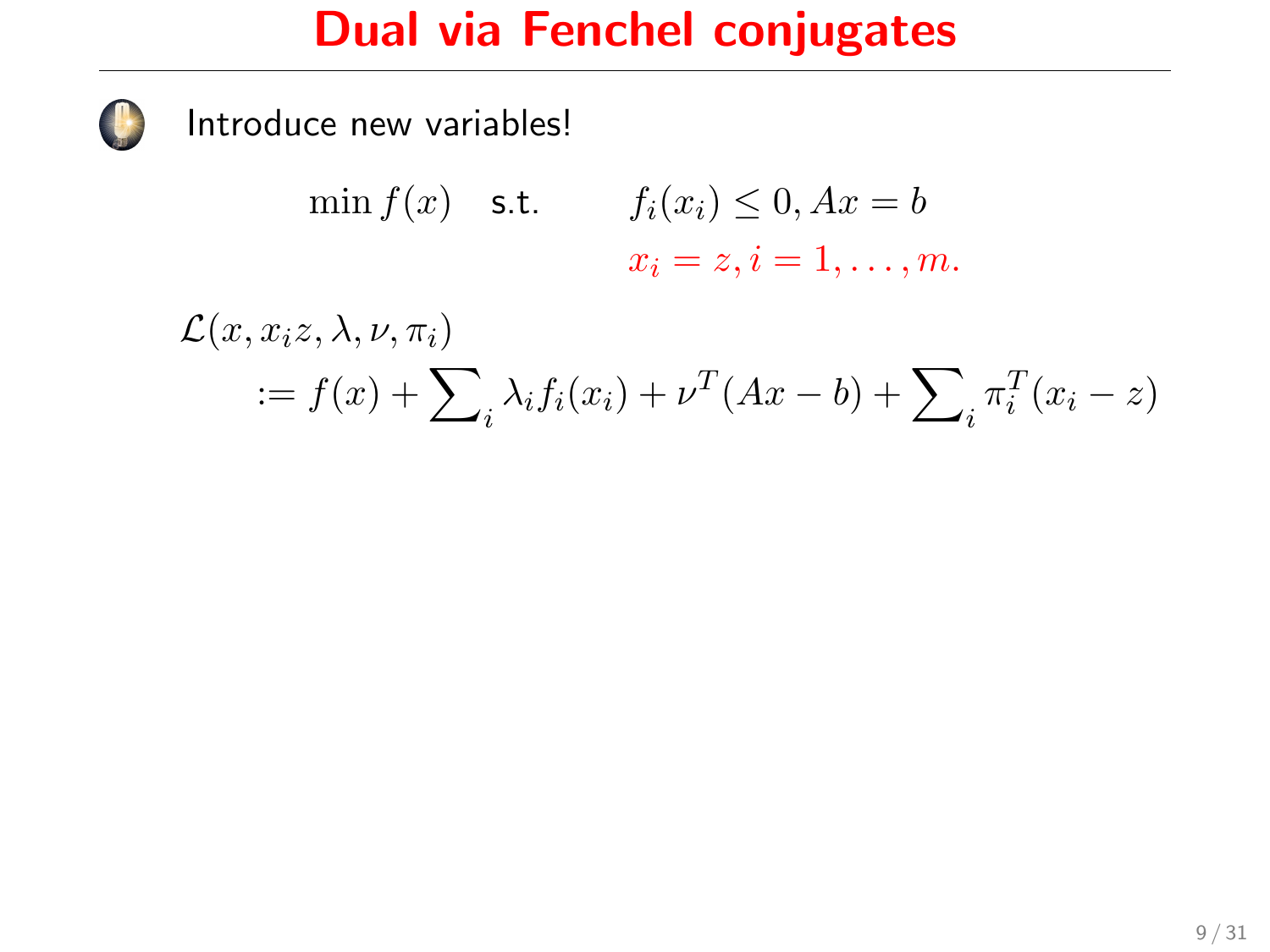# Dual via Fenchel conjugates

Introduce new variables!

$$\min f(x) \quad \text{s.t.} \qquad f_i(x_i) \leq 0, Ax = b$$
$$x_i = z, i = 1, \ldots, m.$$

$$\mathcal{L}(x, x_i z, \lambda, \nu, \pi_i)$$
$$:= f(x) + \sum\nolimits_i \lambda_i f_i(x_i) + \nu^T(Ax - b) + \sum\nolimits_i \pi_i^T(x_i - z)$$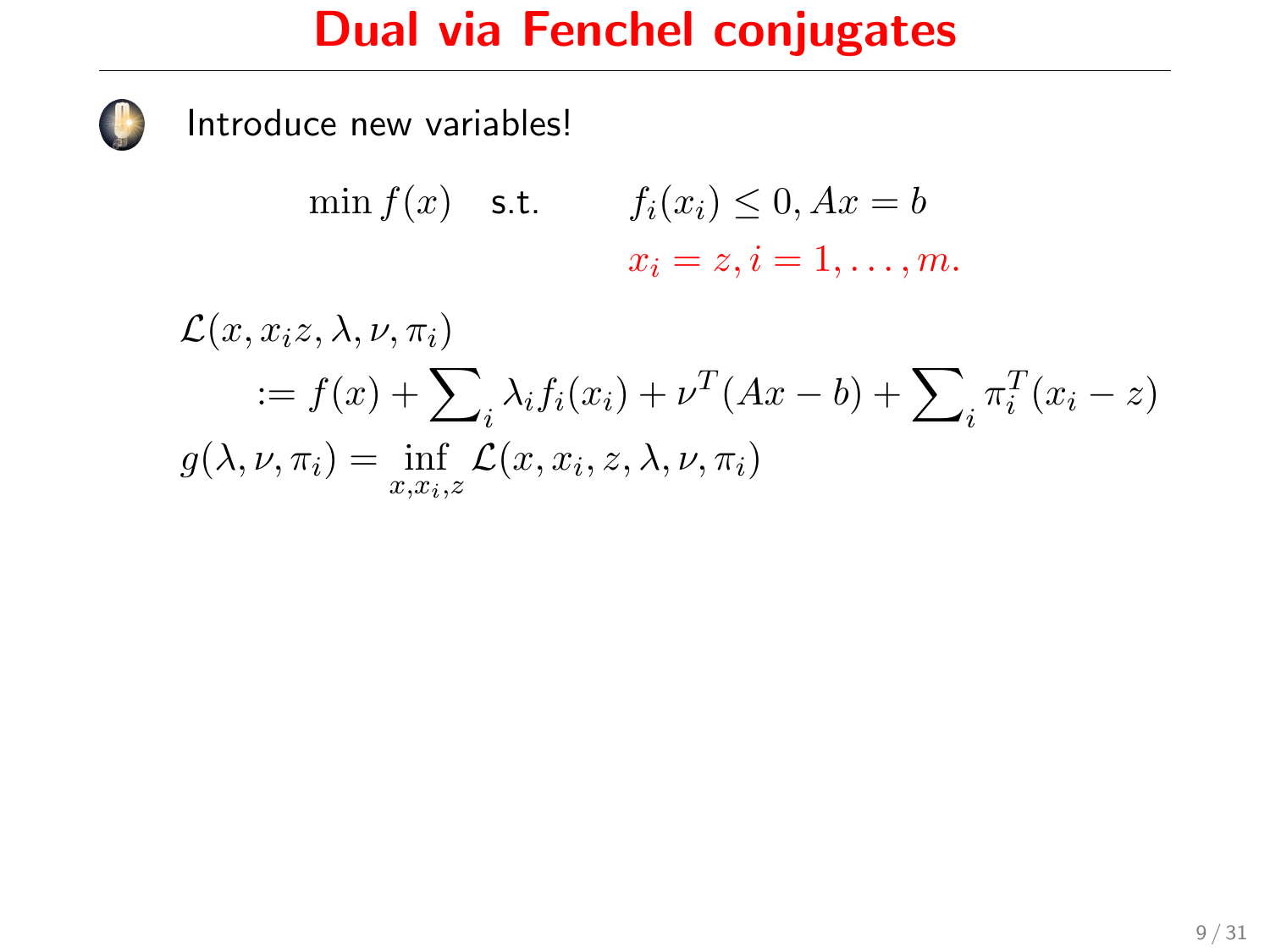# Dual via Fenchel conjugates

Introduce new variables!

$$\min f(x) \quad \text{s.t.} \qquad f_i(x_i) \leq 0, Ax = b$$
$$x_i = z, i = 1, \ldots, m.$$

$$\mathcal{L}(x, x_i z, \lambda, \nu, \pi_i)$$
$$:= f(x) + \sum\nolimits_i \lambda_i f_i(x_i) + \nu^T(Ax - b) + \sum\nolimits_i \pi_i^T(x_i - z)$$
$$g(\lambda, \nu, \pi_i) = \inf_{x, x_i, z} \mathcal{L}(x, x_i, z, \lambda, \nu, \pi_i)$$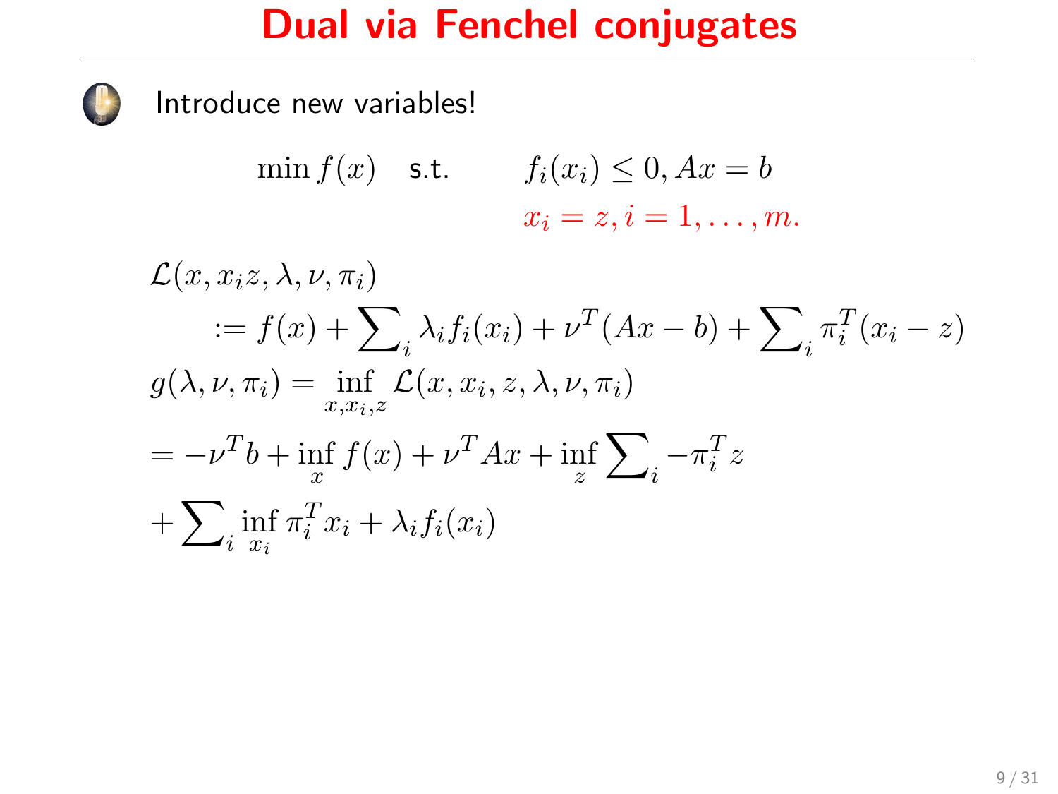# Dual via Fenchel conjugates

Introduce new variables!

$$\min f(x) \quad \text{s.t.} \qquad f_i(x_i) \le 0, Ax = b$$
$$x_i = z, i = 1, \ldots, m.$$

$$\mathcal{L}(x, x_i z, \lambda, \nu, \pi_i)$$
$$:= f(x) + \sum\nolimits_i \lambda_i f_i(x_i) + \nu^T(Ax - b) + \sum\nolimits_i \pi_i^T(x_i - z)$$
$$g(\lambda, \nu, \pi_i) = \inf_{x, x_i, z} \mathcal{L}(x, x_i, z, \lambda, \nu, \pi_i)$$
$$= -\nu^T b + \inf_x f(x) + \nu^T Ax + \inf_z \sum\nolimits_i -\pi_i^T z$$
$$+ \sum\nolimits_i \inf_{x_i} \pi_i^T x_i + \lambda_i f_i(x_i)$$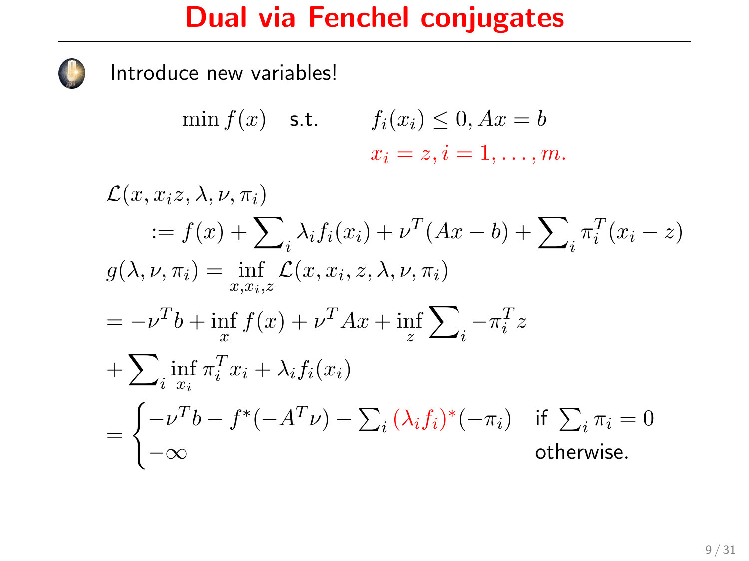# Dual via Fenchel conjugates

Introduce new variables!

$$\min f(x) \quad \text{s.t.} \qquad f_i(x_i) \leq 0, Ax = b$$
$$x_i = z, i = 1, \ldots, m.$$

$$\mathcal{L}(x, x_i z, \lambda, \nu, \pi_i)$$
$$:= f(x) + \sum_i \lambda_i f_i(x_i) + \nu^T(Ax - b) + \sum_i \pi_i^T(x_i - z)$$
$$g(\lambda, \nu, \pi_i) = \inf_{x, x_i, z} \mathcal{L}(x, x_i, z, \lambda, \nu, \pi_i)$$
$$= -\nu^T b + \inf_x f(x) + \nu^T Ax + \inf_z \sum_i -\pi_i^T z$$
$$+ \sum_i \inf_{x_i} \pi_i^T x_i + \lambda_i f_i(x_i)$$
$$= \begin{cases} -\nu^T b - f^*(-A^T\nu) - \sum_i (\lambda_i f_i)^*(-\pi_i) & \text{if } \sum_i \pi_i = 0 \\ -\infty & \text{otherwise.} \end{cases}$$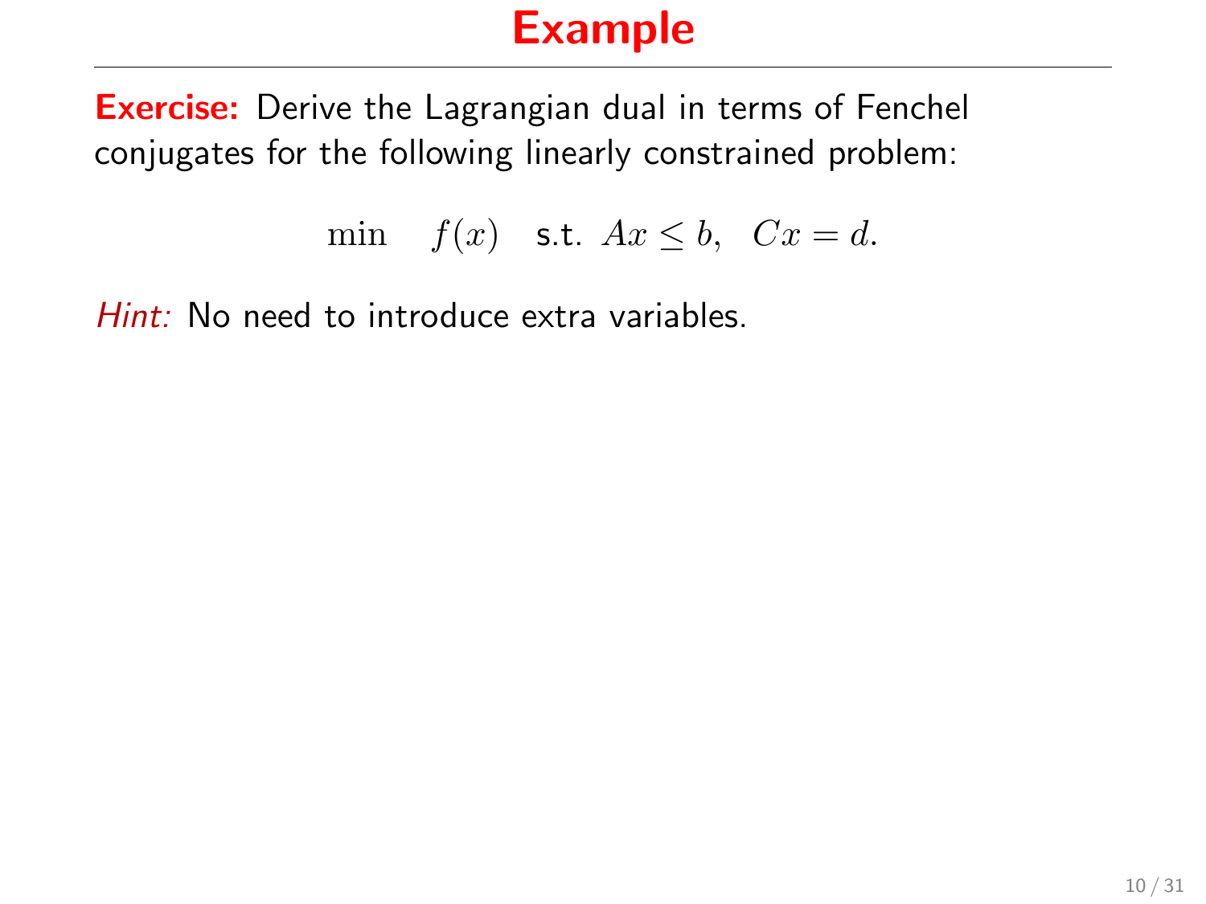# Example

**Exercise:** Derive the Lagrangian dual in terms of Fenchel conjugates for the following linearly constrained problem:

$$\min \quad f(x) \quad \text{s.t. } Ax \leq b, \;\; Cx = d.$$

*Hint:* No need to introduce extra variables.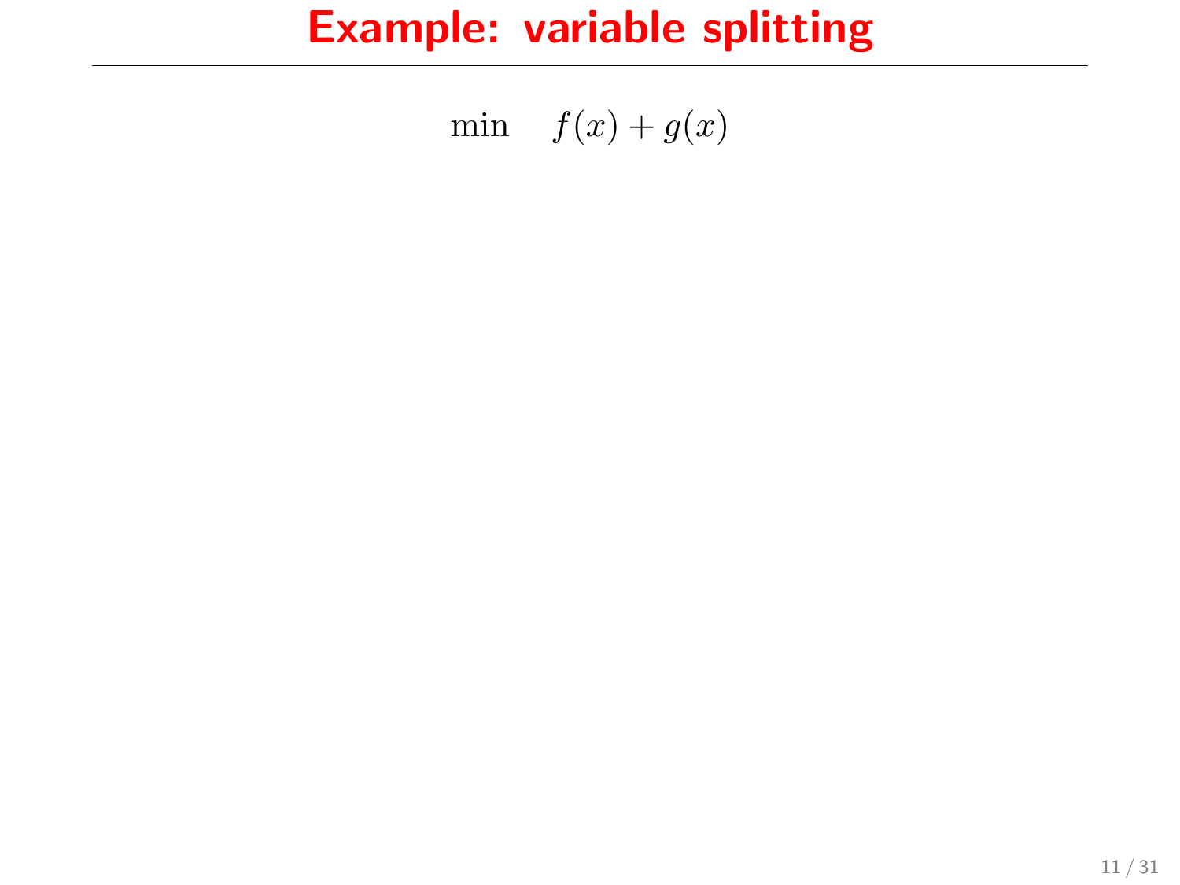# Example: variable splitting

$$\min \quad f(x) + g(x)$$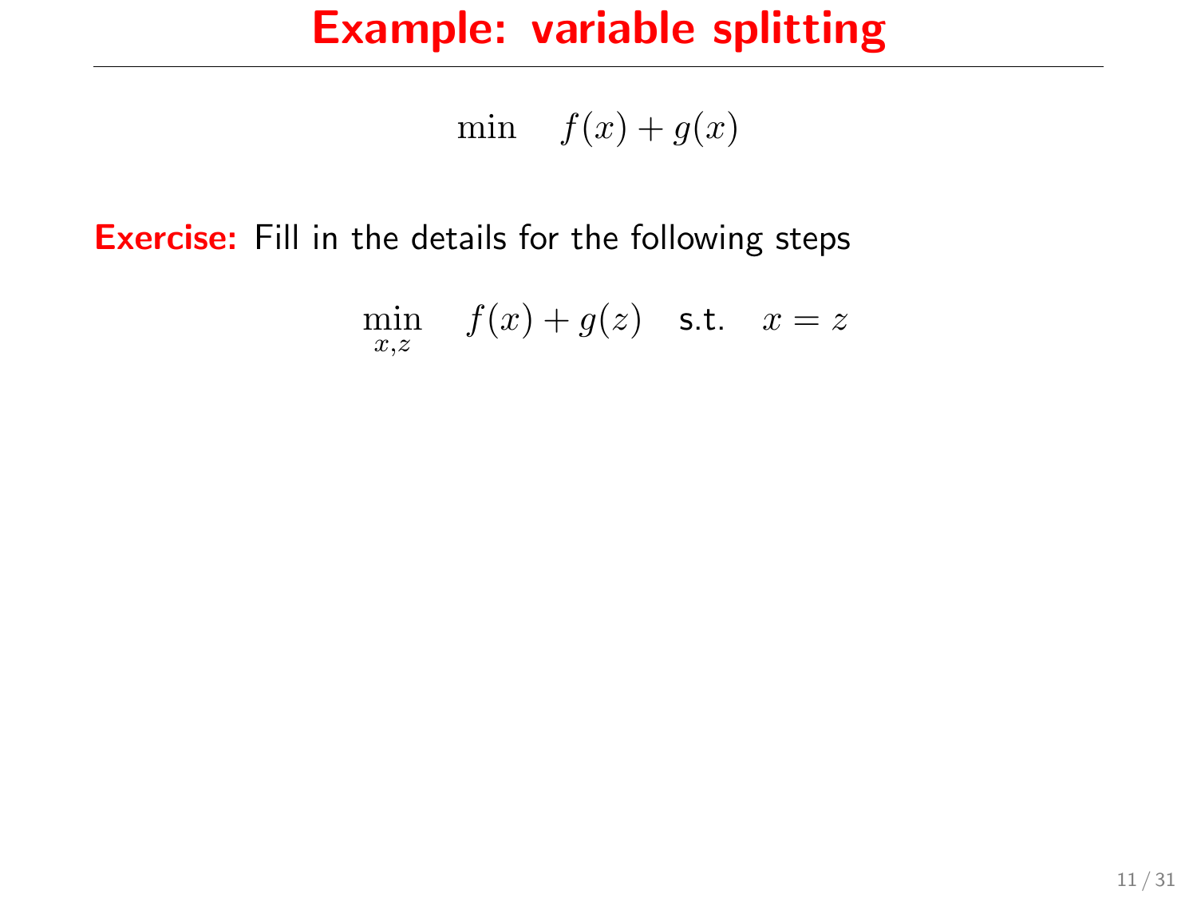# Example: variable splitting

$$\min \quad f(x) + g(x)$$

**Exercise:** Fill in the details for the following steps

$$\min_{x,z} \quad f(x) + g(z) \quad \text{s.t.} \quad x = z$$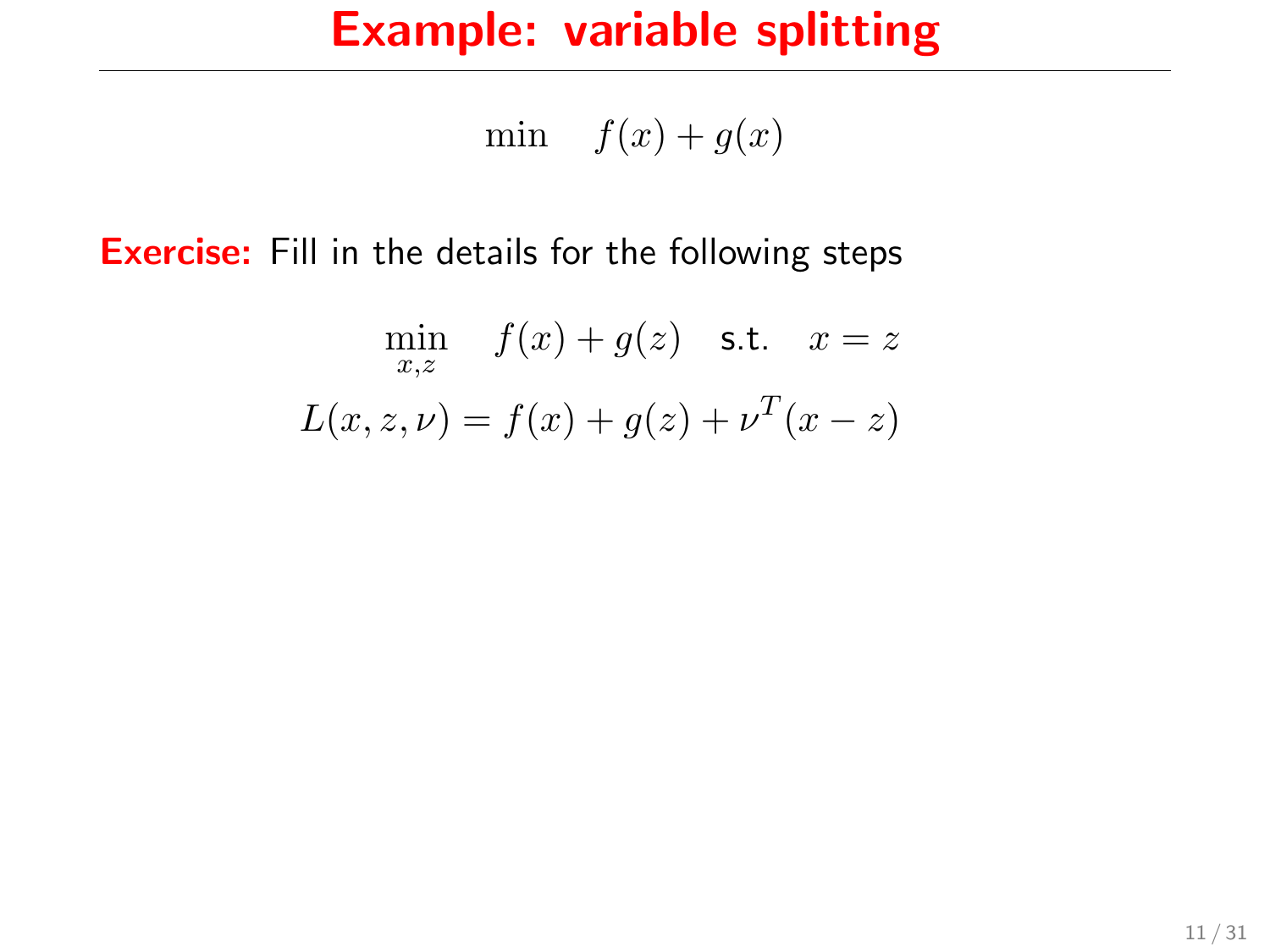# Example: variable splitting

$$\min \quad f(x) + g(x)$$

**Exercise:** Fill in the details for the following steps

$$\min_{x,z} \quad f(x) + g(z) \quad \text{s.t.} \quad x = z$$

$$L(x, z, \nu) = f(x) + g(z) + \nu^T (x - z)$$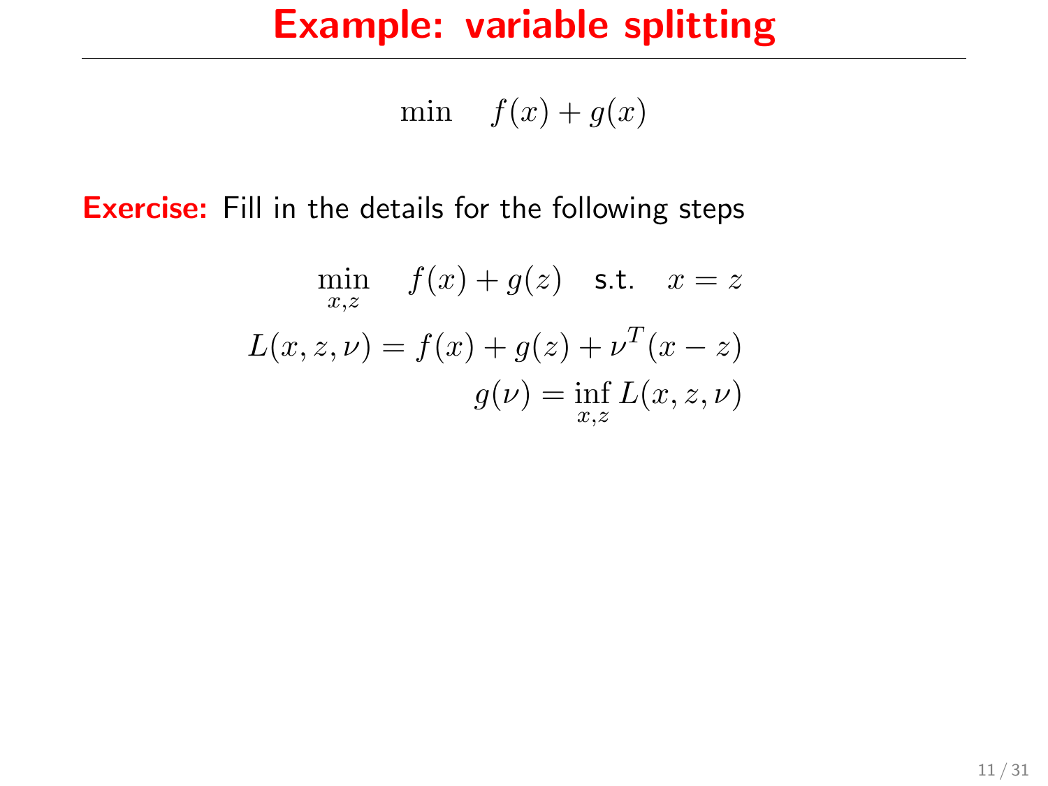# Example: variable splitting

$$\min \quad f(x) + g(x)$$

**Exercise:** Fill in the details for the following steps

$$\min_{x,z} \quad f(x) + g(z) \quad \text{s.t.} \quad x = z$$

$$L(x, z, \nu) = f(x) + g(z) + \nu^T(x - z)$$

$$g(\nu) = \inf_{x,z} L(x, z, \nu)$$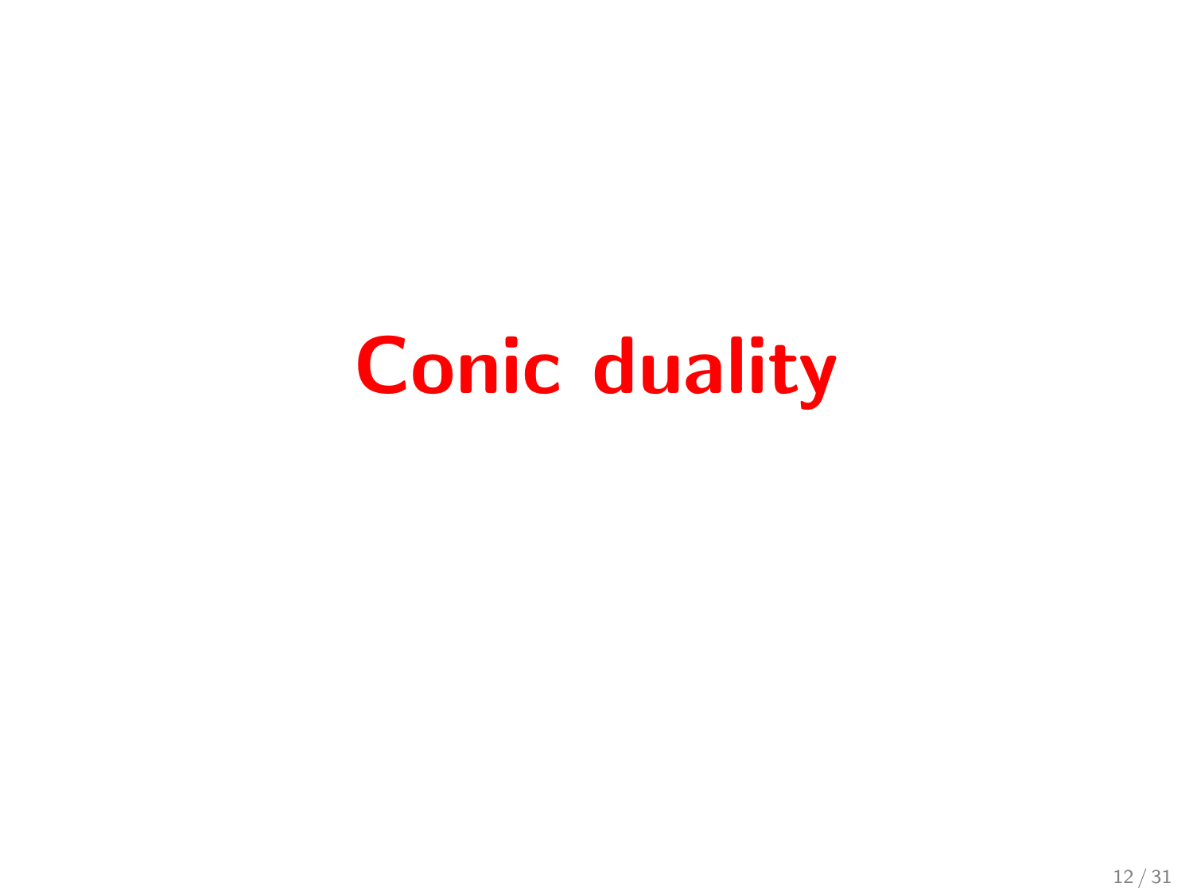# Conic duality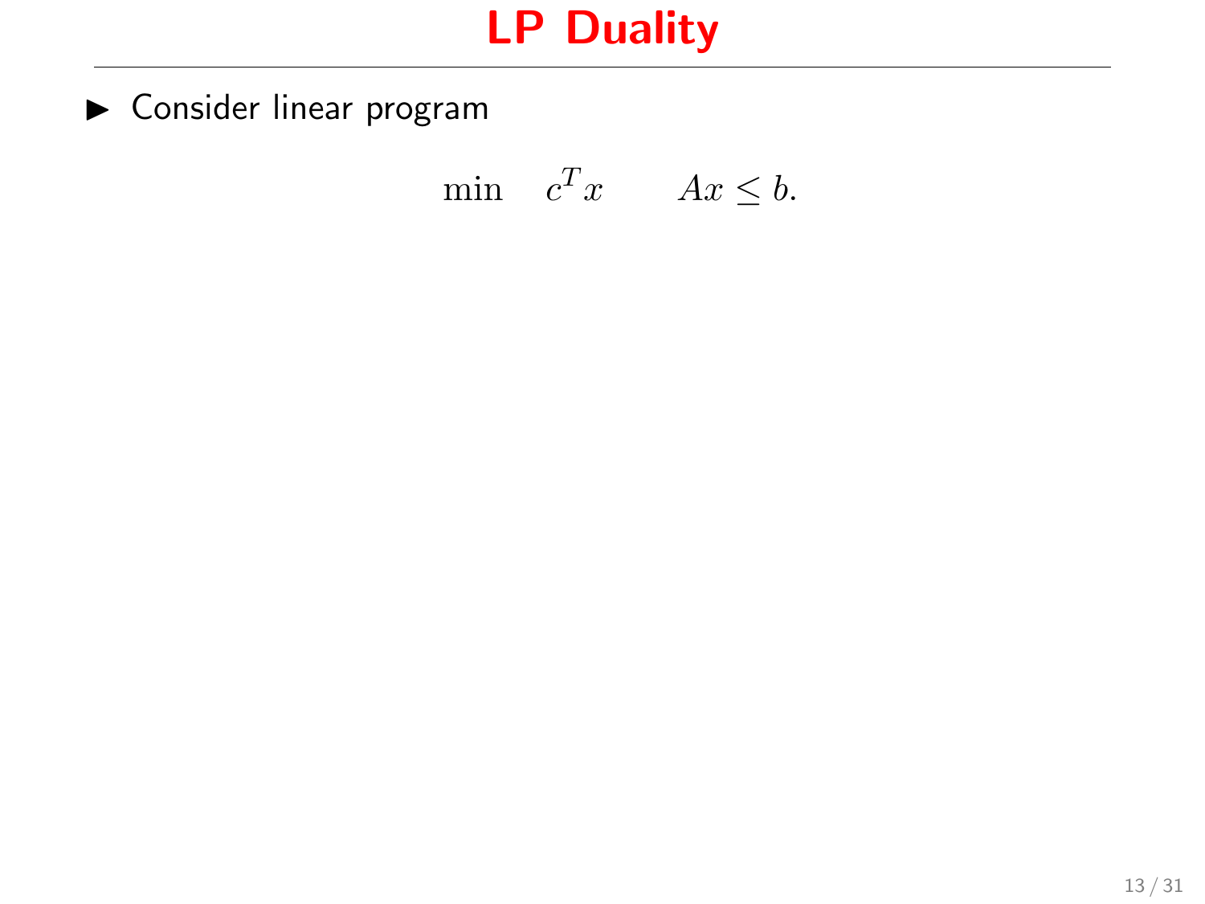# LP Duality

- Consider linear program

$$\min \quad c^T x \qquad Ax \leq b.$$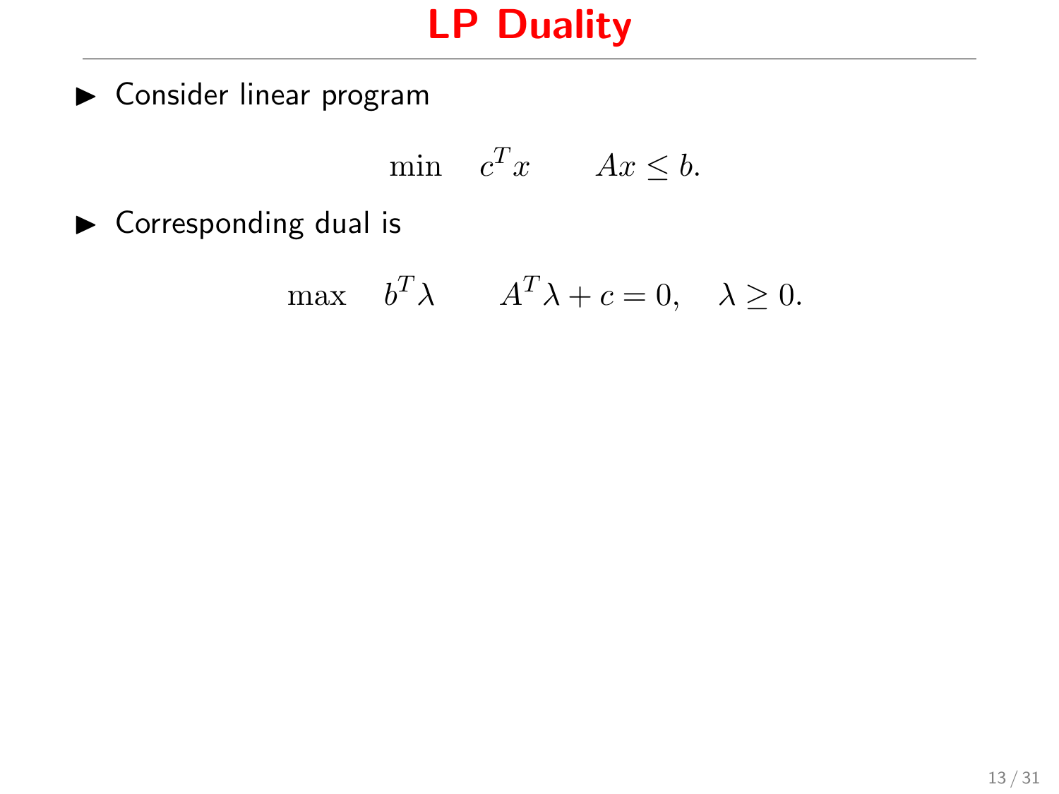# LP Duality

- Consider linear program

$$\min \quad c^T x \qquad Ax \leq b.$$

- Corresponding dual is

$$\max \quad b^T \lambda \qquad A^T \lambda + c = 0, \quad \lambda \geq 0.$$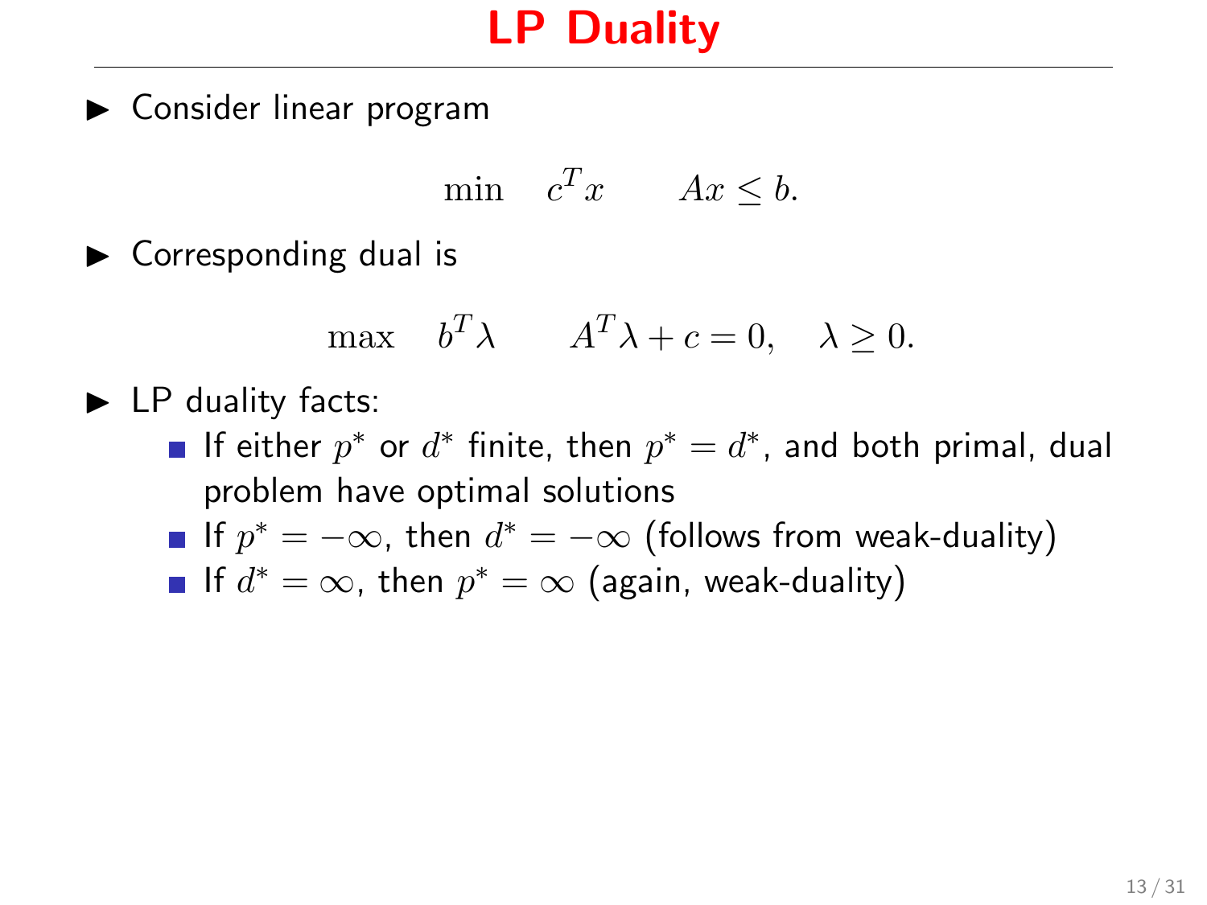# LP Duality

- Consider linear program

$$\min \quad c^T x \qquad Ax \leq b.$$

- Corresponding dual is

$$\max \quad b^T \lambda \qquad A^T \lambda + c = 0, \quad \lambda \geq 0.$$

- LP duality facts:
  - If either $p^*$ or $d^*$ finite, then $p^* = d^*$, and both primal, dual problem have optimal solutions
  - If $p^* = -\infty$, then $d^* = -\infty$ (follows from weak-duality)
  - If $d^* = \infty$, then $p^* = \infty$ (again, weak-duality)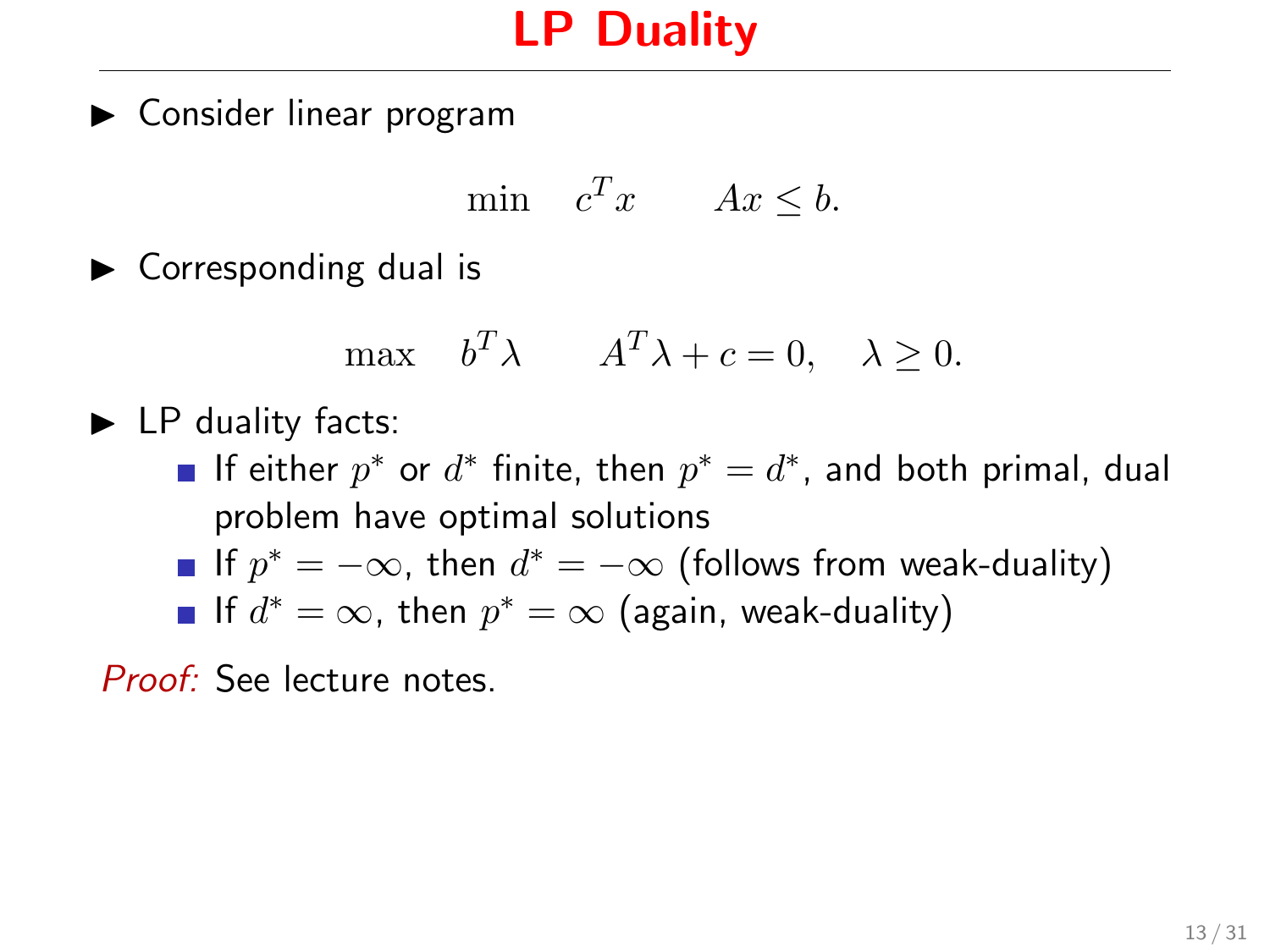# LP Duality

- Consider linear program

$$\min \quad c^T x \qquad Ax \leq b.$$

- Corresponding dual is

$$\max \quad b^T \lambda \qquad A^T \lambda + c = 0, \quad \lambda \geq 0.$$

- LP duality facts:
  - If either $p^*$ or $d^*$ finite, then $p^* = d^*$, and both primal, dual problem have optimal solutions
  - If $p^* = -\infty$, then $d^* = -\infty$ (follows from weak-duality)
  - If $d^* = \infty$, then $p^* = \infty$ (again, weak-duality)

*Proof:* See lecture notes.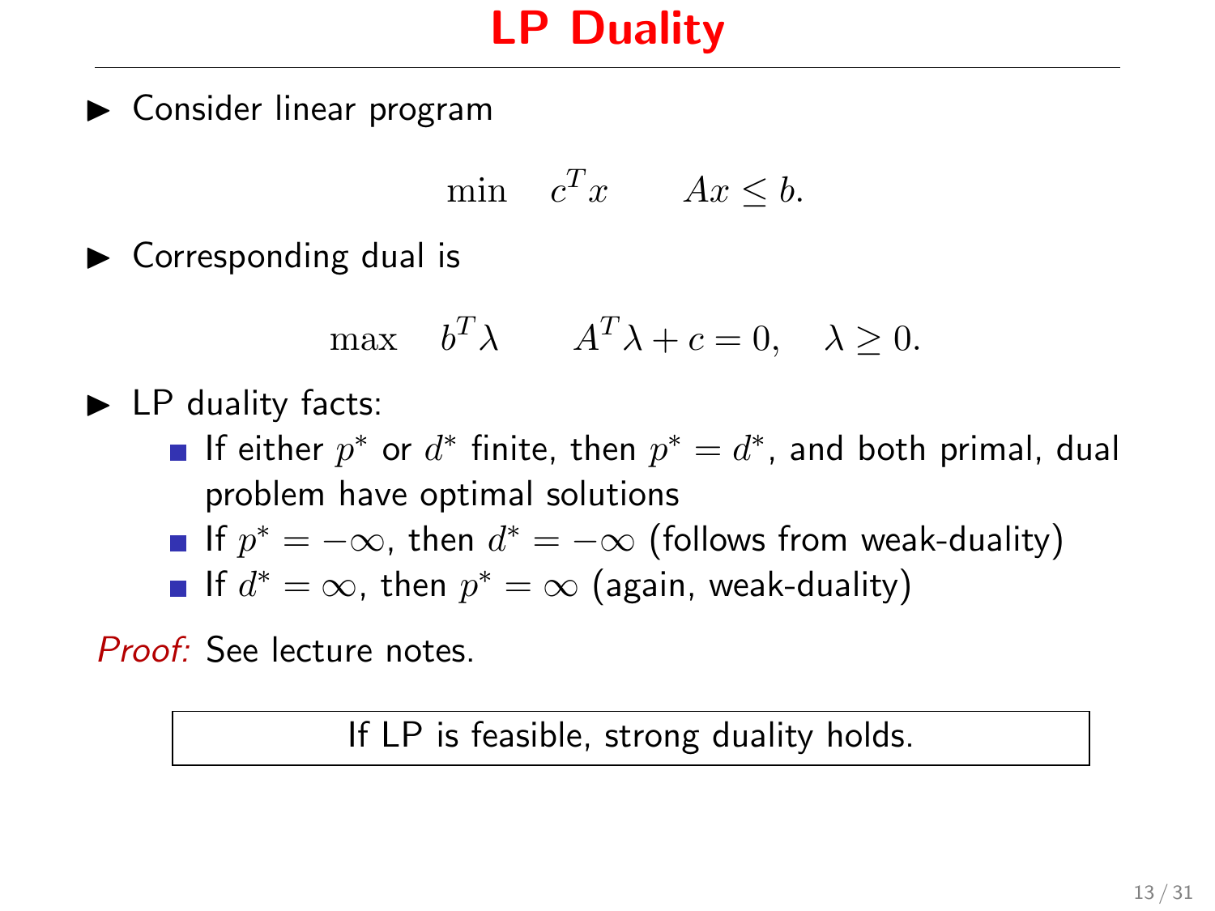# LP Duality

- Consider linear program

$$\min \quad c^T x \qquad Ax \leq b.$$

- Corresponding dual is

$$\max \quad b^T \lambda \qquad A^T \lambda + c = 0, \quad \lambda \geq 0.$$

- LP duality facts:
  - If either $p^*$ or $d^*$ finite, then $p^* = d^*$, and both primal, dual problem have optimal solutions
  - If $p^* = -\infty$, then $d^* = -\infty$ (follows from weak-duality)
  - If $d^* = \infty$, then $p^* = \infty$ (again, weak-duality)

*Proof:* See lecture notes.

| If LP is feasible, strong duality holds. |
| --- |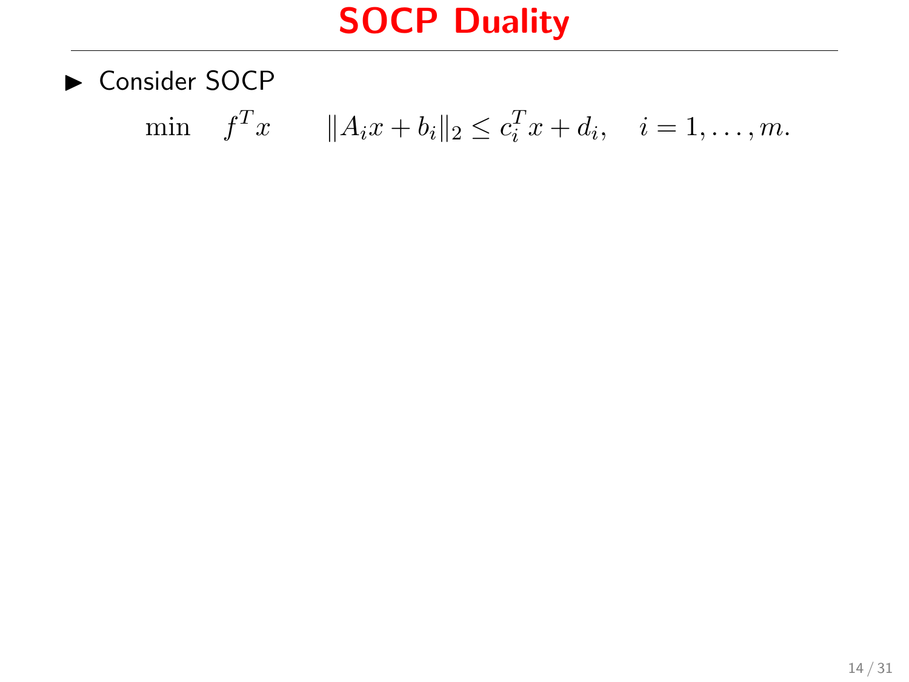# SOCP Duality

- Consider SOCP

$$\min \quad f^T x \qquad \|A_i x + b_i\|_2 \leq c_i^T x + d_i, \quad i = 1, \ldots, m.$$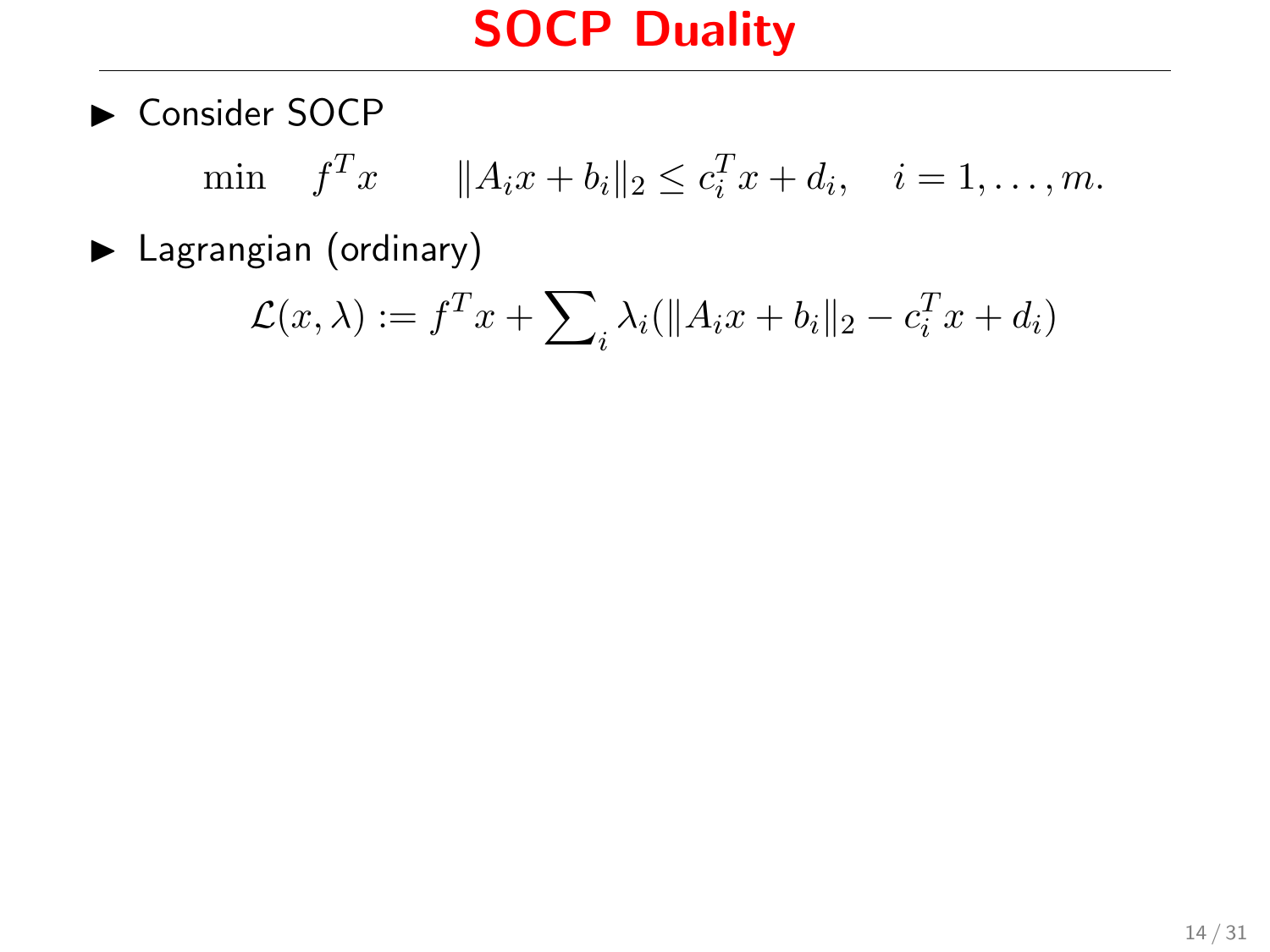# SOCP Duality

- Consider SOCP

$$\min \quad f^T x \qquad \|A_i x + b_i\|_2 \leq c_i^T x + d_i, \quad i = 1, \ldots, m.$$

- Lagrangian (ordinary)

$$\mathcal{L}(x, \lambda) := f^T x + \sum\nolimits_i \lambda_i (\|A_i x + b_i\|_2 - c_i^T x + d_i)$$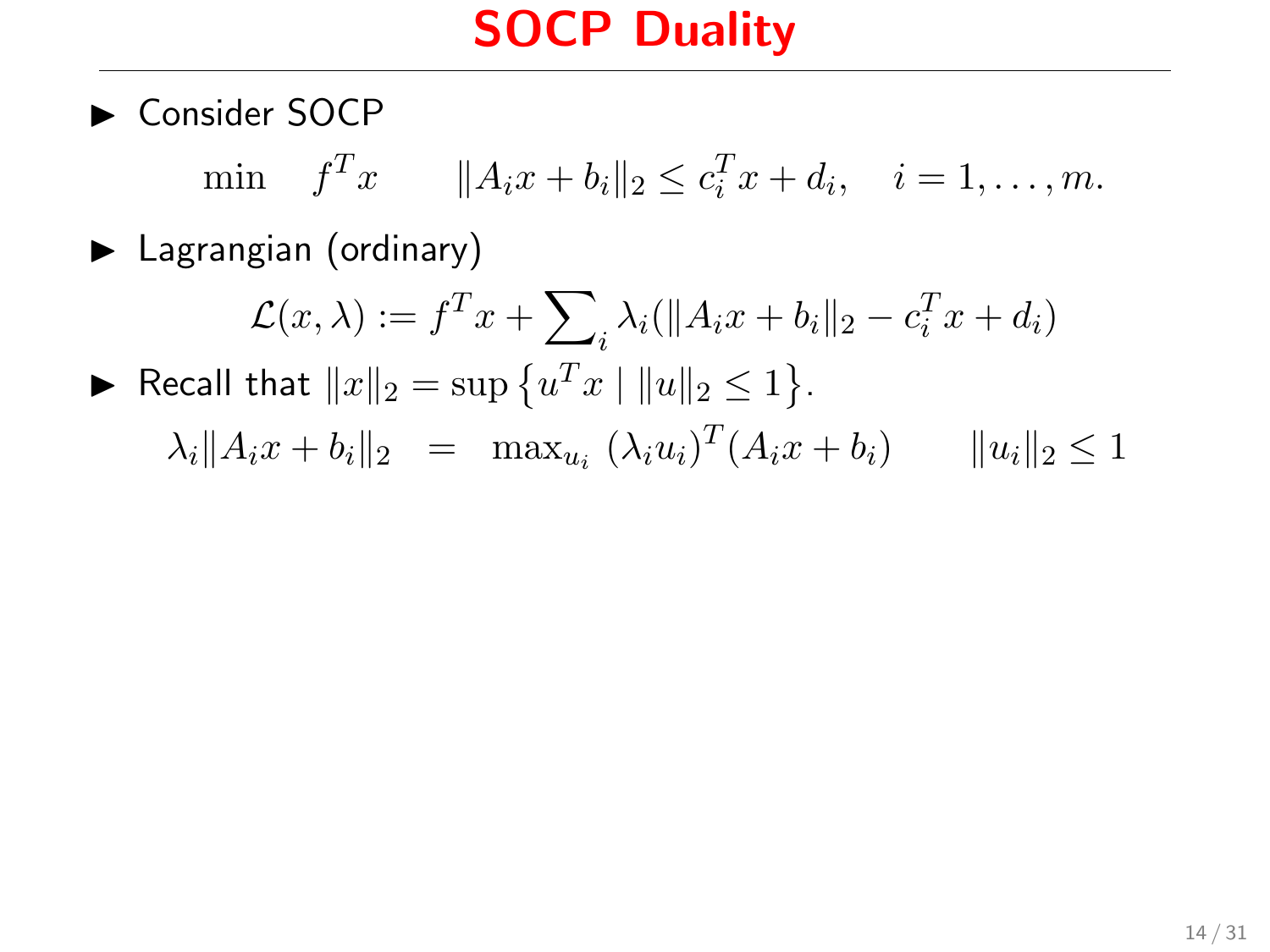# SOCP Duality

- Consider SOCP

$$\min \quad f^T x \qquad \|A_i x + b_i\|_2 \leq c_i^T x + d_i, \quad i = 1, \ldots, m.$$

- Lagrangian (ordinary)

$$\mathcal{L}(x, \lambda) := f^T x + \sum\nolimits_i \lambda_i (\|A_i x + b_i\|_2 - c_i^T x + d_i)$$

- Recall that $\|x\|_2 = \sup \left\{ u^T x \mid \|u\|_2 \leq 1 \right\}$.

$$\lambda_i \|A_i x + b_i\|_2 \quad = \quad \max\nolimits_{u_i} \; (\lambda_i u_i)^T (A_i x + b_i) \qquad \|u_i\|_2 \leq 1$$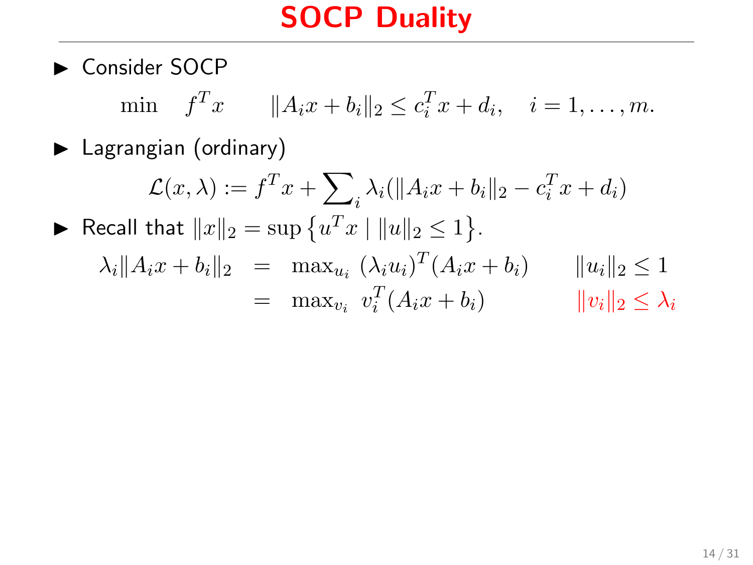# SOCP Duality

- Consider SOCP

$$\min \quad f^T x \qquad \|A_i x + b_i\|_2 \leq c_i^T x + d_i, \quad i = 1, \ldots, m.$$

- Lagrangian (ordinary)

$$\mathcal{L}(x, \lambda) := f^T x + \sum\nolimits_i \lambda_i (\|A_i x + b_i\|_2 - c_i^T x + d_i)$$

- Recall that $\|x\|_2 = \sup \left\{ u^T x \mid \|u\|_2 \leq 1 \right\}$.

$$\begin{aligned} \lambda_i \|A_i x + b_i\|_2 &= \max_{u_i} \ (\lambda_i u_i)^T (A_i x + b_i) \qquad \|u_i\|_2 \leq 1 \\ &= \max_{v_i} \ v_i^T (A_i x + b_i) \qquad \|v_i\|_2 \leq \lambda_i \end{aligned}$$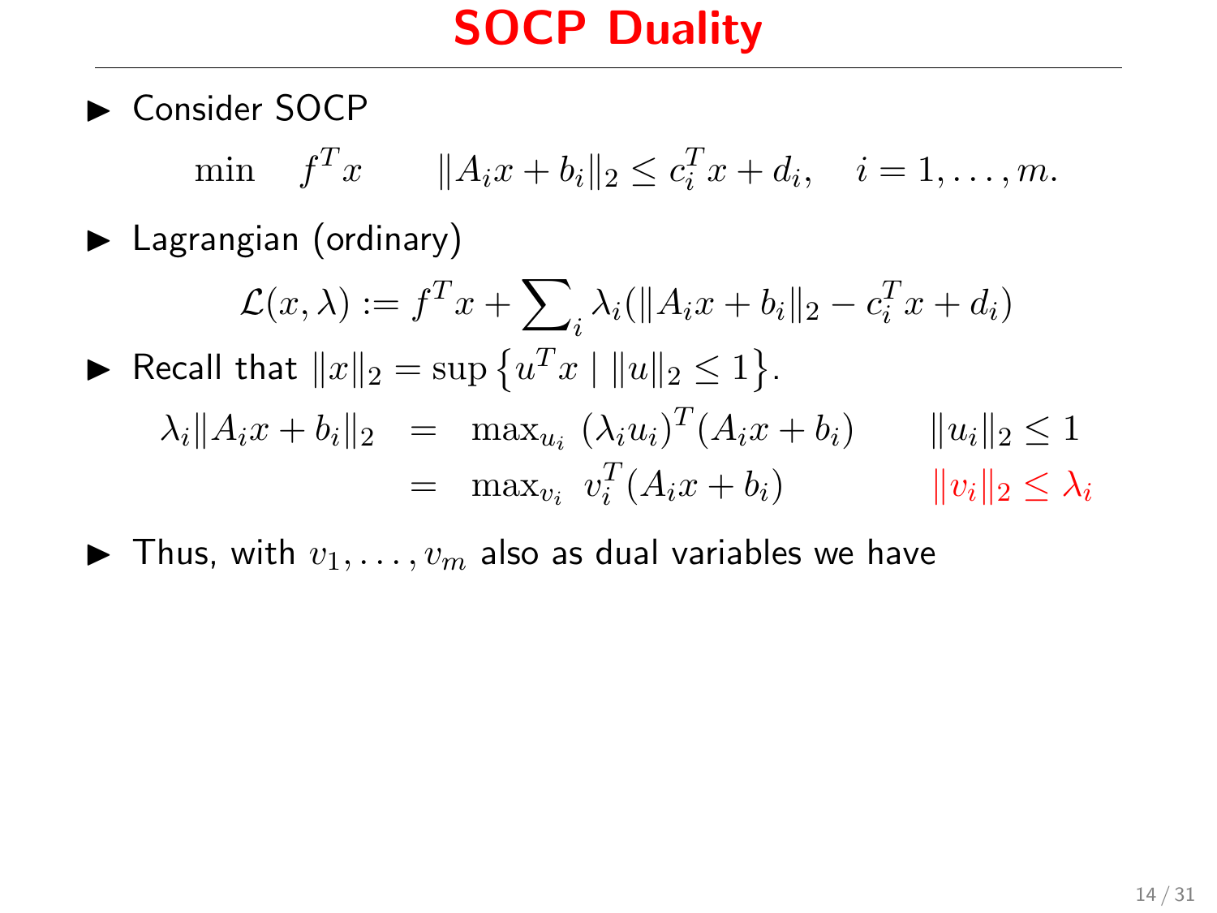# SOCP Duality

- Consider SOCP

$$\min \quad f^T x \qquad \|A_i x + b_i\|_2 \le c_i^T x + d_i, \quad i = 1, \ldots, m.$$

- Lagrangian (ordinary)

$$\mathcal{L}(x, \lambda) := f^T x + \sum\nolimits_i \lambda_i (\|A_i x + b_i\|_2 - c_i^T x + d_i)$$

- Recall that $\|x\|_2 = \sup \left\{ u^T x \mid \|u\|_2 \le 1 \right\}$.

$$\begin{aligned}
\lambda_i \|A_i x + b_i\|_2 &= \max\nolimits_{u_i} \ (\lambda_i u_i)^T (A_i x + b_i) \qquad \|u_i\|_2 \le 1 \\
&= \max\nolimits_{v_i} \ v_i^T (A_i x + b_i) \qquad \|v_i\|_2 \le \lambda_i
\end{aligned}$$

- Thus, with $v_1, \ldots, v_m$ also as dual variables we have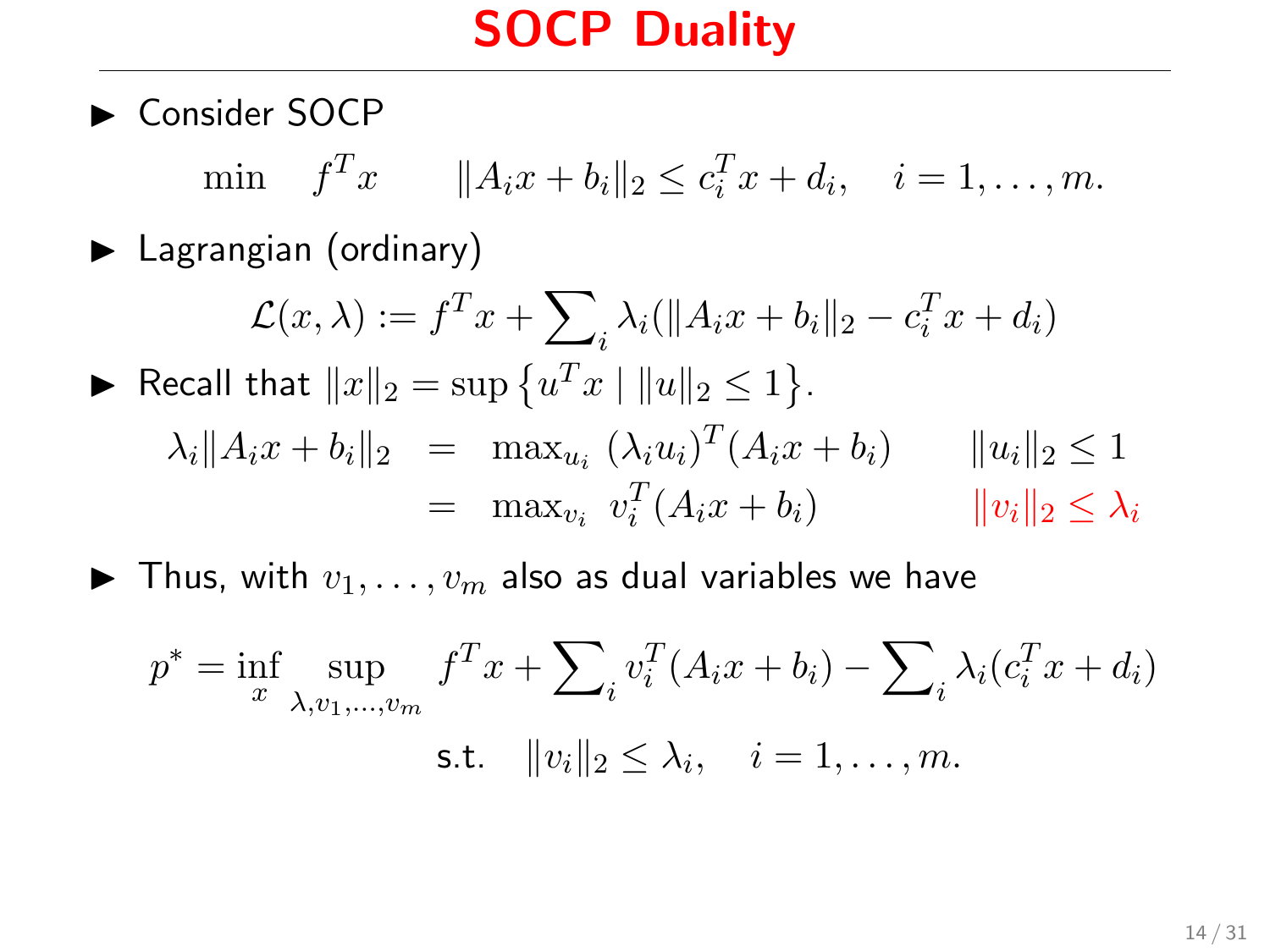# SOCP Duality

- Consider SOCP

$$\min \quad f^T x \qquad \|A_i x + b_i\|_2 \leq c_i^T x + d_i, \quad i = 1, \ldots, m.$$

- Lagrangian (ordinary)

$$\mathcal{L}(x, \lambda) := f^T x + \sum\nolimits_i \lambda_i (\|A_i x + b_i\|_2 - c_i^T x + d_i)$$

- Recall that $\|x\|_2 = \sup \left\{ u^T x \mid \|u\|_2 \leq 1 \right\}$.

$$\begin{aligned} \lambda_i \|A_i x + b_i\|_2 &= \max\nolimits_{u_i} \ (\lambda_i u_i)^T (A_i x + b_i) \qquad \|u_i\|_2 \leq 1 \\ &= \max\nolimits_{v_i} \ v_i^T (A_i x + b_i) \qquad \|v_i\|_2 \leq \lambda_i \end{aligned}$$

- Thus, with $v_1, \ldots, v_m$ also as dual variables we have

$$p^* = \inf_x \sup_{\lambda, v_1, \ldots, v_m} \ f^T x + \sum\nolimits_i v_i^T (A_i x + b_i) - \sum\nolimits_i \lambda_i (c_i^T x + d_i)$$

$$\text{s.t.} \quad \|v_i\|_2 \leq \lambda_i, \quad i = 1, \ldots, m.$$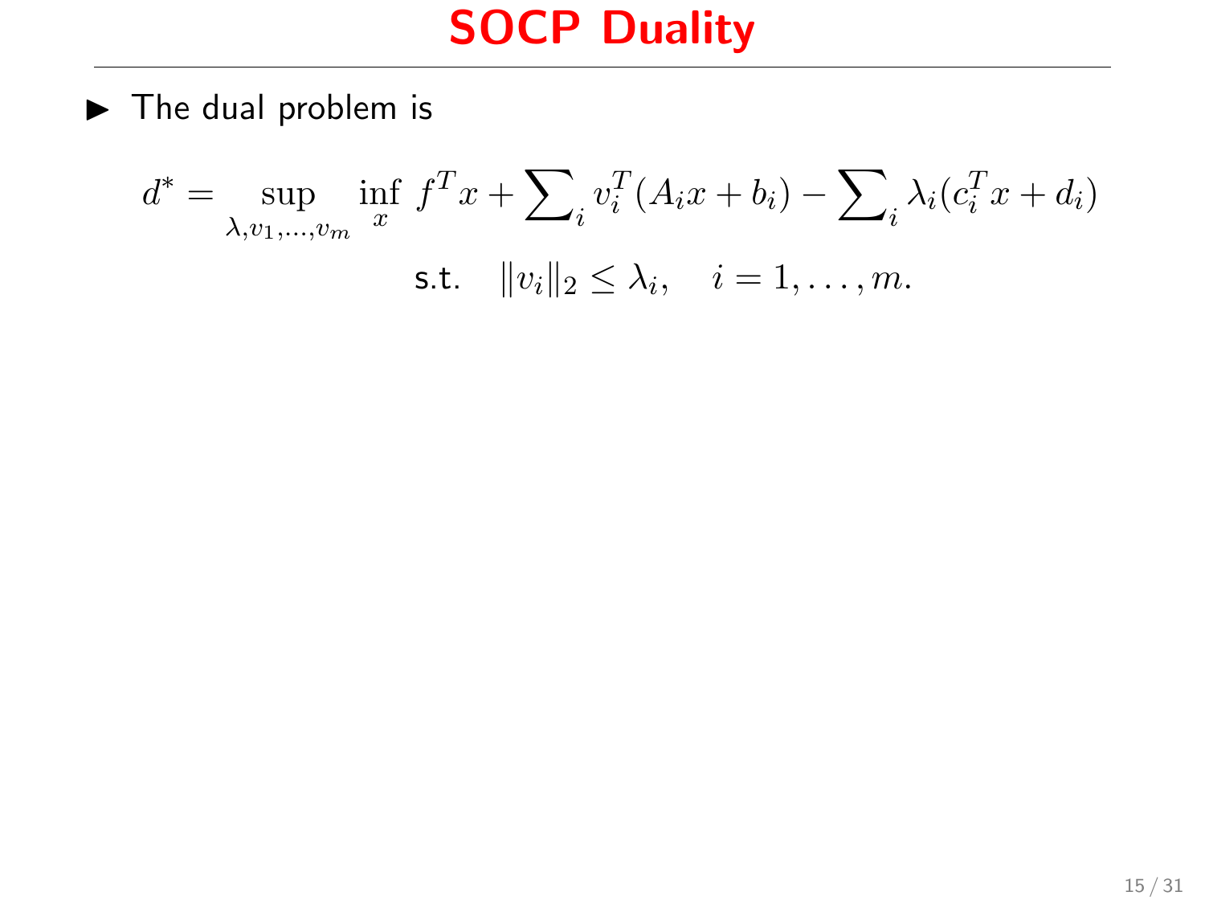# SOCP Duality

- The dual problem is

$$d^* = \sup_{\lambda, v_1, \ldots, v_m} \inf_x \; f^T x + \sum\nolimits_i v_i^T (A_i x + b_i) - \sum\nolimits_i \lambda_i (c_i^T x + d_i)$$

$$\text{s.t.} \quad \|v_i\|_2 \leq \lambda_i, \quad i = 1, \ldots, m.$$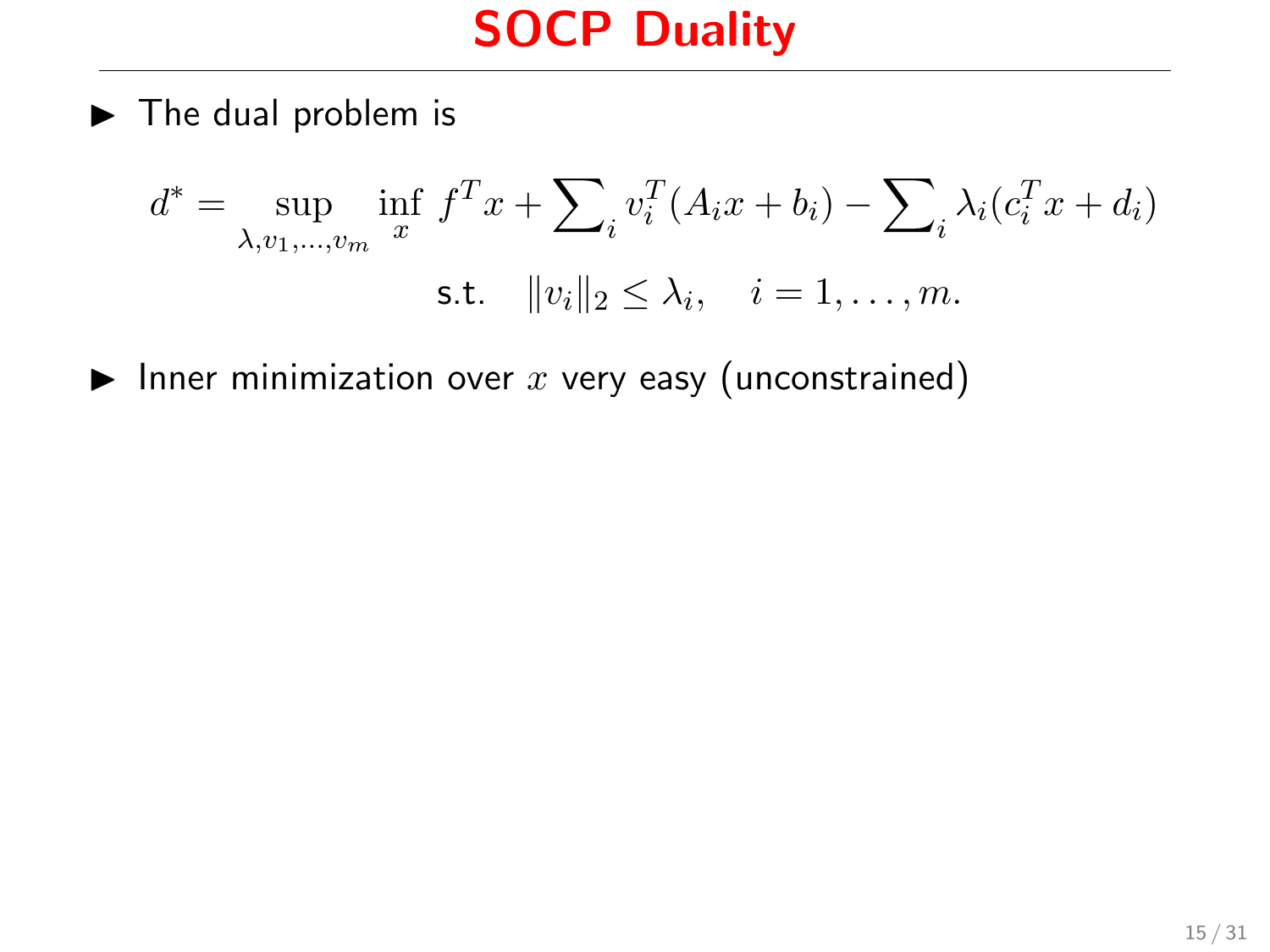# SOCP Duality

- The dual problem is

$$
\begin{aligned}
d^* = \sup_{\lambda, v_1, \ldots, v_m} \inf_x \; & f^T x + \sum\nolimits_i v_i^T (A_i x + b_i) - \sum\nolimits_i \lambda_i (c_i^T x + d_i) \\
\text{s.t.} \quad & \|v_i\|_2 \le \lambda_i, \quad i = 1, \ldots, m.
\end{aligned}
$$

- Inner minimization over $x$ very easy (unconstrained)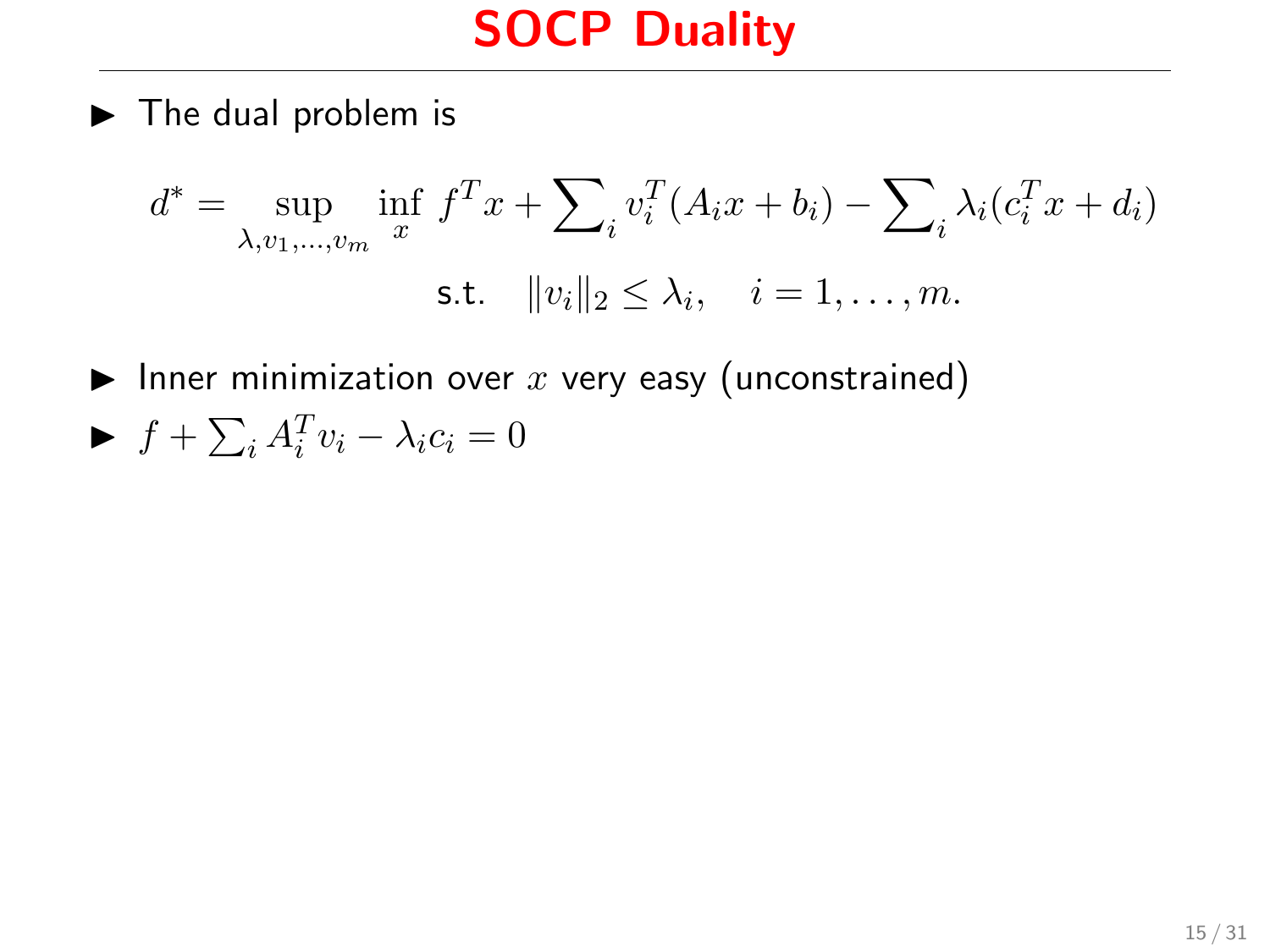# SOCP Duality

- The dual problem is

$$d^* = \sup_{\lambda, v_1, \ldots, v_m} \inf_x \; f^T x + \sum\nolimits_i v_i^T (A_i x + b_i) - \sum\nolimits_i \lambda_i (c_i^T x + d_i)$$

$$\text{s.t.} \quad \|v_i\|_2 \leq \lambda_i, \quad i = 1, \ldots, m.$$

- Inner minimization over $x$ very easy (unconstrained)
- $f + \sum_i A_i^T v_i - \lambda_i c_i = 0$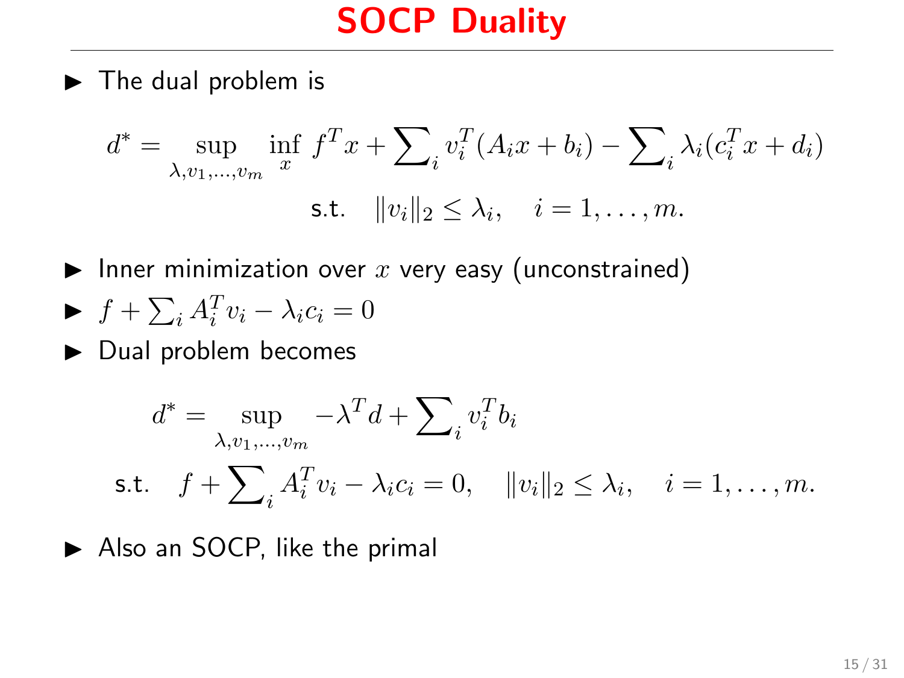# SOCP Duality

- The dual problem is

$$d^* = \sup_{\lambda, v_1, \ldots, v_m} \inf_x \; f^T x + \sum\nolimits_i v_i^T (A_i x + b_i) - \sum\nolimits_i \lambda_i (c_i^T x + d_i)$$

$$\text{s.t.} \quad \|v_i\|_2 \le \lambda_i, \quad i = 1, \ldots, m.$$

- Inner minimization over $x$ very easy (unconstrained)
- $f + \sum_i A_i^T v_i - \lambda_i c_i = 0$
- Dual problem becomes

$$d^* = \sup_{\lambda, v_1, \ldots, v_m} -\lambda^T d + \sum\nolimits_i v_i^T b_i$$

$$\text{s.t.} \quad f + \sum\nolimits_i A_i^T v_i - \lambda_i c_i = 0, \quad \|v_i\|_2 \le \lambda_i, \quad i = 1, \ldots, m.$$

- Also an SOCP, like the primal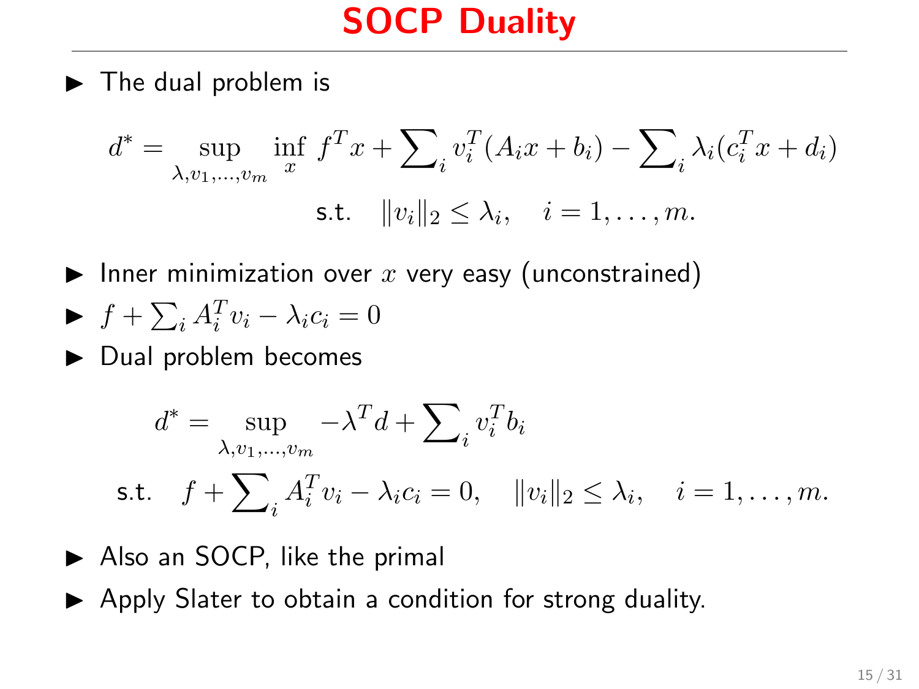# SOCP Duality

- The dual problem is

$$d^* = \sup_{\lambda, v_1, \ldots, v_m} \inf_x \; f^T x + \sum\nolimits_i v_i^T (A_i x + b_i) - \sum\nolimits_i \lambda_i (c_i^T x + d_i)$$

$$\text{s.t.} \quad \|v_i\|_2 \leq \lambda_i, \quad i = 1, \ldots, m.$$

- Inner minimization over $x$ very easy (unconstrained)
- $f + \sum_i A_i^T v_i - \lambda_i c_i = 0$
- Dual problem becomes

$$d^* = \sup_{\lambda, v_1, \ldots, v_m} -\lambda^T d + \sum\nolimits_i v_i^T b_i$$

$$\text{s.t.} \quad f + \sum\nolimits_i A_i^T v_i - \lambda_i c_i = 0, \quad \|v_i\|_2 \leq \lambda_i, \quad i = 1, \ldots, m.$$

- Also an SOCP, like the primal
- Apply Slater to obtain a condition for strong duality.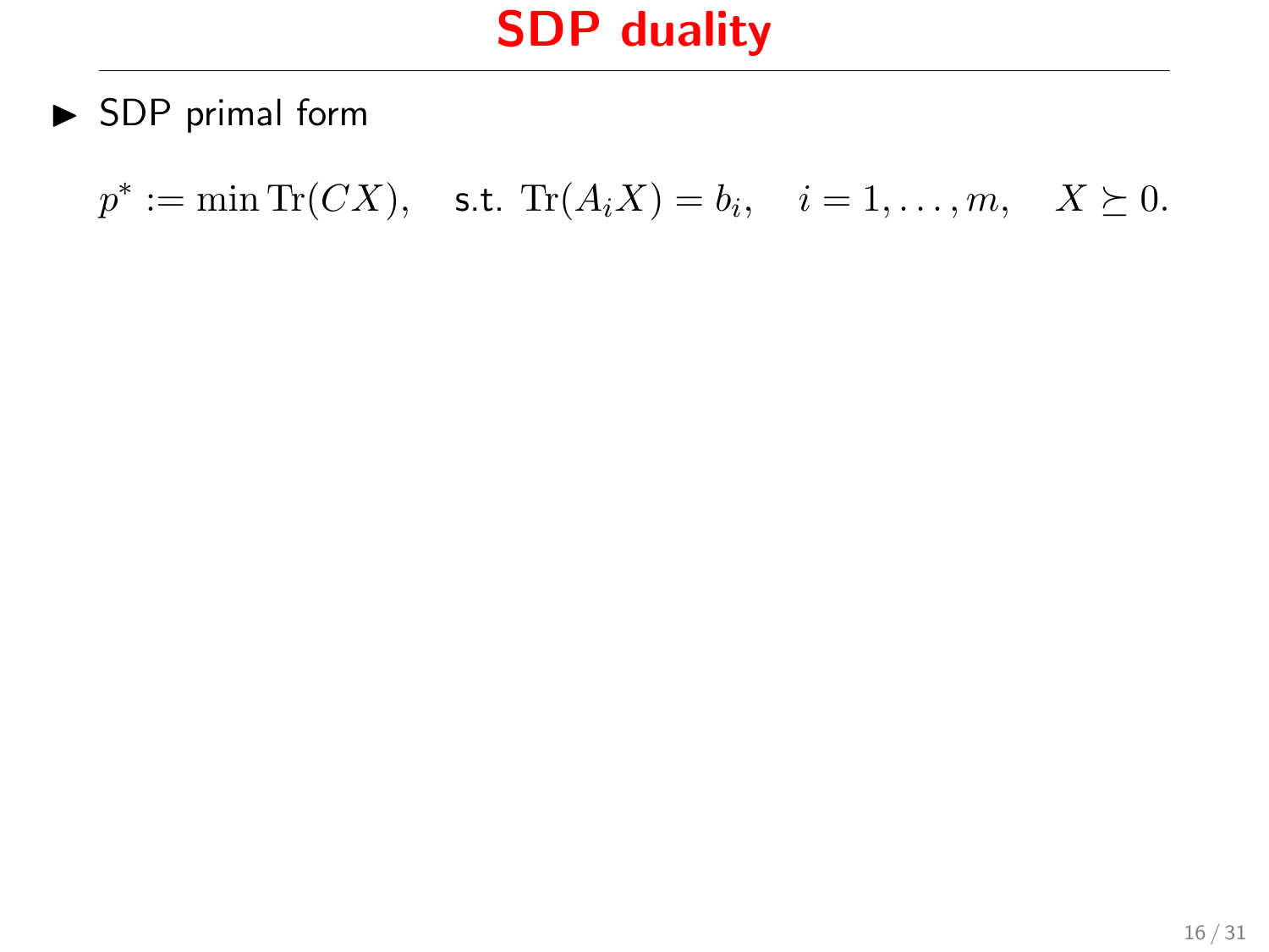# SDP duality

- SDP primal form

$$p^* := \min \mathrm{Tr}(CX), \quad \text{s.t. } \mathrm{Tr}(A_i X) = b_i, \quad i = 1, \ldots, m, \quad X \succeq 0.$$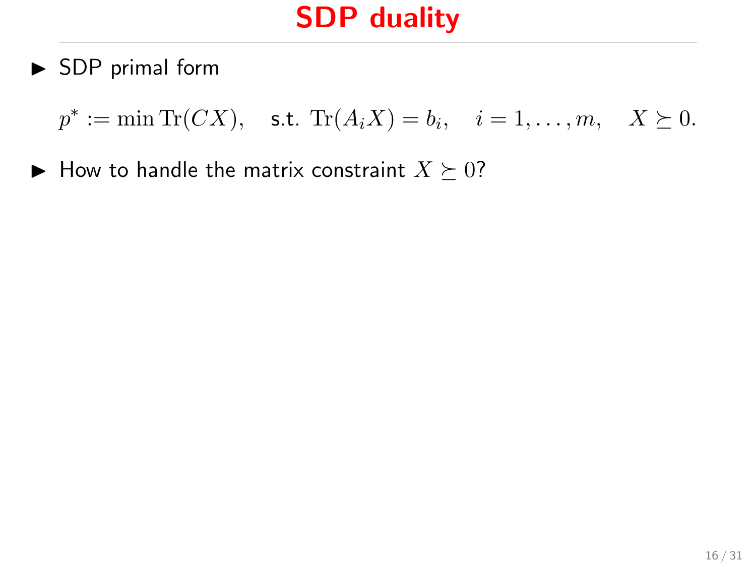# SDP duality

- SDP primal form

$$p^* := \min \operatorname{Tr}(CX), \quad \text{s.t. } \operatorname{Tr}(A_i X) = b_i, \quad i = 1, \ldots, m, \quad X \succeq 0.$$

- How to handle the matrix constraint $X \succeq 0$?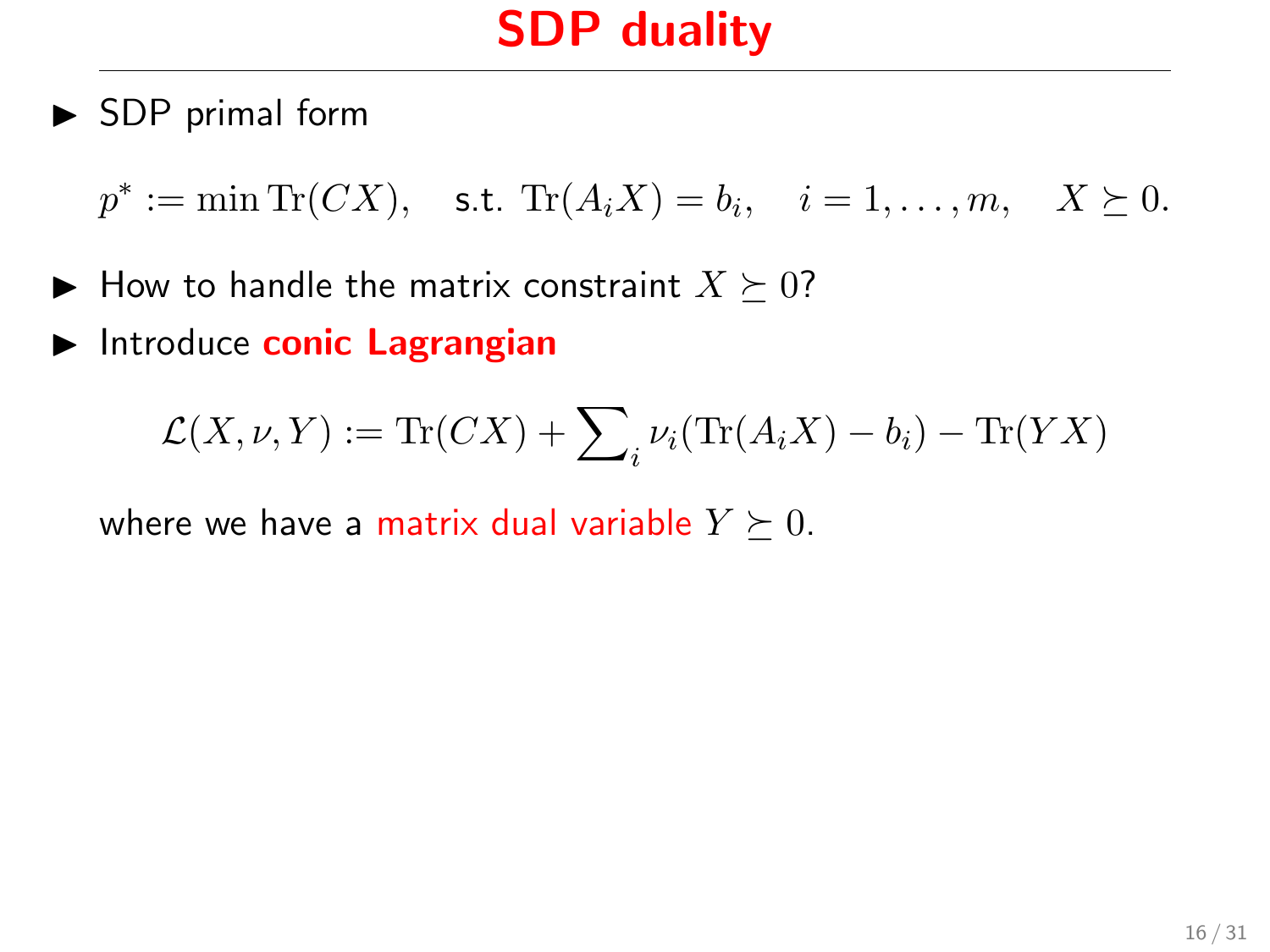# SDP duality

- SDP primal form

$$p^* := \min \operatorname{Tr}(CX), \quad \text{s.t. } \operatorname{Tr}(A_i X) = b_i, \quad i = 1, \ldots, m, \quad X \succeq 0.$$

- How to handle the matrix constraint $X \succeq 0$?
- Introduce **conic Lagrangian**

$$\mathcal{L}(X, \nu, Y) := \operatorname{Tr}(CX) + \sum\nolimits_i \nu_i (\operatorname{Tr}(A_i X) - b_i) - \operatorname{Tr}(YX)$$

where we have a matrix dual variable $Y \succeq 0$.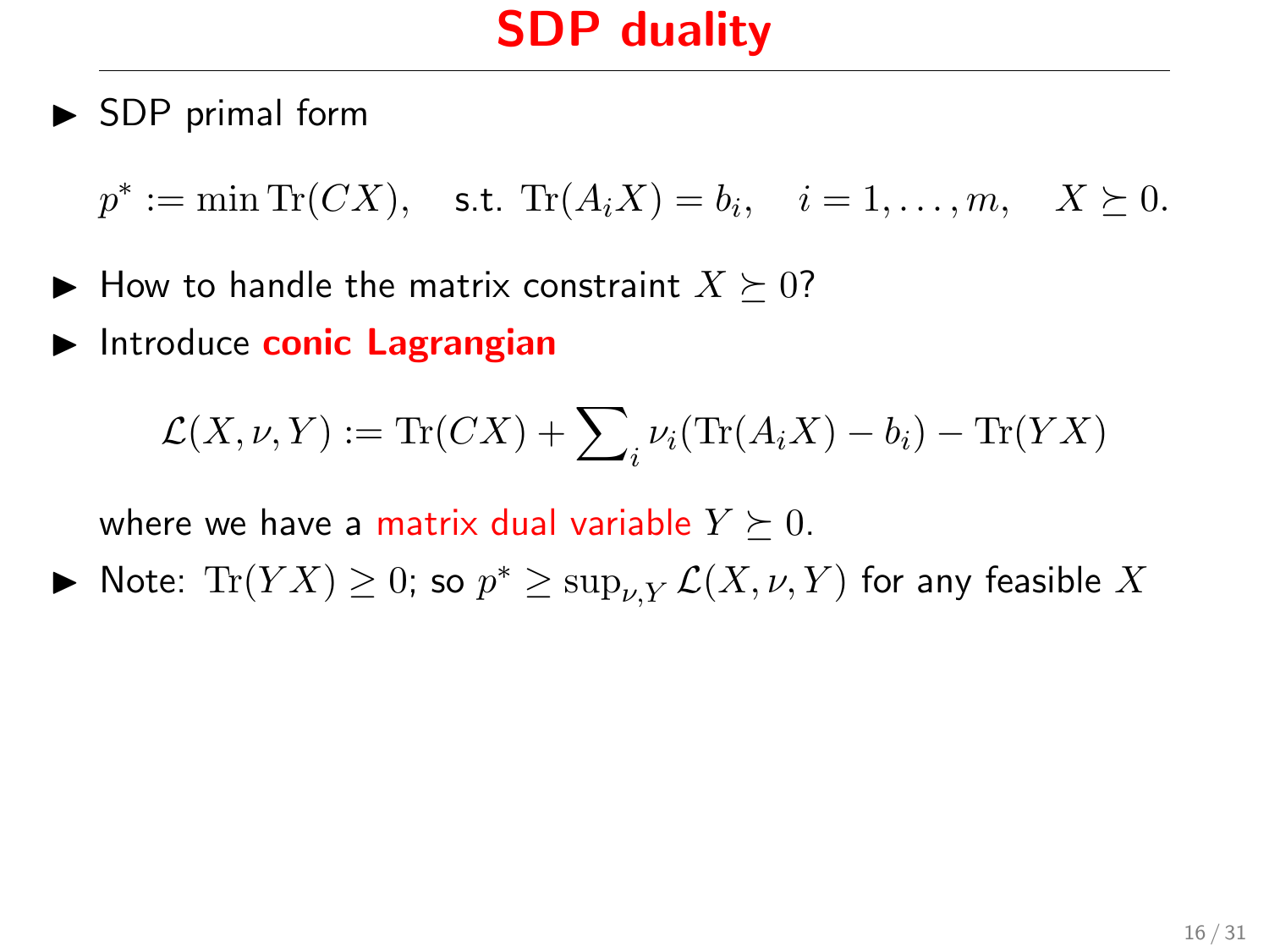# SDP duality

- SDP primal form

$$p^* := \min \operatorname{Tr}(CX), \quad \text{s.t. } \operatorname{Tr}(A_i X) = b_i, \quad i = 1, \ldots, m, \quad X \succeq 0.$$

- How to handle the matrix constraint $X \succeq 0$?
- Introduce **conic Lagrangian**

$$\mathcal{L}(X, \nu, Y) := \operatorname{Tr}(CX) + \sum\nolimits_i \nu_i(\operatorname{Tr}(A_i X) - b_i) - \operatorname{Tr}(YX)$$

  where we have a matrix dual variable $Y \succeq 0$.

- Note: $\operatorname{Tr}(YX) \geq 0$; so $p^* \geq \sup_{\nu,Y} \mathcal{L}(X, \nu, Y)$ for any feasible $X$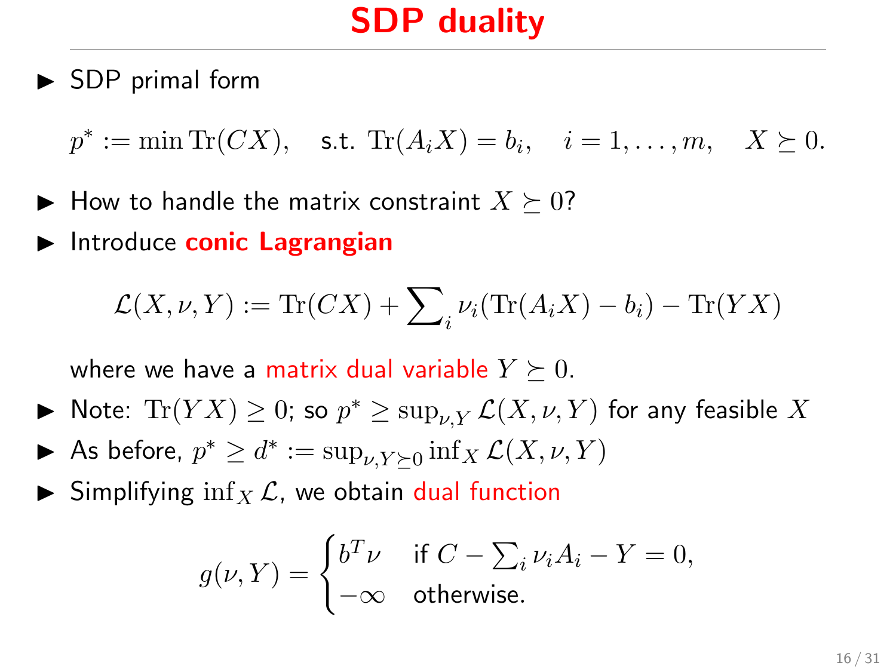# SDP duality

- SDP primal form

$$p^* := \min \operatorname{Tr}(CX), \quad \text{s.t. } \operatorname{Tr}(A_i X) = b_i, \quad i = 1, \ldots, m, \quad X \succeq 0.$$

- How to handle the matrix constraint $X \succeq 0$?
- Introduce **conic Lagrangian**

$$\mathcal{L}(X, \nu, Y) := \operatorname{Tr}(CX) + \sum\nolimits_i \nu_i (\operatorname{Tr}(A_i X) - b_i) - \operatorname{Tr}(YX)$$

  where we have a matrix dual variable $Y \succeq 0$.

- Note: $\operatorname{Tr}(YX) \geq 0$; so $p^* \geq \sup_{\nu, Y} \mathcal{L}(X, \nu, Y)$ for any feasible $X$
- As before, $p^* \geq d^* := \sup_{\nu, Y \succeq 0} \inf_X \mathcal{L}(X, \nu, Y)$
- Simplifying $\inf_X \mathcal{L}$, we obtain dual function

$$g(\nu, Y) = \begin{cases} b^T \nu & \text{if } C - \sum_i \nu_i A_i - Y = 0, \\ -\infty & \text{otherwise.} \end{cases}$$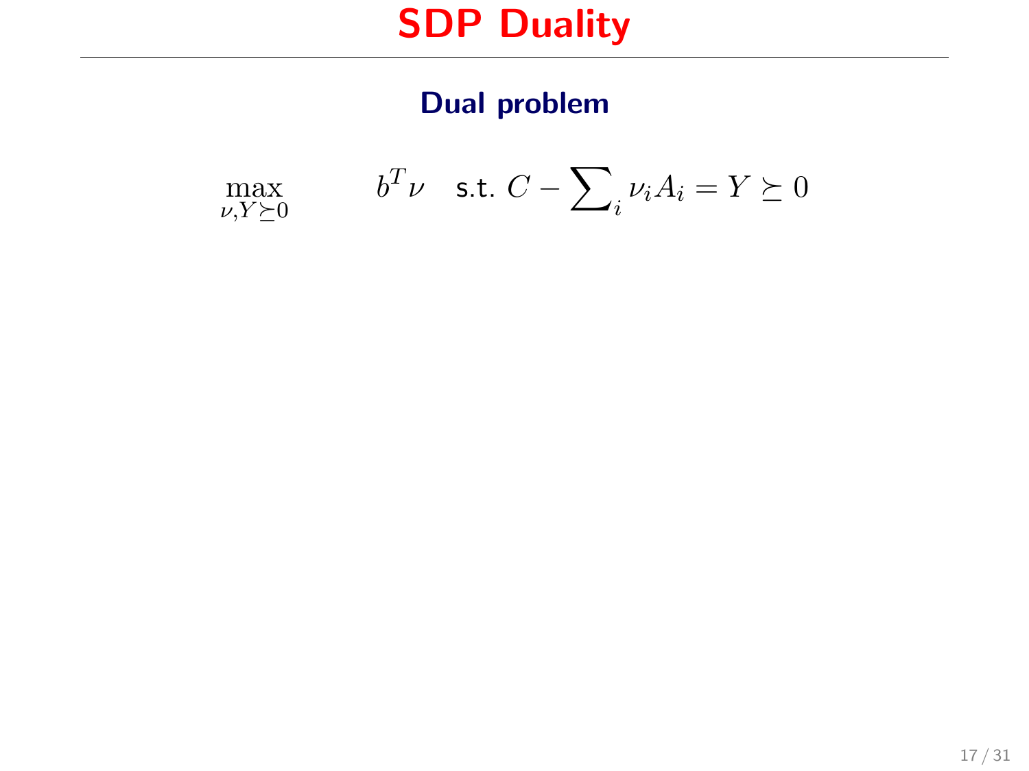# SDP Duality

## Dual problem

$$\max_{\nu, Y \succeq 0} \quad b^T \nu \quad \text{s.t. } C - \sum_i \nu_i A_i = Y \succeq 0$$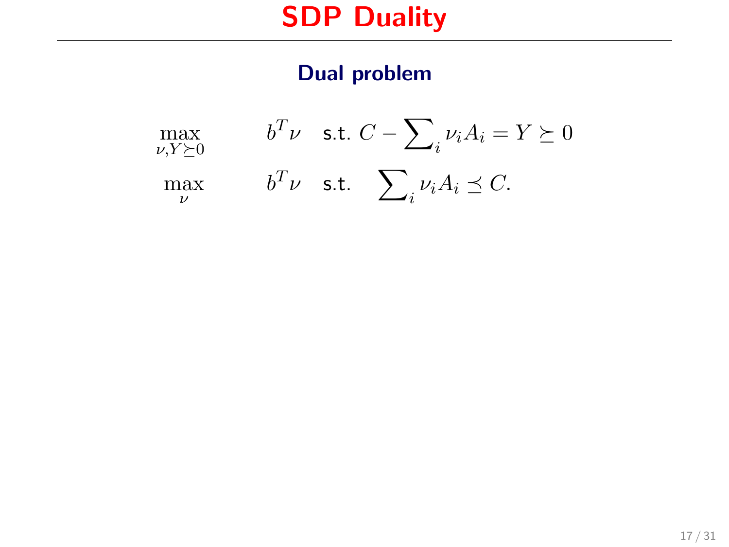# SDP Duality

### Dual problem

$$\max_{\nu, Y \succeq 0} \quad b^T \nu \quad \text{s.t. } C - \sum_i \nu_i A_i = Y \succeq 0$$

$$\max_{\nu} \quad b^T \nu \quad \text{s.t. } \quad \sum_i \nu_i A_i \preceq C.$$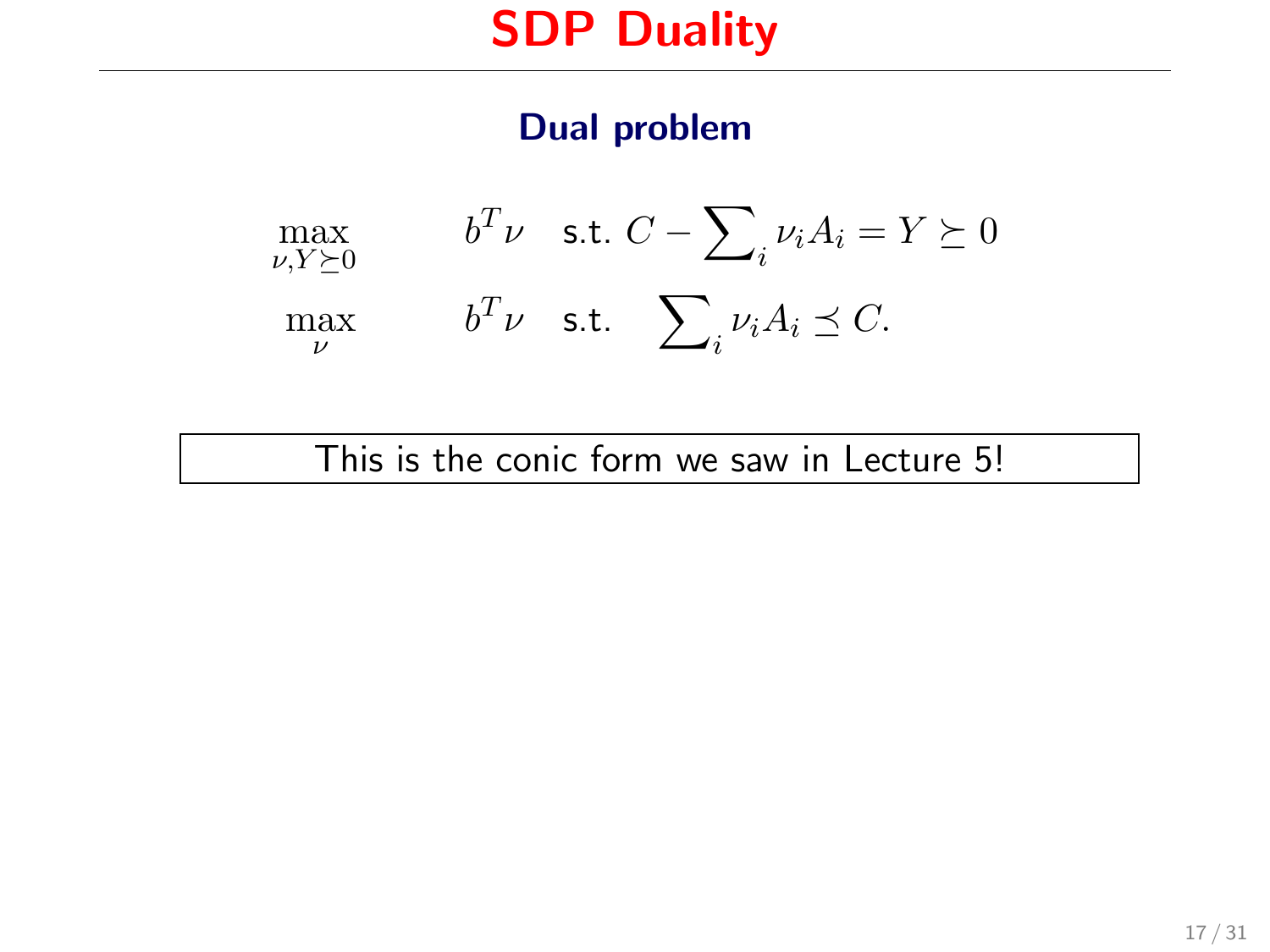# SDP Duality

### Dual problem

$$\max_{\nu, Y \succeq 0} \quad b^T \nu \quad \text{s.t. } C - \sum_i \nu_i A_i = Y \succeq 0$$

$$\max_{\nu} \quad b^T \nu \quad \text{s.t. } \sum_i \nu_i A_i \preceq C.$$

This is the conic form we saw in Lecture 5!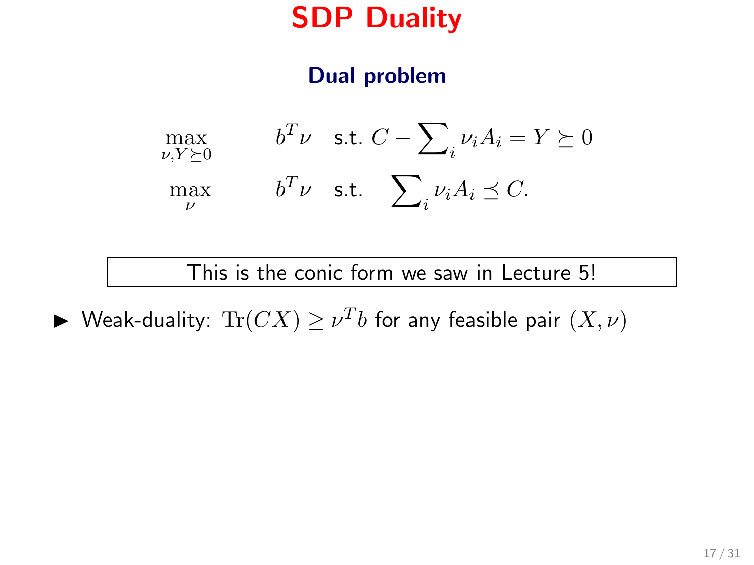# SDP Duality

### Dual problem

$$\max_{\nu, Y \succeq 0} \quad b^T \nu \quad \text{s.t. } C - \sum\nolimits_i \nu_i A_i = Y \succeq 0$$

$$\max_{\nu} \quad b^T \nu \quad \text{s.t. } \sum\nolimits_i \nu_i A_i \preceq C.$$

This is the conic form we saw in Lecture 5!

- Weak-duality: $\mathrm{Tr}(CX) \geq \nu^T b$ for any feasible pair $(X, \nu)$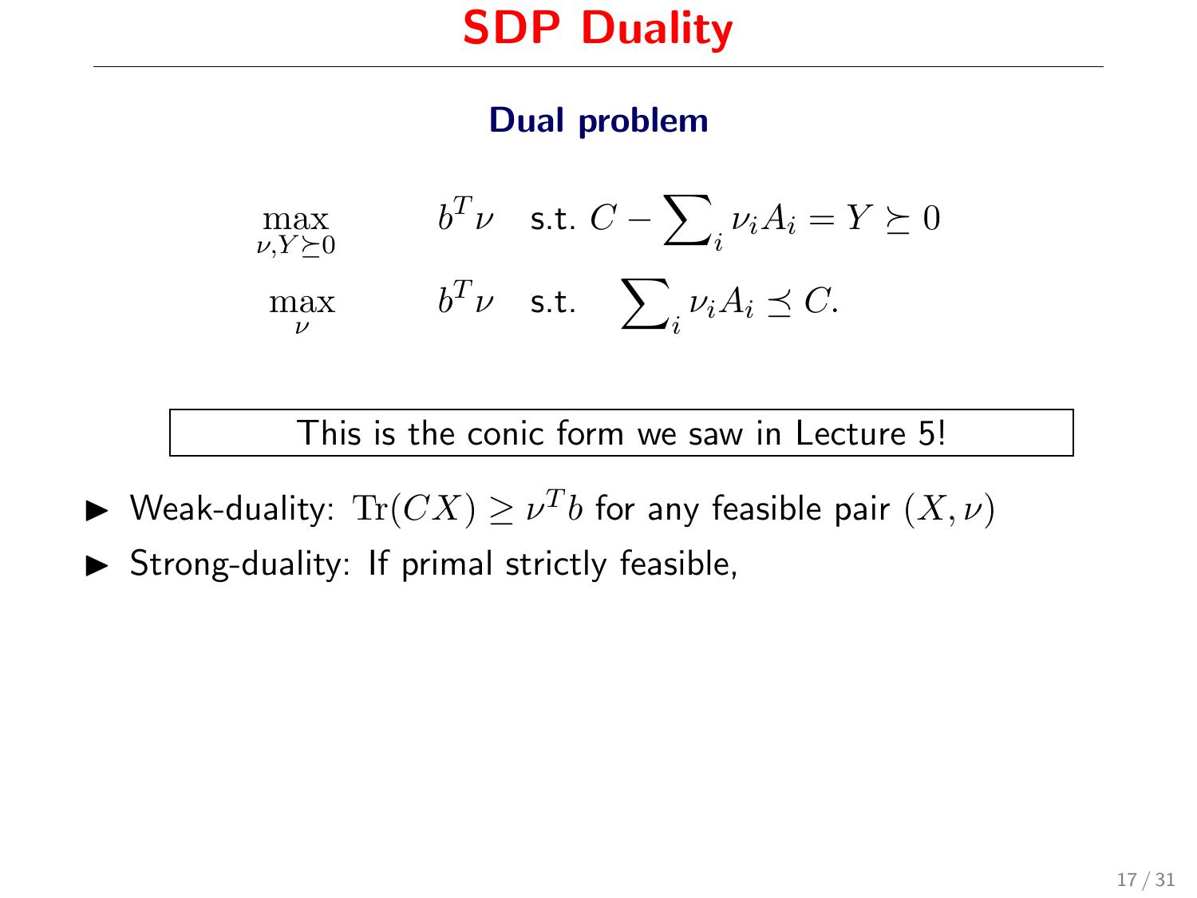# SDP Duality

### Dual problem

$$
\begin{aligned}
&\max_{\nu, Y \succeq 0} \quad b^T\nu \quad \text{s.t. } C - \sum\nolimits_i \nu_i A_i = Y \succeq 0 \\
&\max_{\nu} \quad b^T\nu \quad \text{s.t. } \sum\nolimits_i \nu_i A_i \preceq C.
\end{aligned}
$$

This is the conic form we saw in Lecture 5!

- Weak-duality: $\mathrm{Tr}(CX) \geq \nu^T b$ for any feasible pair $(X, \nu)$
- Strong-duality: If primal strictly feasible,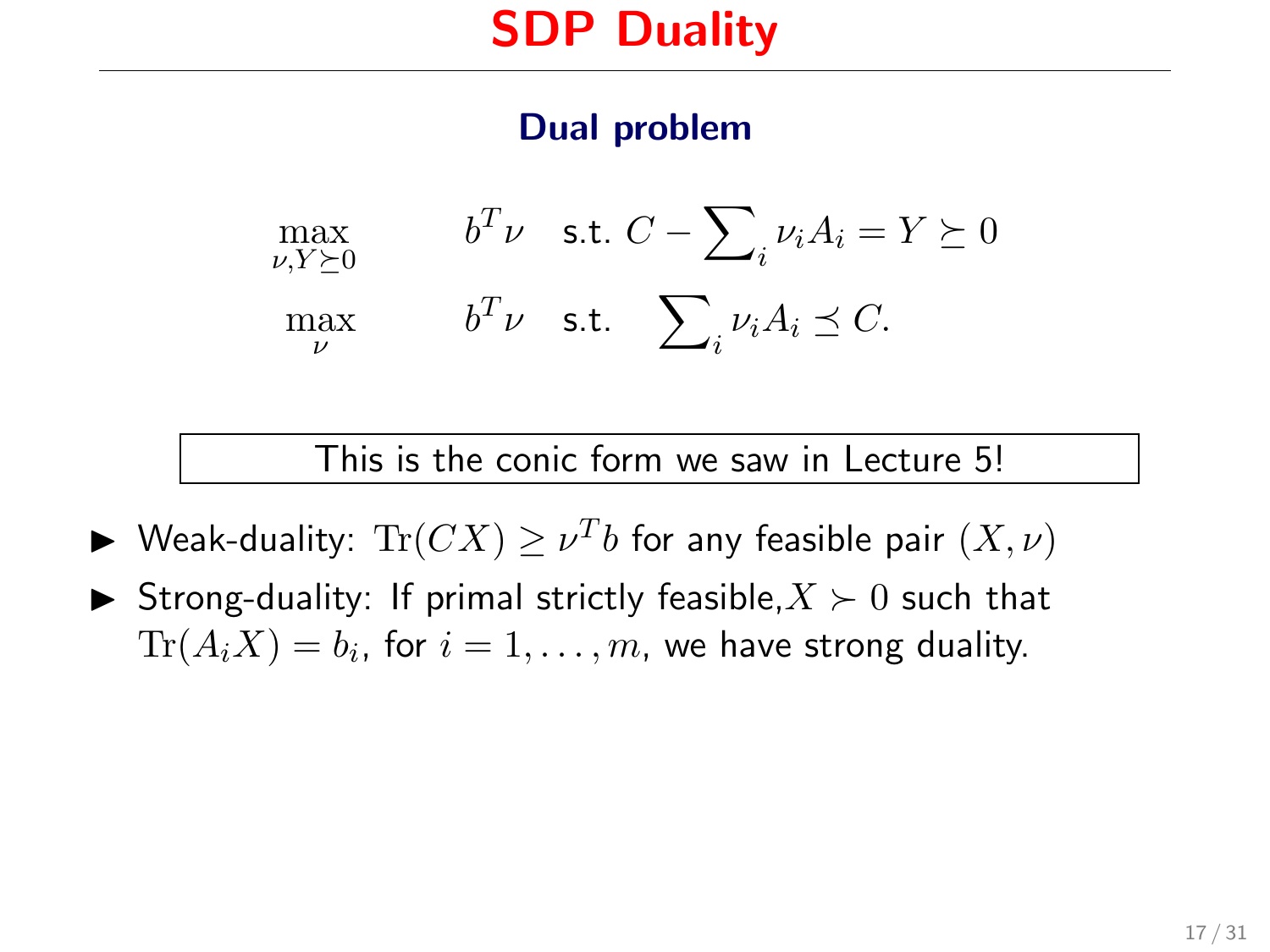# SDP Duality

### Dual problem

$$\max_{\nu, Y \succeq 0} \quad b^T \nu \quad \text{s.t. } C - \sum_i \nu_i A_i = Y \succeq 0$$

$$\max_{\nu} \quad b^T \nu \quad \text{s.t. } \quad \sum_i \nu_i A_i \preceq C.$$

This is the conic form we saw in Lecture 5!

- Weak-duality: $\mathrm{Tr}(CX) \geq \nu^T b$ for any feasible pair $(X, \nu)$
- Strong-duality: If primal strictly feasible, $X \succ 0$ such that $\mathrm{Tr}(A_i X) = b_i$, for $i = 1, \ldots, m$, we have strong duality.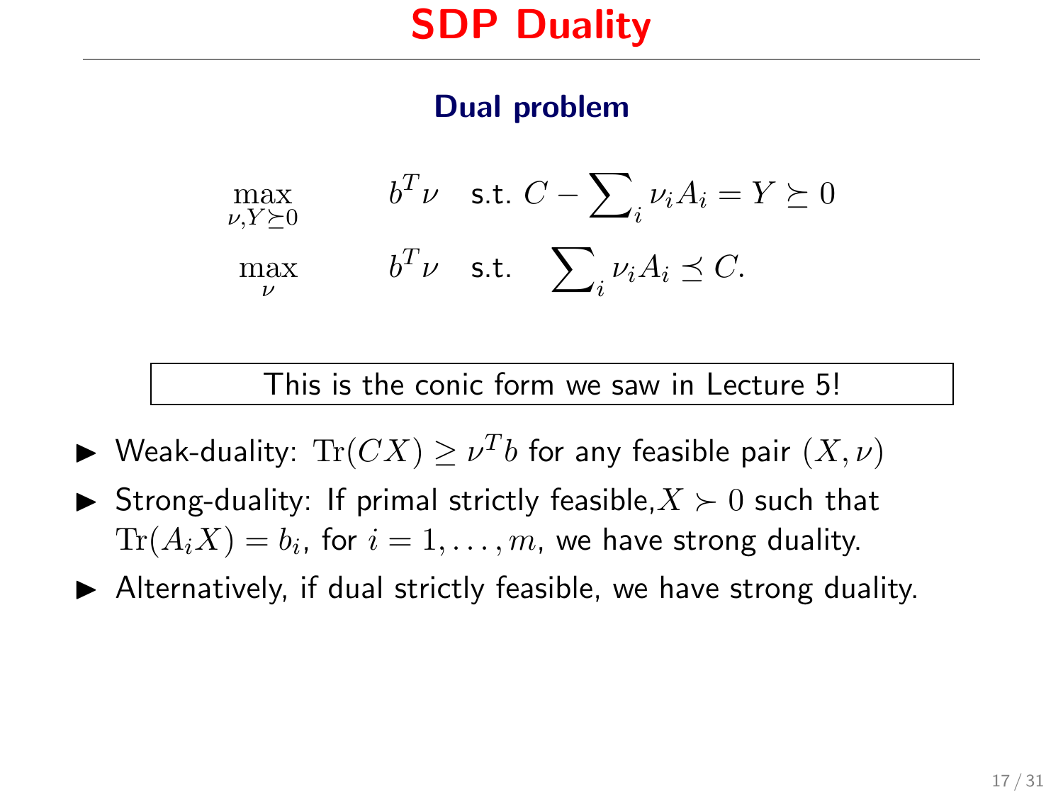# SDP Duality

### Dual problem

$$
\max_{\nu, Y \succeq 0} \quad b^T \nu \quad \text{s.t. } C - \sum_i \nu_i A_i = Y \succeq 0
$$

$$
\max_{\nu} \quad b^T \nu \quad \text{s.t.} \quad \sum_i \nu_i A_i \preceq C.
$$

> This is the conic form we saw in Lecture 5!

- Weak-duality: $\mathrm{Tr}(CX) \geq \nu^T b$ for any feasible pair $(X, \nu)$
- Strong-duality: If primal strictly feasible, $X \succ 0$ such that $\mathrm{Tr}(A_i X) = b_i$, for $i = 1, \ldots, m$, we have strong duality.
- Alternatively, if dual strictly feasible, we have strong duality.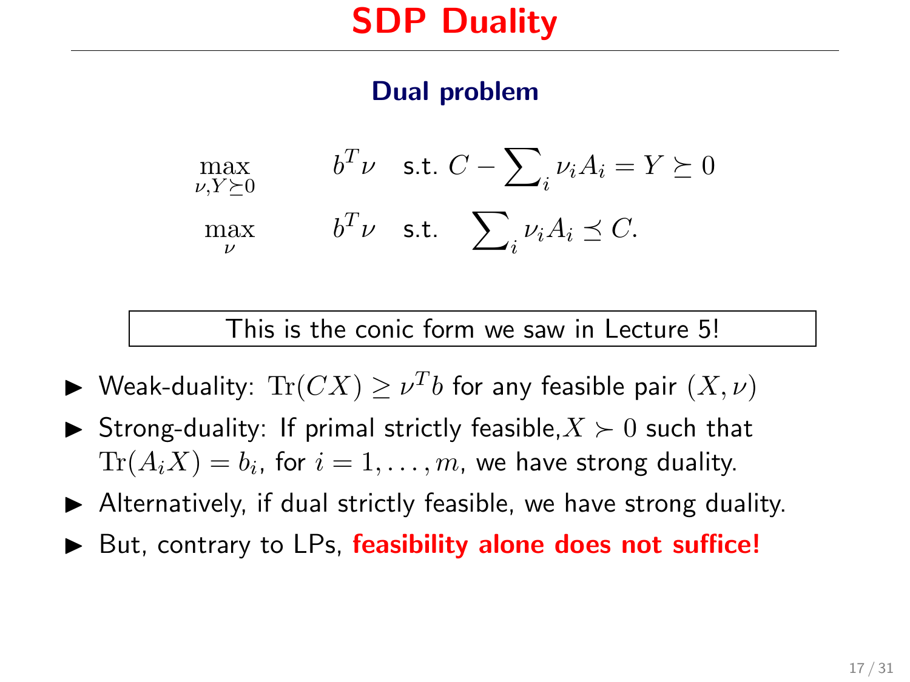# SDP Duality

### Dual problem

$$\max_{\nu, Y \succeq 0} \quad b^T\nu \quad \text{s.t. } C - \sum\nolimits_i \nu_i A_i = Y \succeq 0$$

$$\max_{\nu} \quad b^T\nu \quad \text{s.t. } \quad \sum\nolimits_i \nu_i A_i \preceq C.$$

This is the conic form we saw in Lecture 5!

- Weak-duality: $\mathrm{Tr}(CX) \geq \nu^T b$ for any feasible pair $(X, \nu)$
- Strong-duality: If primal strictly feasible, $X \succ 0$ such that $\mathrm{Tr}(A_i X) = b_i$, for $i = 1, \ldots, m$, we have strong duality.
- Alternatively, if dual strictly feasible, we have strong duality.
- But, contrary to LPs, **feasibility alone does not suffice!**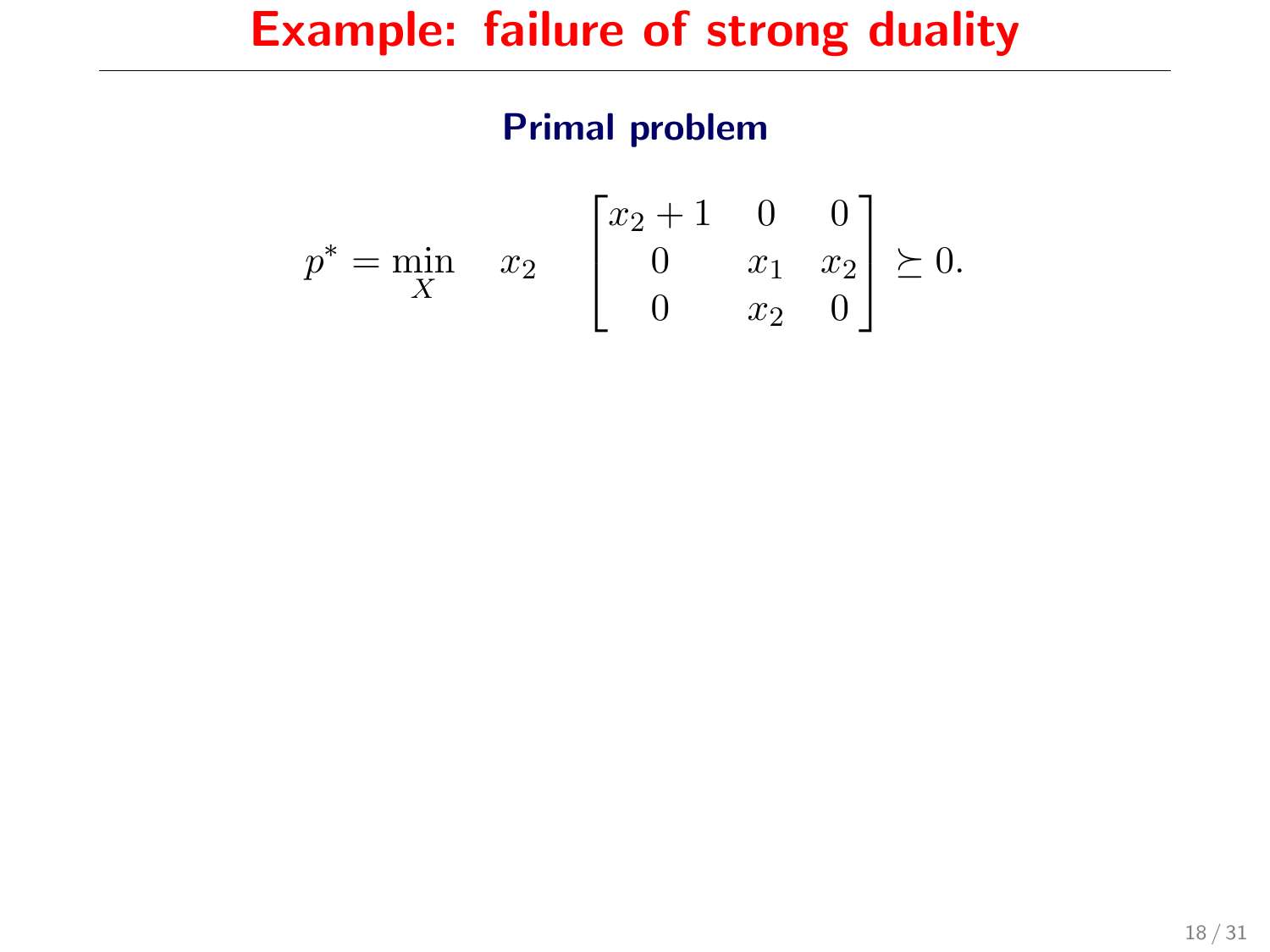# Example: failure of strong duality

### Primal problem

$$p^* = \min_{X} \quad x_2 \quad \begin{bmatrix} x_2 + 1 & 0 & 0 \\ 0 & x_1 & x_2 \\ 0 & x_2 & 0 \end{bmatrix} \succeq 0.$$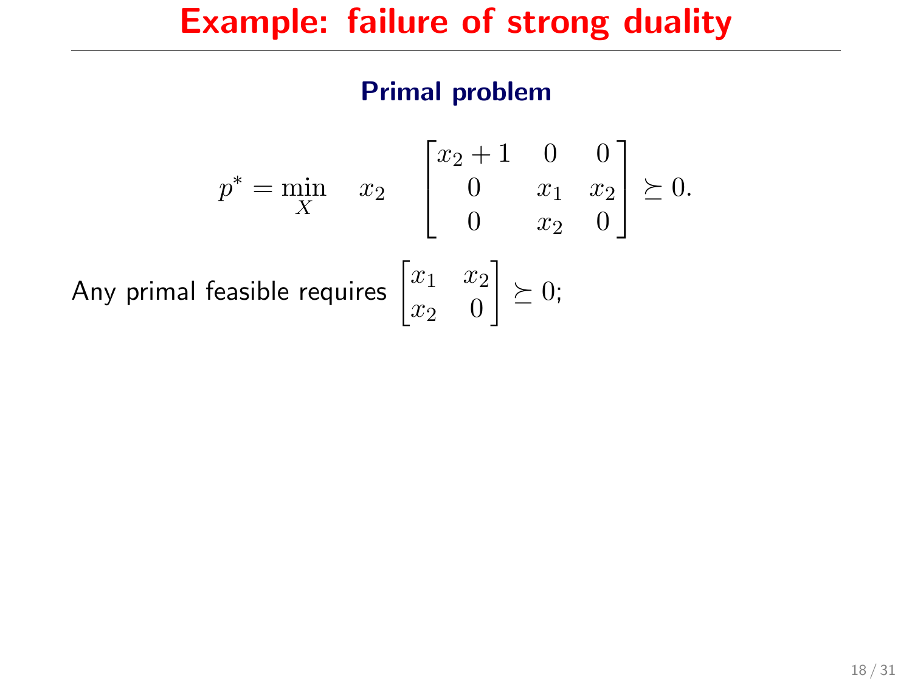# Example: failure of strong duality

### Primal problem

$$p^* = \min_X \quad x_2 \quad \begin{bmatrix} x_2 + 1 & 0 & 0 \\ 0 & x_1 & x_2 \\ 0 & x_2 & 0 \end{bmatrix} \succeq 0.$$

Any primal feasible requires $\begin{bmatrix} x_1 & x_2 \\ x_2 & 0 \end{bmatrix} \succeq 0$;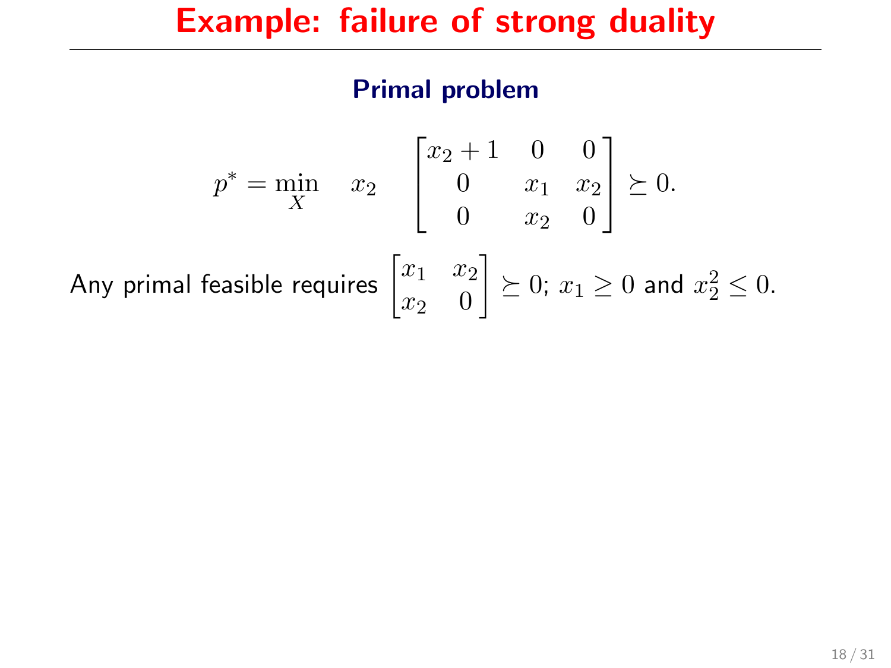# Example: failure of strong duality

### Primal problem

$$p^* = \min_{X} \quad x_2 \quad \begin{bmatrix} x_2 + 1 & 0 & 0 \\ 0 & x_1 & x_2 \\ 0 & x_2 & 0 \end{bmatrix} \succeq 0.$$

Any primal feasible requires $\begin{bmatrix} x_1 & x_2 \\ x_2 & 0 \end{bmatrix} \succeq 0$; $x_1 \geq 0$ and $x_2^2 \leq 0$.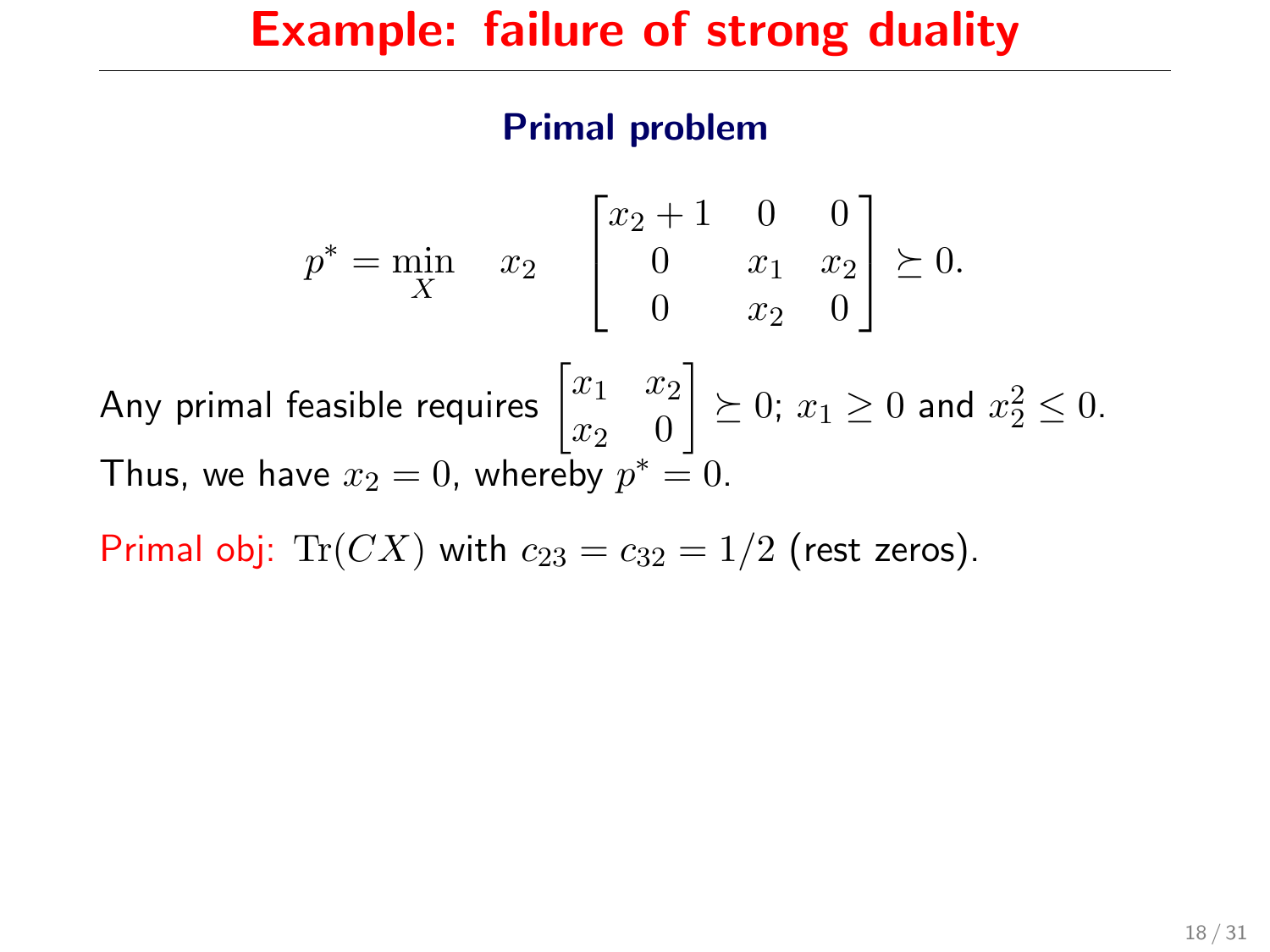# Example: failure of strong duality

### Primal problem

$$p^* = \min_X \quad x_2 \quad \begin{bmatrix} x_2 + 1 & 0 & 0 \\ 0 & x_1 & x_2 \\ 0 & x_2 & 0 \end{bmatrix} \succeq 0.$$

Any primal feasible requires $\begin{bmatrix} x_1 & x_2 \\ x_2 & 0 \end{bmatrix} \succeq 0$; $x_1 \geq 0$ and $x_2^2 \leq 0$.
Thus, we have $x_2 = 0$, whereby $p^* = 0$.

Primal obj: $\mathrm{Tr}(CX)$ with $c_{23} = c_{32} = 1/2$ (rest zeros).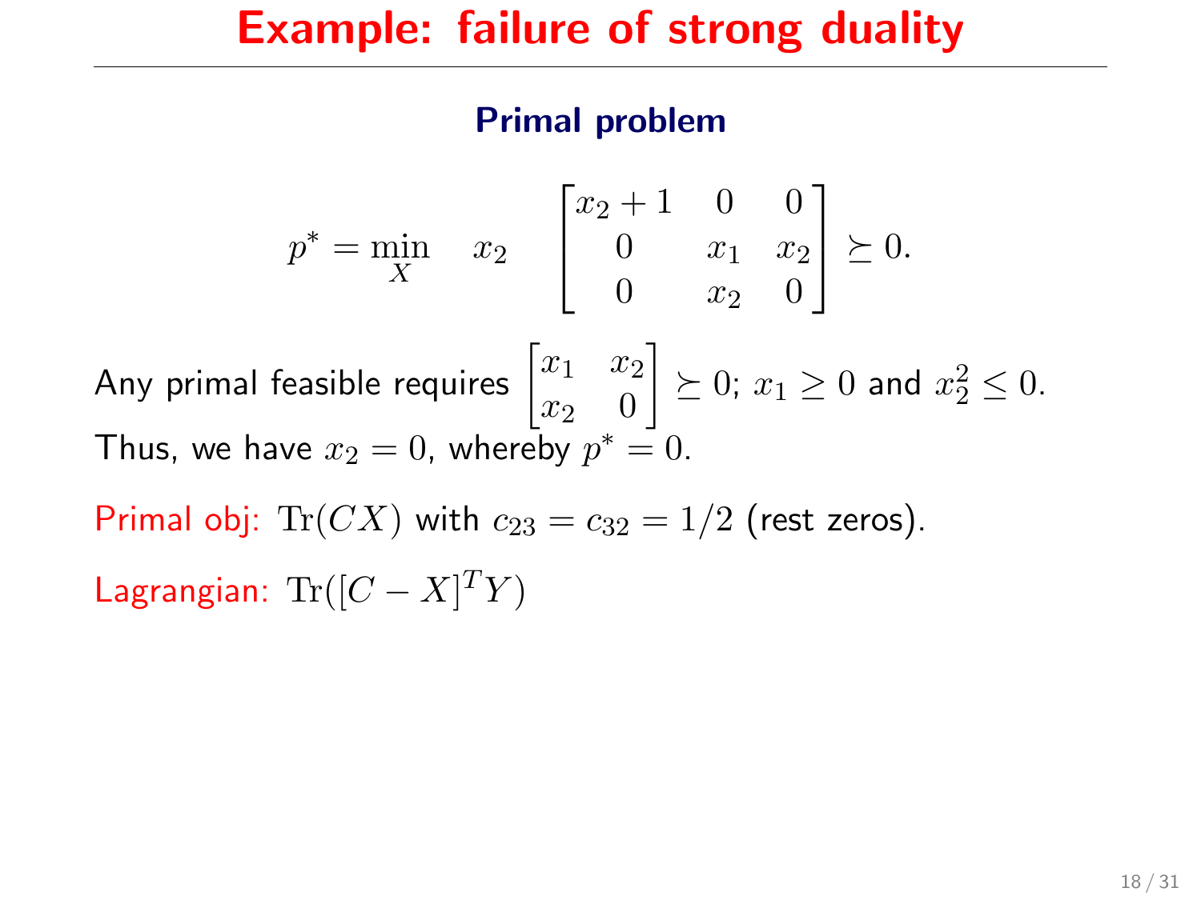# Example: failure of strong duality

### Primal problem

$$p^* = \min_X \quad x_2 \quad \begin{bmatrix} x_2 + 1 & 0 & 0 \\ 0 & x_1 & x_2 \\ 0 & x_2 & 0 \end{bmatrix} \succeq 0.$$

Any primal feasible requires $\begin{bmatrix} x_1 & x_2 \\ x_2 & 0 \end{bmatrix} \succeq 0$; $x_1 \geq 0$ and $x_2^2 \leq 0$.

Thus, we have $x_2 = 0$, whereby $p^* = 0$.

Primal obj: $\mathrm{Tr}(CX)$ with $c_{23} = c_{32} = 1/2$ (rest zeros).

Lagrangian: $\mathrm{Tr}([C - X]^T Y)$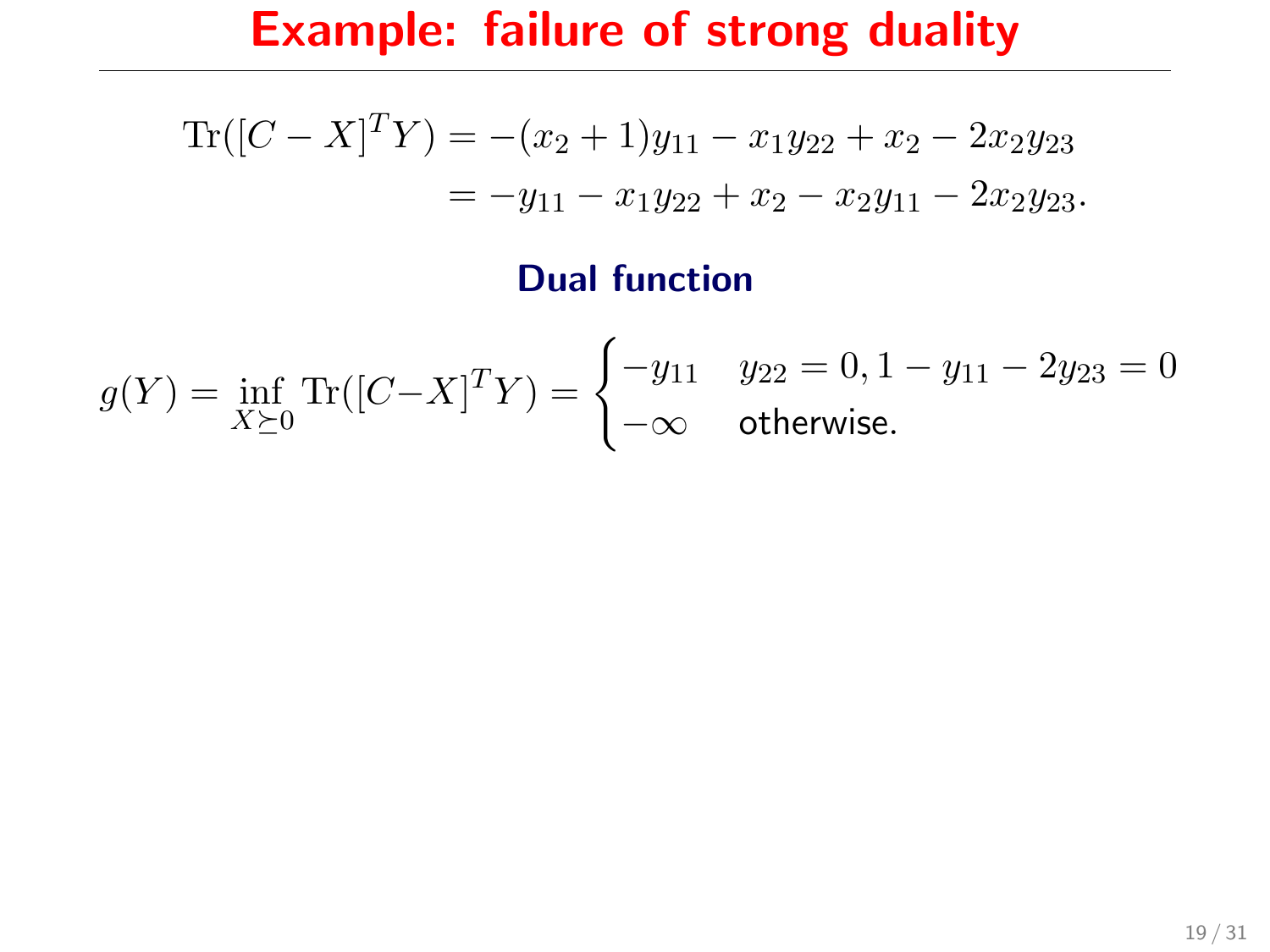# Example: failure of strong duality

$$
\begin{aligned}
\mathrm{Tr}([C - X]^T Y) &= -(x_2 + 1)y_{11} - x_1 y_{22} + x_2 - 2x_2 y_{23} \\
&= -y_{11} - x_1 y_{22} + x_2 - x_2 y_{11} - 2x_2 y_{23}.
\end{aligned}
$$

### Dual function

$$
g(Y) = \inf_{X \succeq 0} \mathrm{Tr}([C - X]^T Y) = \begin{cases} -y_{11} & y_{22} = 0, 1 - y_{11} - 2y_{23} = 0 \\ -\infty & \text{otherwise.} \end{cases}
$$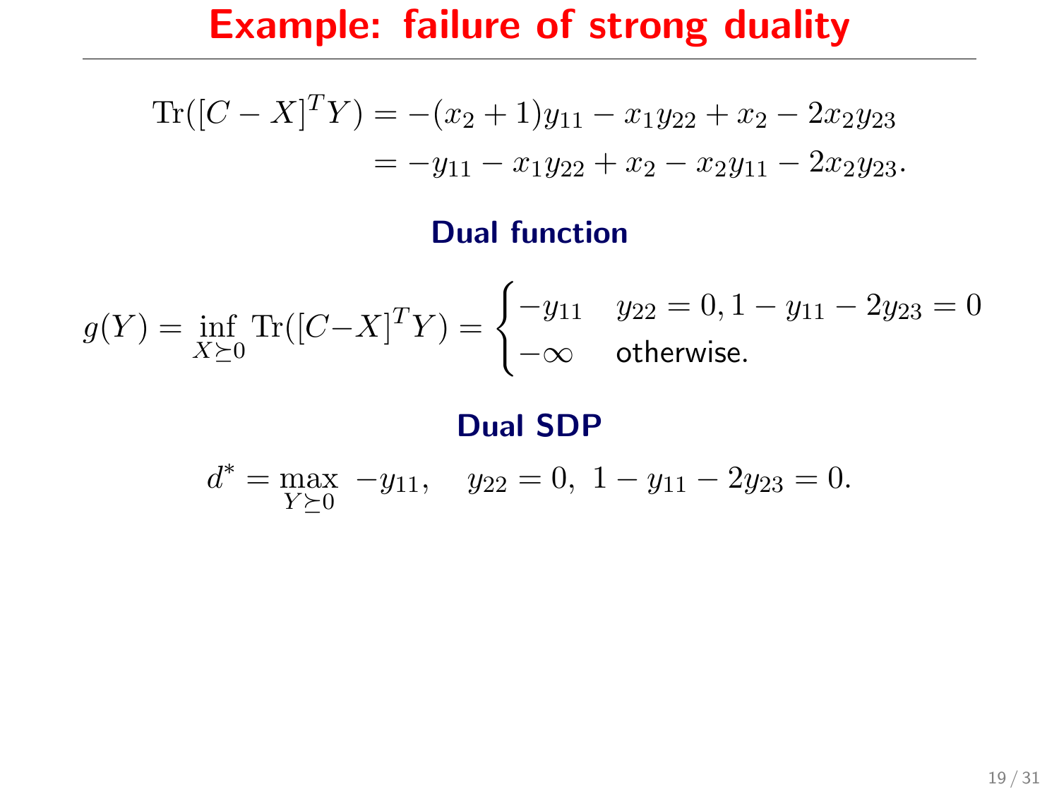# Example: failure of strong duality

$$
\begin{aligned}
\mathrm{Tr}([C - X]^T Y) &= -(x_2 + 1)y_{11} - x_1 y_{22} + x_2 - 2x_2 y_{23} \\
&= -y_{11} - x_1 y_{22} + x_2 - x_2 y_{11} - 2x_2 y_{23}.
\end{aligned}
$$

### Dual function

$$
g(Y) = \inf_{X \succeq 0} \mathrm{Tr}([C - X]^T Y) = \begin{cases} -y_{11} & y_{22} = 0, 1 - y_{11} - 2y_{23} = 0 \\ -\infty & \text{otherwise.} \end{cases}
$$

### Dual SDP

$$
d^* = \max_{Y \succeq 0} \; -y_{11}, \quad y_{22} = 0, \; 1 - y_{11} - 2y_{23} = 0.
$$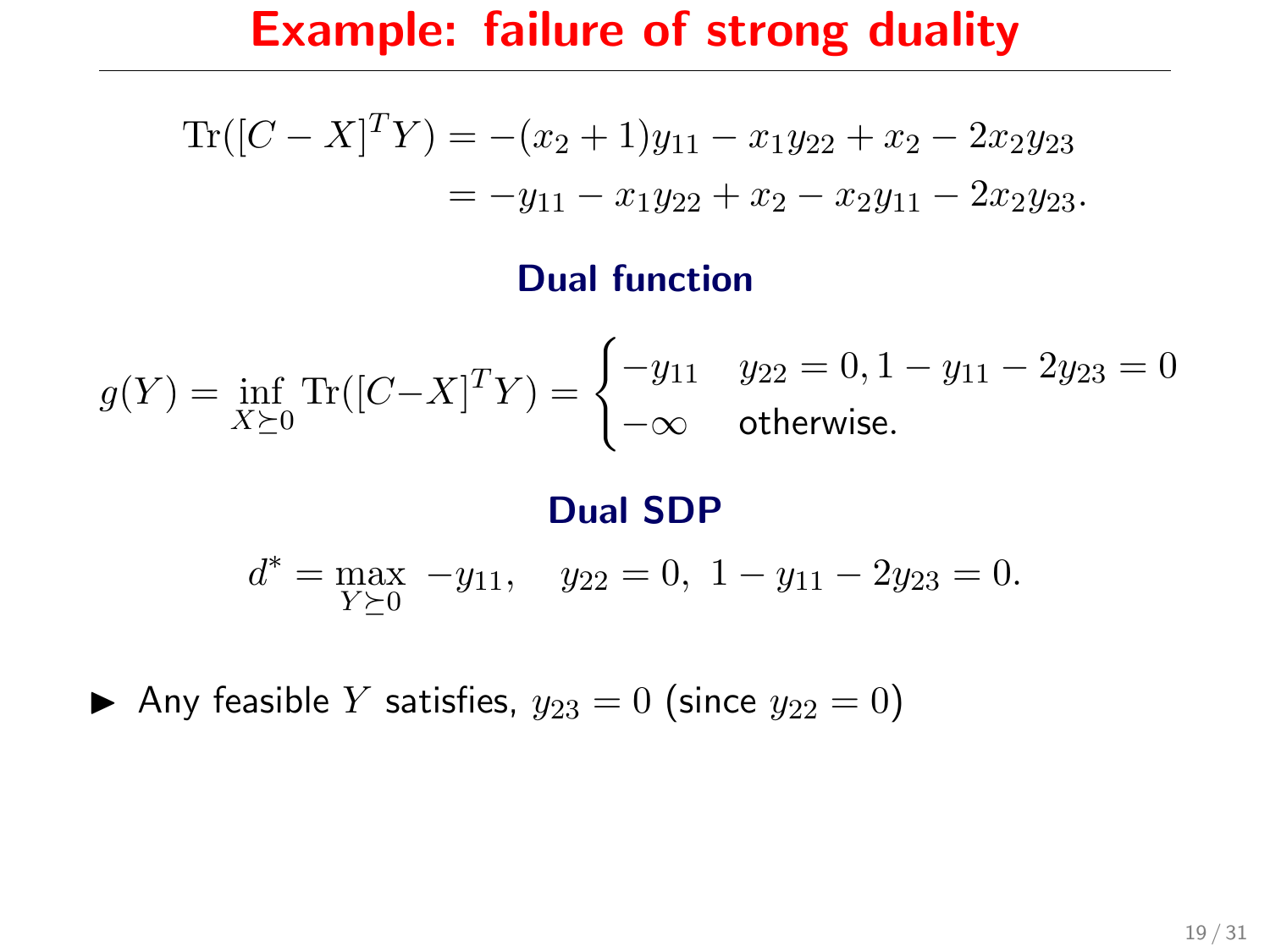# Example: failure of strong duality

$$
\begin{aligned}
\mathrm{Tr}([C - X]^T Y) &= -(x_2 + 1)y_{11} - x_1 y_{22} + x_2 - 2x_2 y_{23} \\
&= -y_{11} - x_1 y_{22} + x_2 - x_2 y_{11} - 2x_2 y_{23}.
\end{aligned}
$$

### Dual function

$$
g(Y) = \inf_{X \succeq 0} \mathrm{Tr}([C - X]^T Y) = \begin{cases} -y_{11} & y_{22} = 0, 1 - y_{11} - 2y_{23} = 0 \\ -\infty & \text{otherwise.} \end{cases}
$$

### Dual SDP

$$
d^* = \max_{Y \succeq 0} \; -y_{11}, \quad y_{22} = 0, \; 1 - y_{11} - 2y_{23} = 0.
$$

- Any feasible $Y$ satisfies, $y_{23} = 0$ (since $y_{22} = 0$)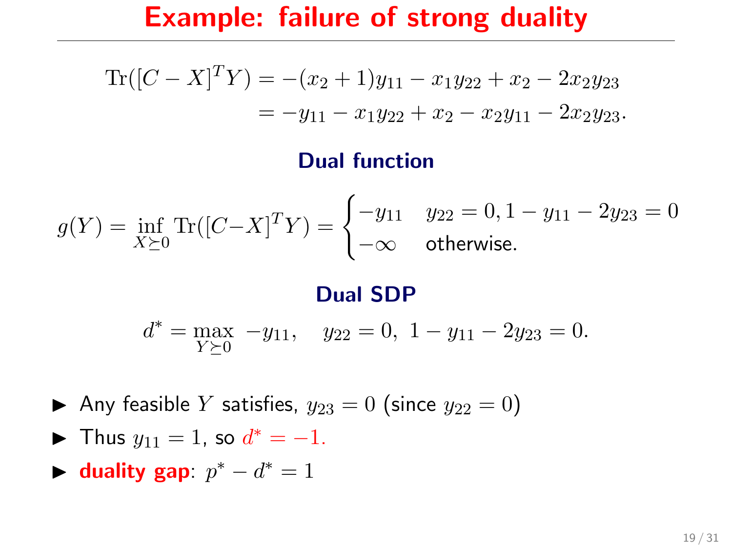# Example: failure of strong duality

$$
\begin{aligned}
\mathrm{Tr}([C-X]^T Y) &= -(x_2+1)y_{11} - x_1 y_{22} + x_2 - 2x_2 y_{23} \\
&= -y_{11} - x_1 y_{22} + x_2 - x_2 y_{11} - 2x_2 y_{23}.
\end{aligned}
$$

### Dual function

$$
g(Y) = \inf_{X \succeq 0} \mathrm{Tr}([C-X]^T Y) = \begin{cases} -y_{11} & y_{22}=0, 1-y_{11}-2y_{23}=0 \\ -\infty & \text{otherwise.} \end{cases}
$$

### Dual SDP

$$
d^* = \max_{Y \succeq 0} \; -y_{11}, \quad y_{22}=0, \; 1-y_{11}-2y_{23}=0.
$$

- Any feasible $Y$ satisfies, $y_{23}=0$ (since $y_{22}=0$)
- Thus $y_{11}=1$, so $d^* = -1.$
- **duality gap**: $p^* - d^* = 1$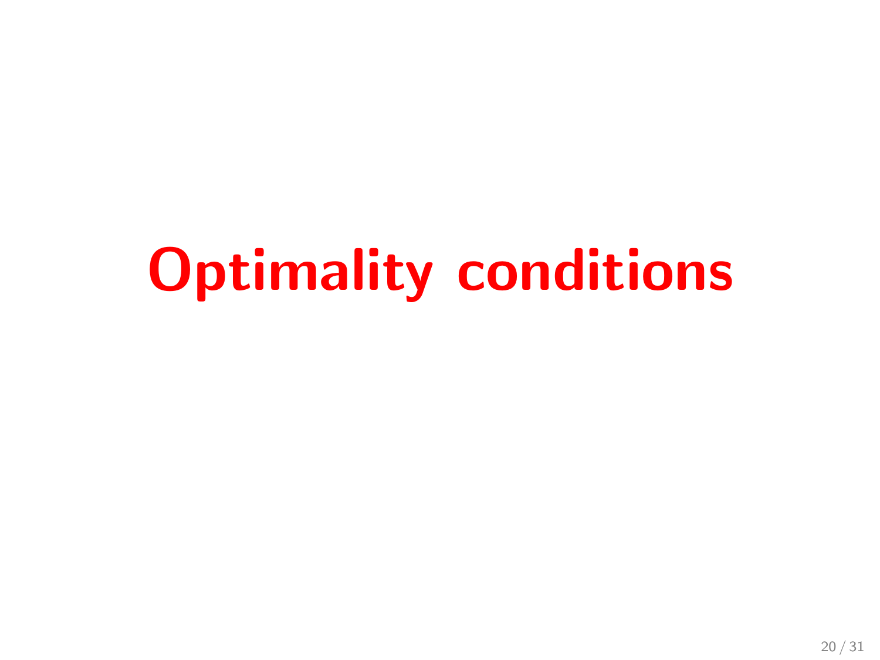# Optimality conditions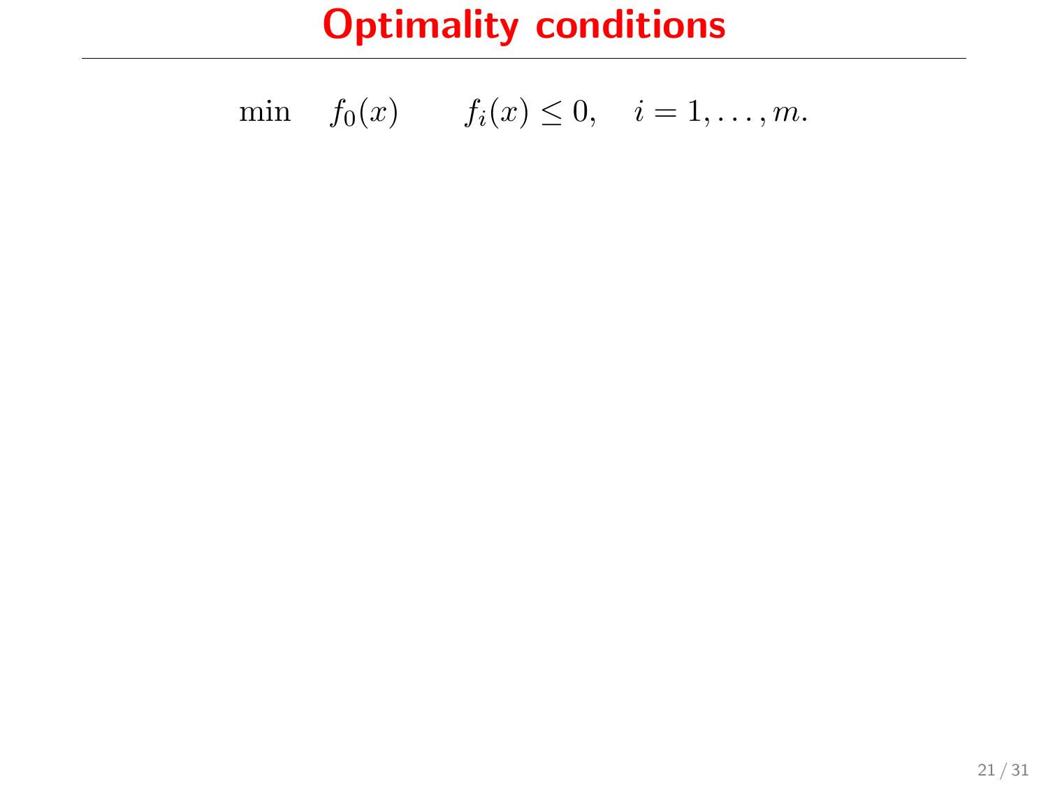# Optimality conditions

$$\min \quad f_0(x) \qquad f_i(x) \leq 0, \quad i = 1, \ldots, m.$$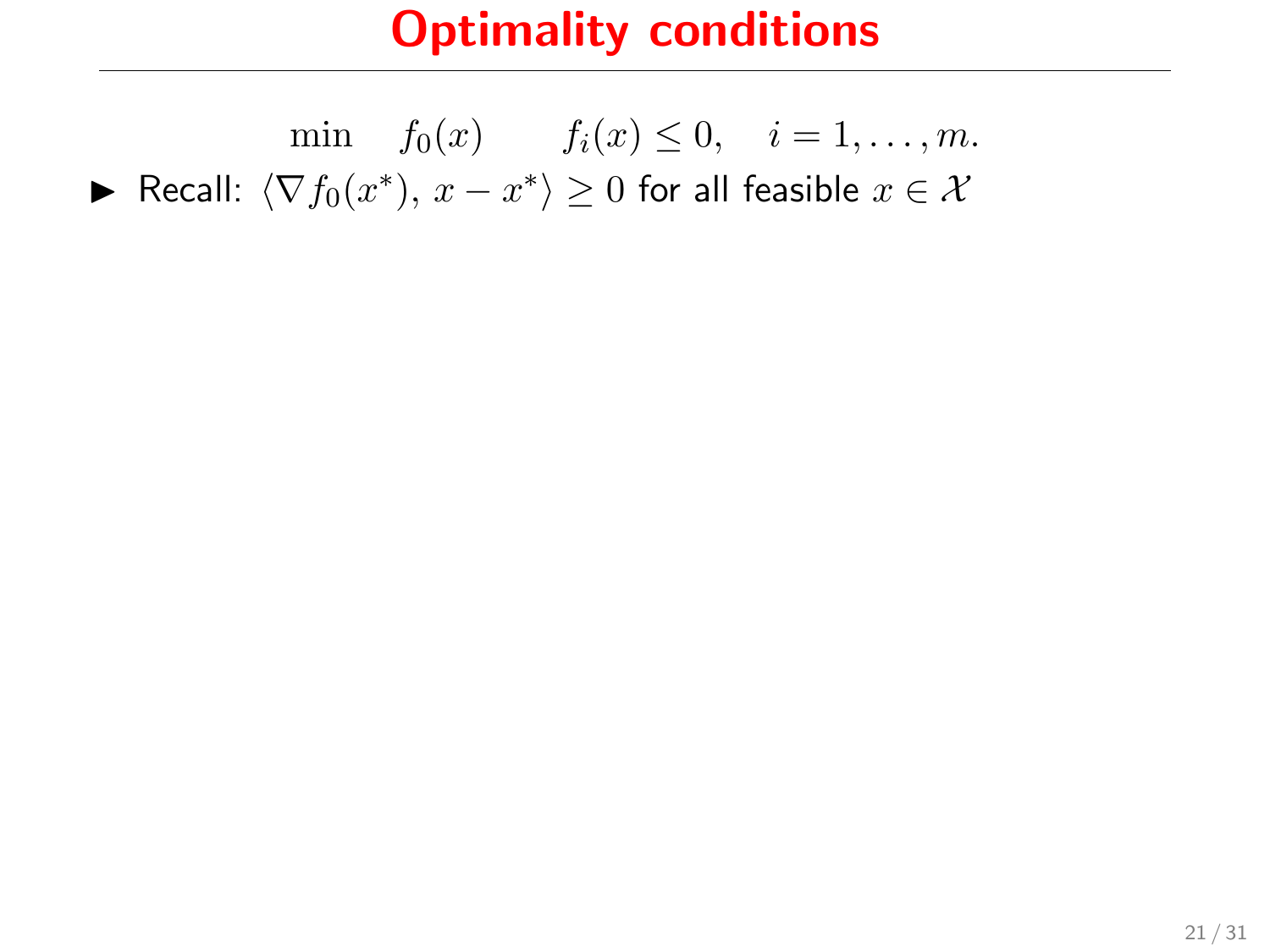# Optimality conditions

$$\min \quad f_0(x) \qquad f_i(x) \leq 0, \quad i = 1, \ldots, m.$$

- Recall: $\langle \nabla f_0(x^*),\, x - x^* \rangle \geq 0$ for all feasible $x \in \mathcal{X}$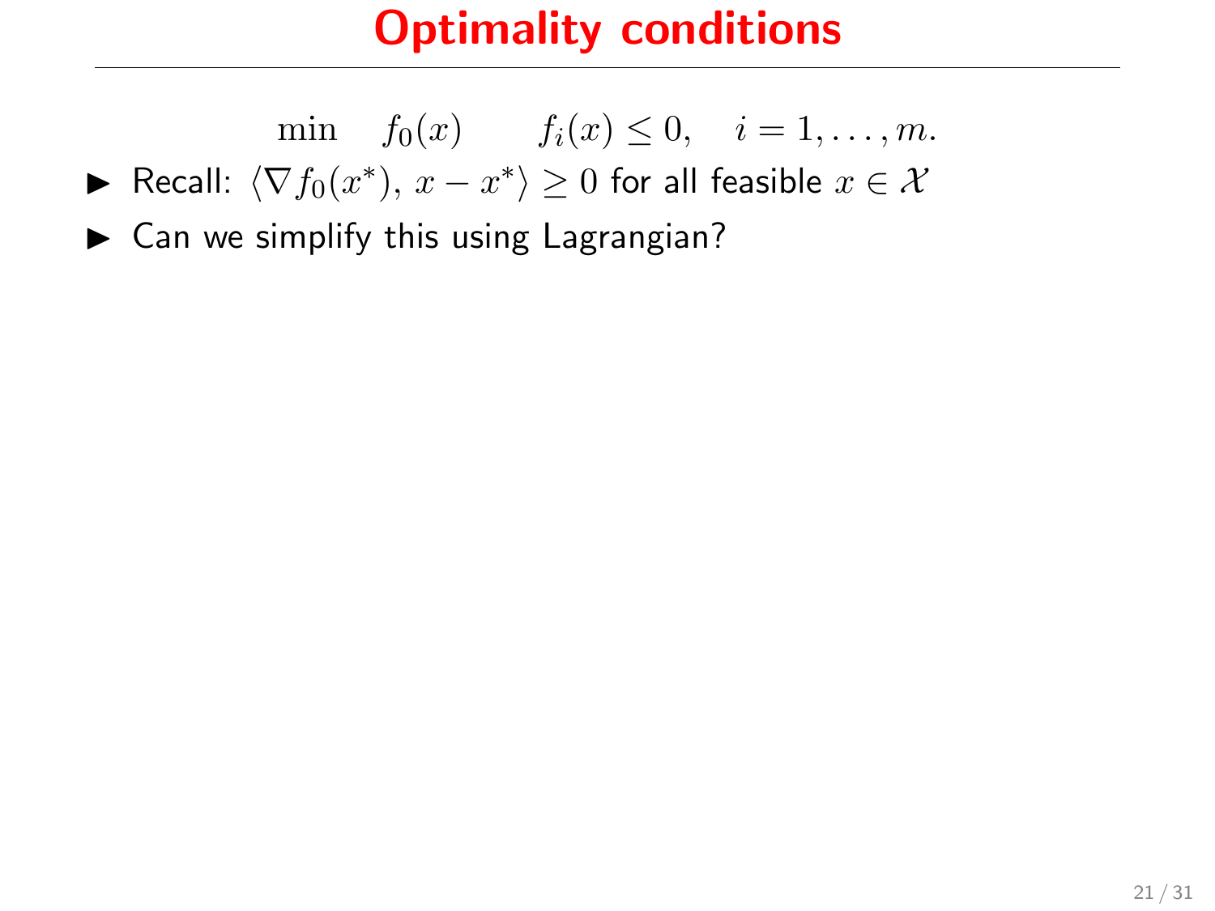# Optimality conditions

$$\min \quad f_0(x) \qquad f_i(x) \leq 0, \quad i = 1, \ldots, m.$$

- Recall: $\langle \nabla f_0(x^*),\, x - x^* \rangle \geq 0$ for all feasible $x \in \mathcal{X}$
- Can we simplify this using Lagrangian?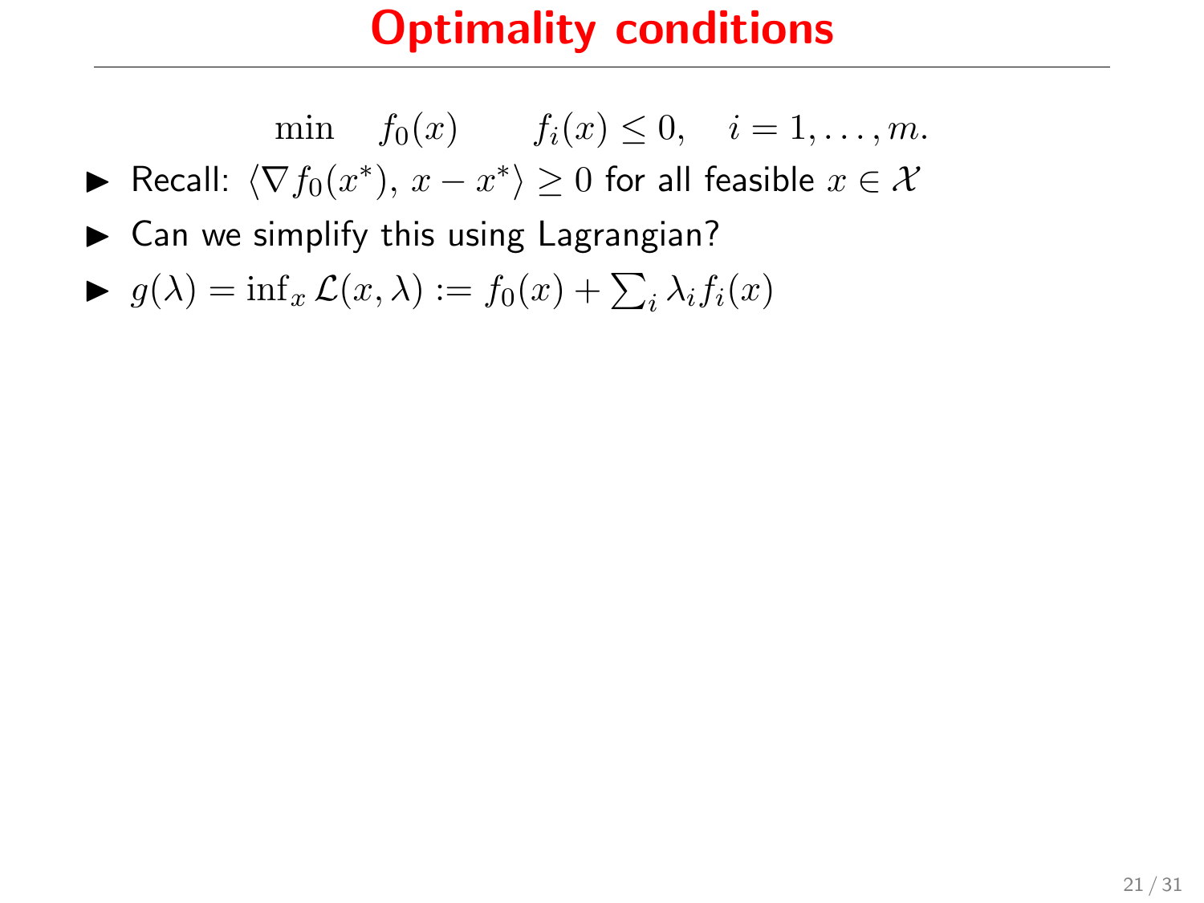# Optimality conditions

$$\min \quad f_0(x) \qquad f_i(x) \leq 0, \quad i = 1, \ldots, m.$$

- Recall: $\langle \nabla f_0(x^*),\, x - x^* \rangle \geq 0$ for all feasible $x \in \mathcal{X}$
- Can we simplify this using Lagrangian?
- $g(\lambda) = \inf_x \mathcal{L}(x, \lambda) := f_0(x) + \sum_i \lambda_i f_i(x)$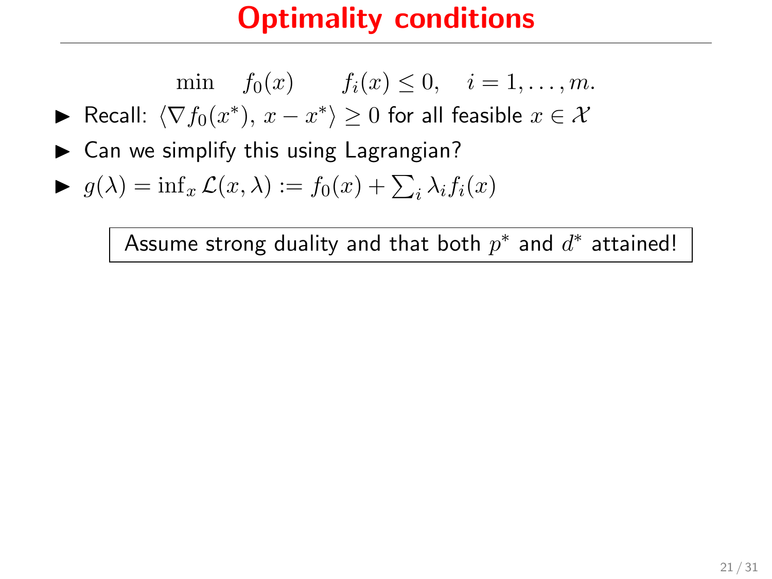# Optimality conditions

$$\min \quad f_0(x) \qquad f_i(x) \leq 0, \quad i = 1, \ldots, m.$$

- Recall: $\langle \nabla f_0(x^*),\, x - x^* \rangle \geq 0$ for all feasible $x \in \mathcal{X}$
- Can we simplify this using Lagrangian?
- $g(\lambda) = \inf_x \mathcal{L}(x, \lambda) := f_0(x) + \sum_i \lambda_i f_i(x)$

Assume strong duality and that both $p^*$ and $d^*$ attained!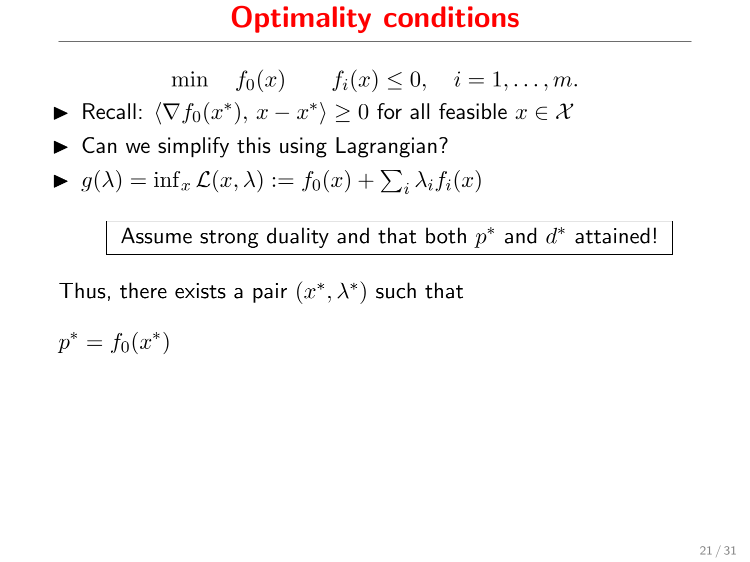# Optimality conditions

$$\min \quad f_0(x) \qquad f_i(x) \leq 0, \quad i = 1, \ldots, m.$$

- Recall: $\langle \nabla f_0(x^*),\, x - x^* \rangle \geq 0$ for all feasible $x \in \mathcal{X}$
- Can we simplify this using Lagrangian?
- $g(\lambda) = \inf_x \mathcal{L}(x, \lambda) := f_0(x) + \sum_i \lambda_i f_i(x)$

**Assume strong duality and that both $p^*$ and $d^*$ attained!**

Thus, there exists a pair $(x^*, \lambda^*)$ such that

$p^* = f_0(x^*)$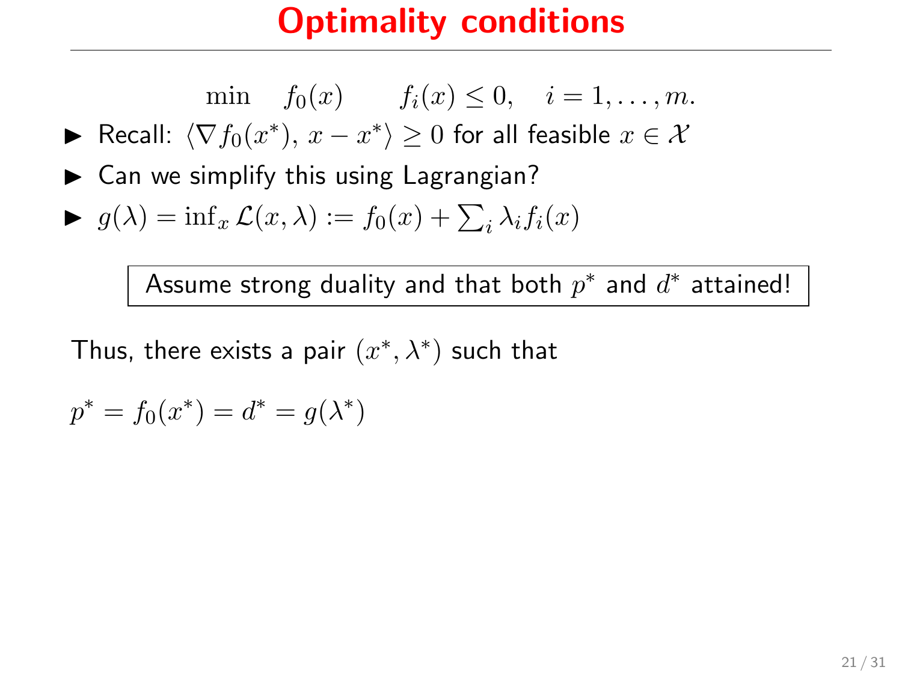# Optimality conditions

$$\min \quad f_0(x) \qquad f_i(x) \leq 0, \quad i = 1, \ldots, m.$$

- Recall: $\langle \nabla f_0(x^*), \, x - x^* \rangle \geq 0$ for all feasible $x \in \mathcal{X}$
- Can we simplify this using Lagrangian?
- $g(\lambda) = \inf_x \mathcal{L}(x, \lambda) := f_0(x) + \sum_i \lambda_i f_i(x)$

**Assume strong duality and that both $p^*$ and $d^*$ attained!**

Thus, there exists a pair $(x^*, \lambda^*)$ such that

$p^* = f_0(x^*) = d^* = g(\lambda^*)$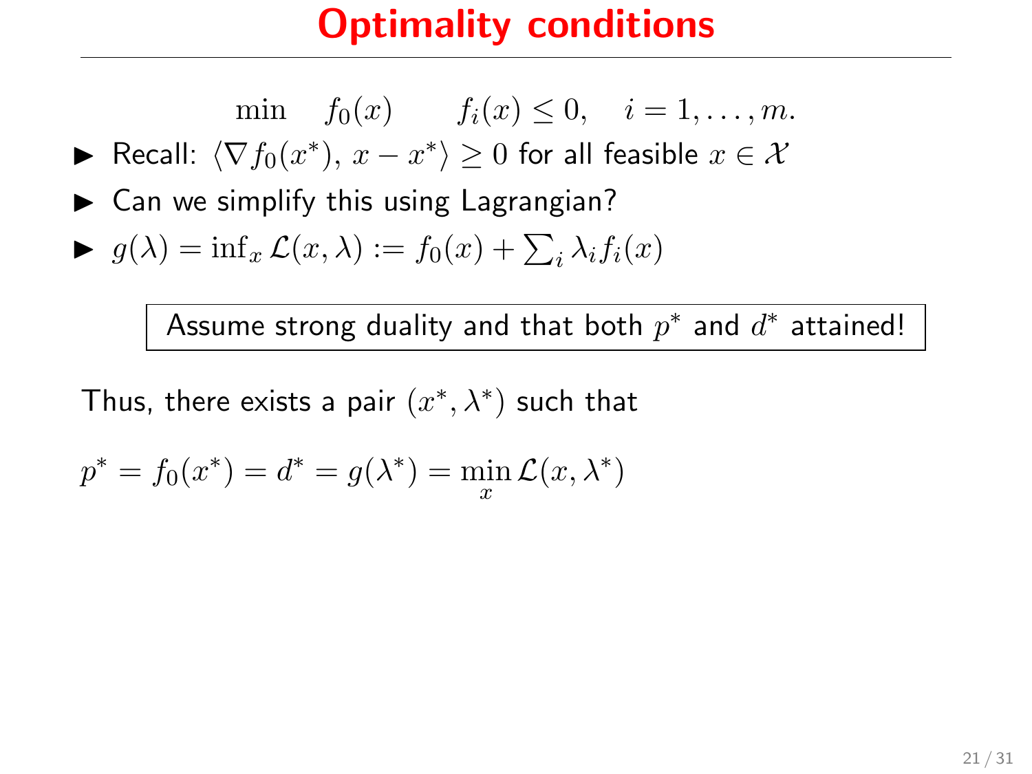# Optimality conditions

$$\min \quad f_0(x) \qquad f_i(x) \leq 0, \quad i = 1, \ldots, m.$$

- Recall: $\langle \nabla f_0(x^*),\, x - x^* \rangle \geq 0$ for all feasible $x \in \mathcal{X}$
- Can we simplify this using Lagrangian?
- $g(\lambda) = \inf_x \mathcal{L}(x, \lambda) := f_0(x) + \sum_i \lambda_i f_i(x)$

**Assume strong duality and that both $p^*$ and $d^*$ attained!**

Thus, there exists a pair $(x^*, \lambda^*)$ such that

$$p^* = f_0(x^*) = d^* = g(\lambda^*) = \min_x \mathcal{L}(x, \lambda^*)$$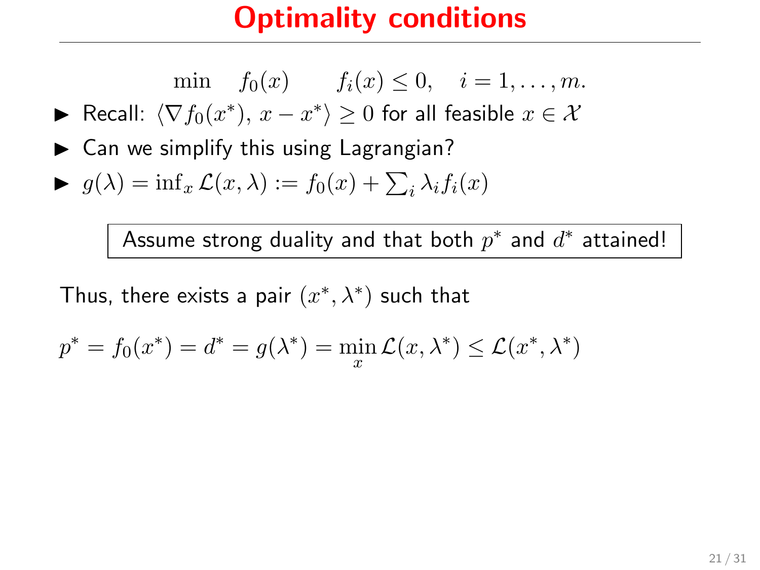# Optimality conditions

$$\min \quad f_0(x) \qquad f_i(x) \leq 0, \quad i = 1, \ldots, m.$$

- Recall: $\langle \nabla f_0(x^*),\, x - x^* \rangle \geq 0$ for all feasible $x \in \mathcal{X}$
- Can we simplify this using Lagrangian?
- $g(\lambda) = \inf_x \mathcal{L}(x, \lambda) := f_0(x) + \sum_i \lambda_i f_i(x)$

**Assume strong duality and that both $p^*$ and $d^*$ attained!**

Thus, there exists a pair $(x^*, \lambda^*)$ such that

$$p^* = f_0(x^*) = d^* = g(\lambda^*) = \min_x \mathcal{L}(x, \lambda^*) \leq \mathcal{L}(x^*, \lambda^*)$$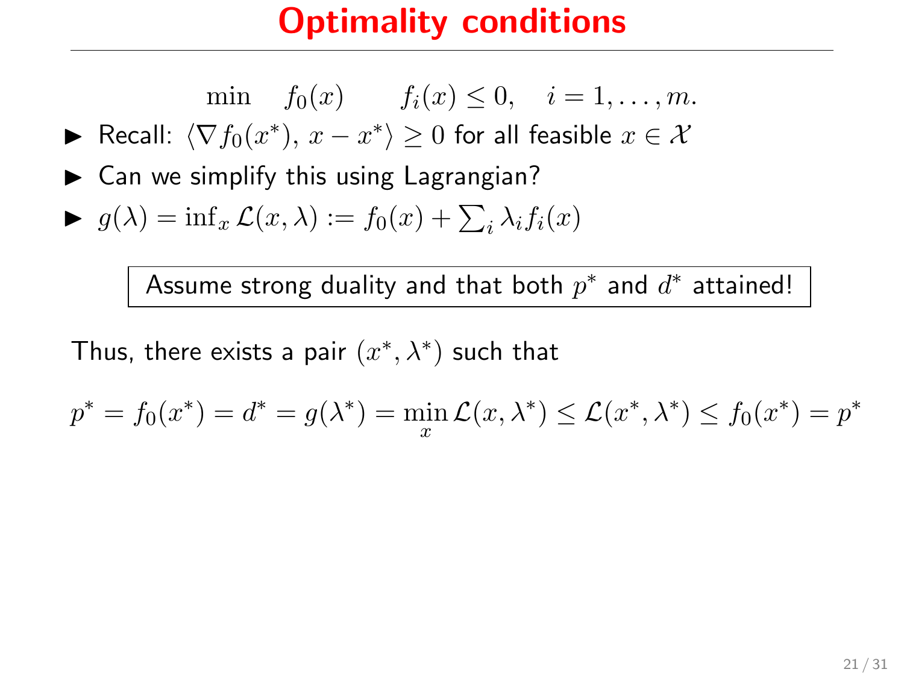# Optimality conditions

$$\min \quad f_0(x) \qquad f_i(x) \leq 0, \quad i = 1, \ldots, m.$$

- Recall: $\langle \nabla f_0(x^*),\, x - x^* \rangle \geq 0$ for all feasible $x \in \mathcal{X}$
- Can we simplify this using Lagrangian?
- $g(\lambda) = \inf_x \mathcal{L}(x, \lambda) := f_0(x) + \sum_i \lambda_i f_i(x)$

**Assume strong duality and that both $p^*$ and $d^*$ attained!**

Thus, there exists a pair $(x^*, \lambda^*)$ such that

$$p^* = f_0(x^*) = d^* = g(\lambda^*) = \min_x \mathcal{L}(x, \lambda^*) \leq \mathcal{L}(x^*, \lambda^*) \leq f_0(x^*) = p^*$$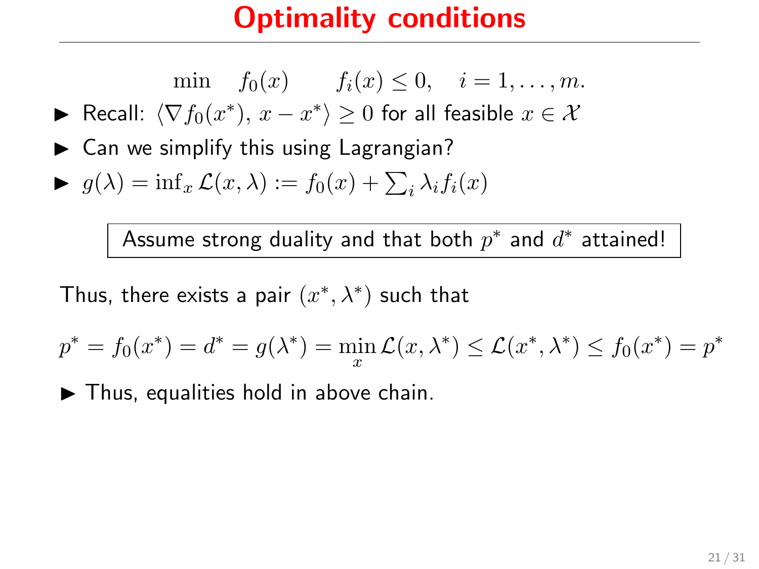# Optimality conditions

$$\min \quad f_0(x) \qquad f_i(x) \leq 0, \quad i = 1, \ldots, m.$$

- Recall: $\langle \nabla f_0(x^*),\, x - x^* \rangle \geq 0$ for all feasible $x \in \mathcal{X}$
- Can we simplify this using Lagrangian?
- $g(\lambda) = \inf_x \mathcal{L}(x, \lambda) := f_0(x) + \sum_i \lambda_i f_i(x)$

**Assume strong duality and that both $p^*$ and $d^*$ attained!**

Thus, there exists a pair $(x^*, \lambda^*)$ such that

$$p^* = f_0(x^*) = d^* = g(\lambda^*) = \min_x \mathcal{L}(x, \lambda^*) \leq \mathcal{L}(x^*, \lambda^*) \leq f_0(x^*) = p^*$$

- Thus, equalities hold in above chain.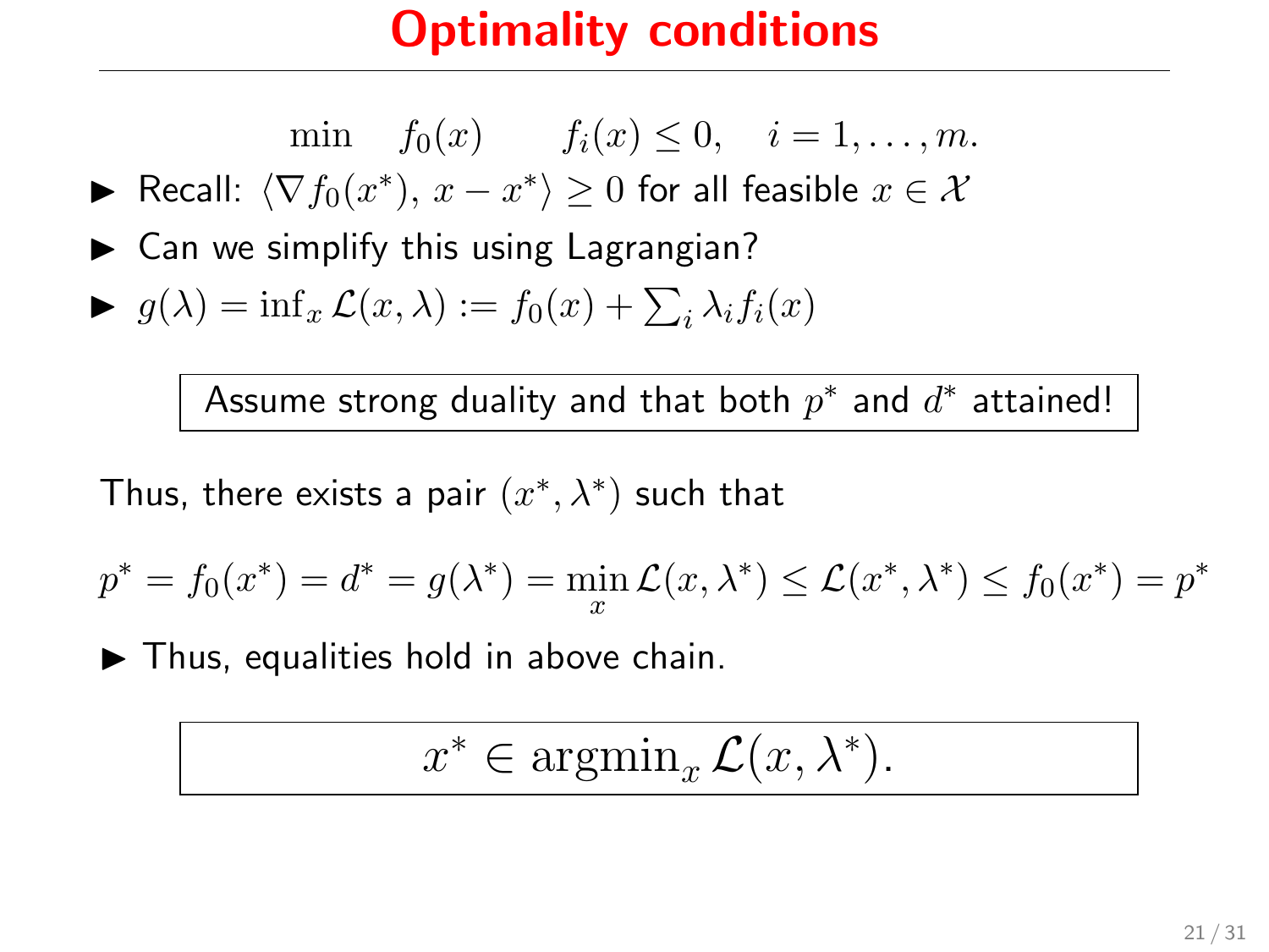# Optimality conditions

$$\min \quad f_0(x) \qquad f_i(x) \leq 0, \quad i = 1, \ldots, m.$$

- Recall: $\langle \nabla f_0(x^*),\, x - x^* \rangle \geq 0$ for all feasible $x \in \mathcal{X}$
- Can we simplify this using Lagrangian?
- $g(\lambda) = \inf_x \mathcal{L}(x, \lambda) := f_0(x) + \sum_i \lambda_i f_i(x)$

**Assume strong duality and that both $p^*$ and $d^*$ attained!**

Thus, there exists a pair $(x^*, \lambda^*)$ such that

$$p^* = f_0(x^*) = d^* = g(\lambda^*) = \min_x \mathcal{L}(x, \lambda^*) \leq \mathcal{L}(x^*, \lambda^*) \leq f_0(x^*) = p^*$$

- Thus, equalities hold in above chain.

$$x^* \in \operatorname{argmin}_x \mathcal{L}(x, \lambda^*).$$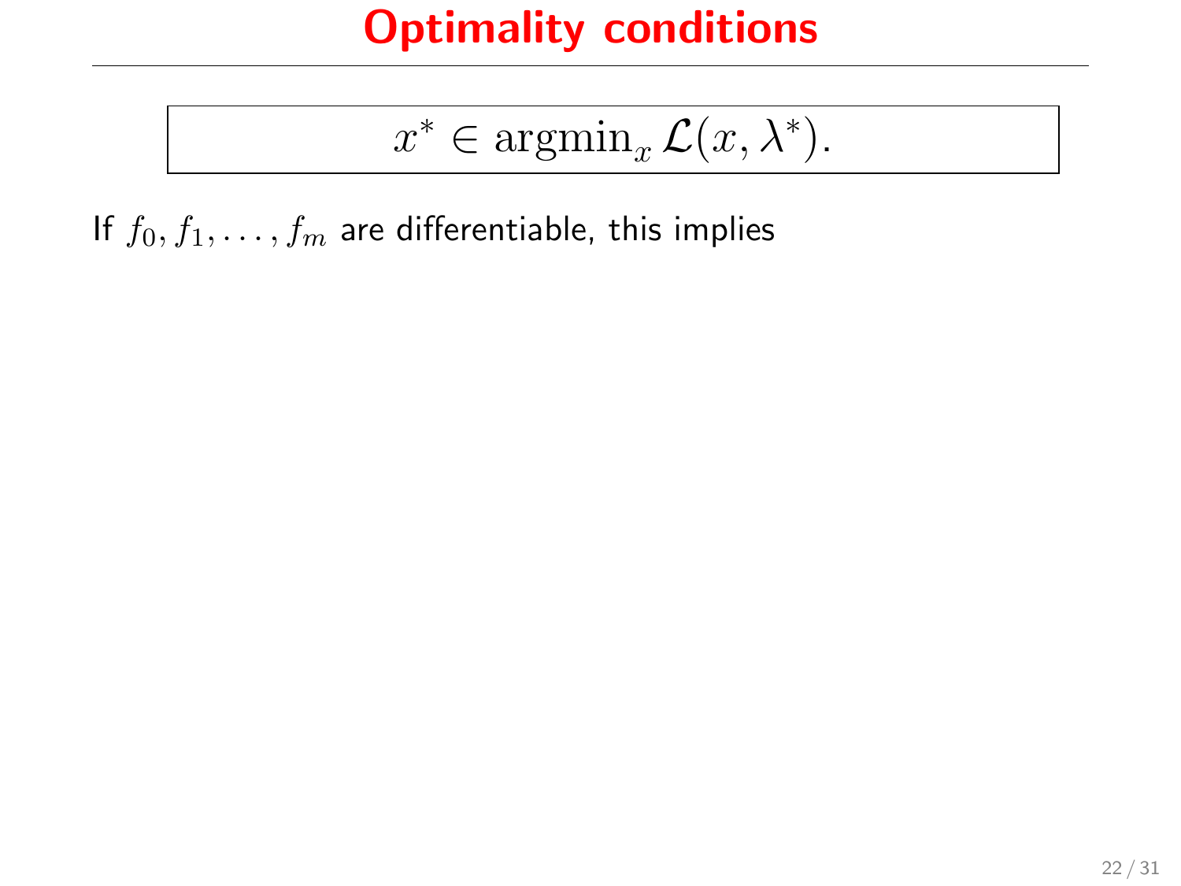# Optimality conditions

$$x^* \in \operatorname{argmin}_x \mathcal{L}(x, \lambda^*).$$

If $f_0, f_1, \ldots, f_m$ are differentiable, this implies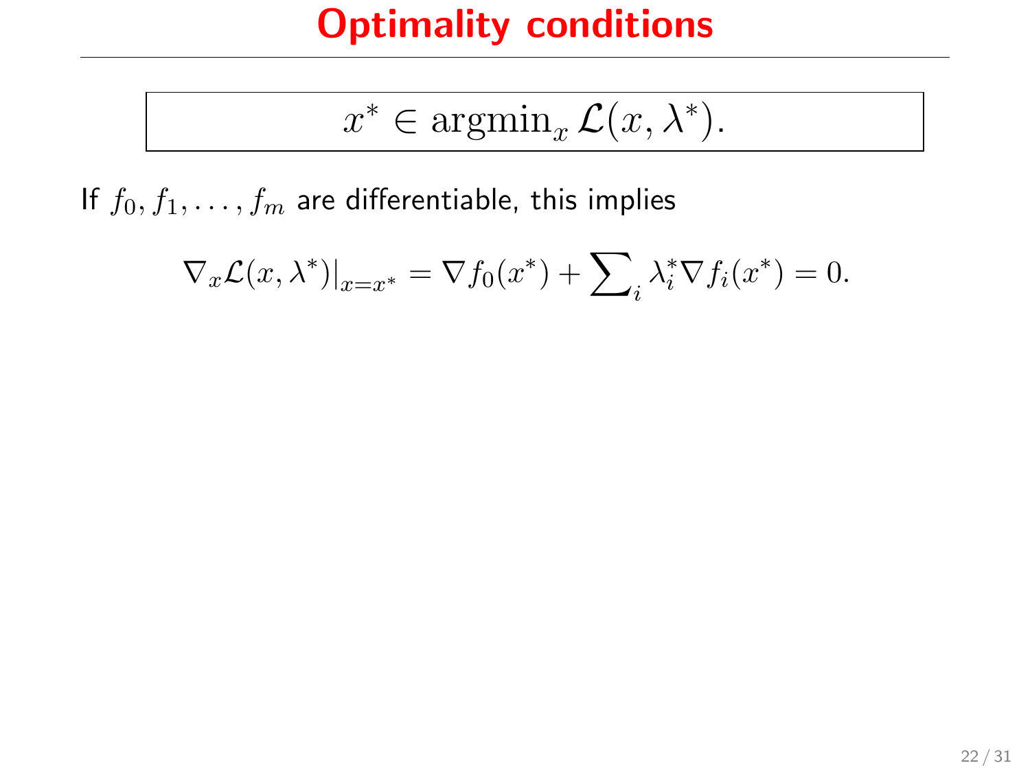# Optimality conditions

$$x^* \in \operatorname{argmin}_x \mathcal{L}(x, \lambda^*).$$

If $f_0, f_1, \ldots, f_m$ are differentiable, this implies

$$\nabla_x \mathcal{L}(x, \lambda^*)|_{x=x^*} = \nabla f_0(x^*) + \sum_i \lambda_i^* \nabla f_i(x^*) = 0.$$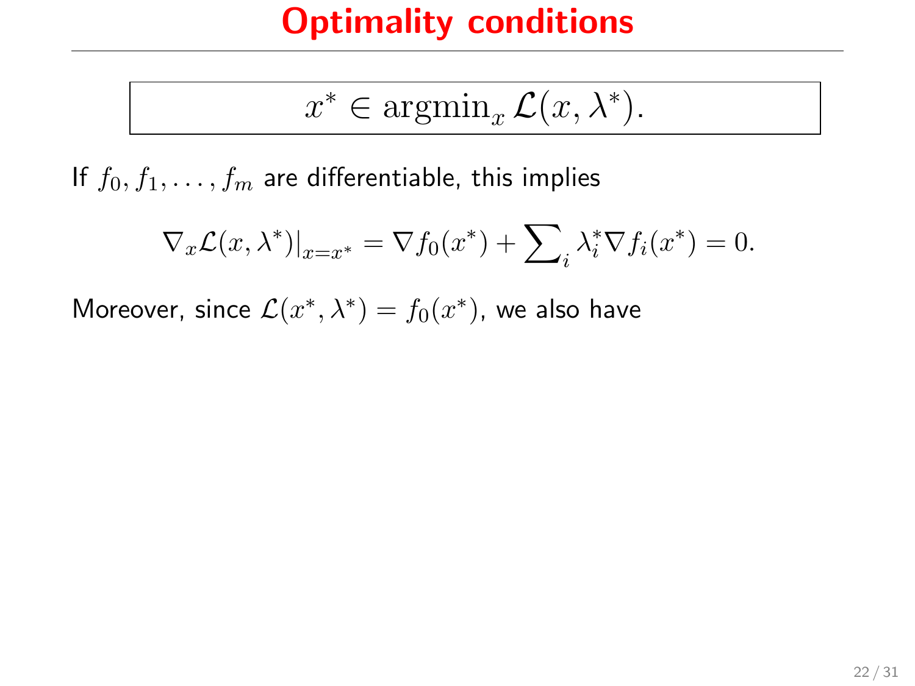# Optimality conditions

$$\boxed{x^* \in \operatorname{argmin}_x \mathcal{L}(x, \lambda^*).}$$

If $f_0, f_1, \ldots, f_m$ are differentiable, this implies

$$\nabla_x \mathcal{L}(x, \lambda^*)|_{x=x^*} = \nabla f_0(x^*) + \sum\nolimits_i \lambda_i^* \nabla f_i(x^*) = 0.$$

Moreover, since $\mathcal{L}(x^*, \lambda^*) = f_0(x^*)$, we also have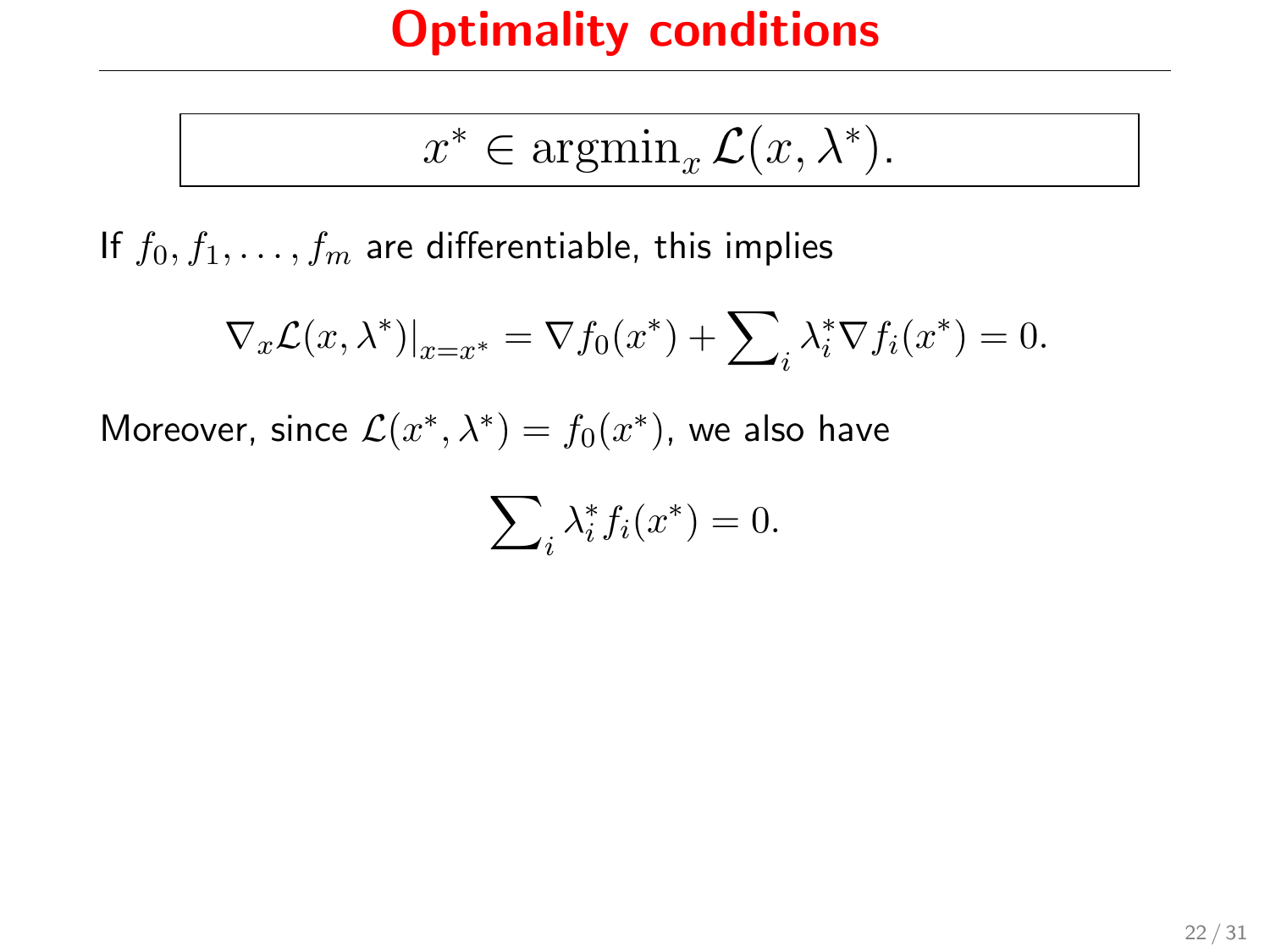# Optimality conditions

$$x^* \in \operatorname{argmin}_x \mathcal{L}(x, \lambda^*).$$

If $f_0, f_1, \ldots, f_m$ are differentiable, this implies

$$\nabla_x \mathcal{L}(x, \lambda^*)\big|_{x=x^*} = \nabla f_0(x^*) + \sum\nolimits_i \lambda_i^* \nabla f_i(x^*) = 0.$$

Moreover, since $\mathcal{L}(x^*, \lambda^*) = f_0(x^*)$, we also have

$$\sum\nolimits_i \lambda_i^* f_i(x^*) = 0.$$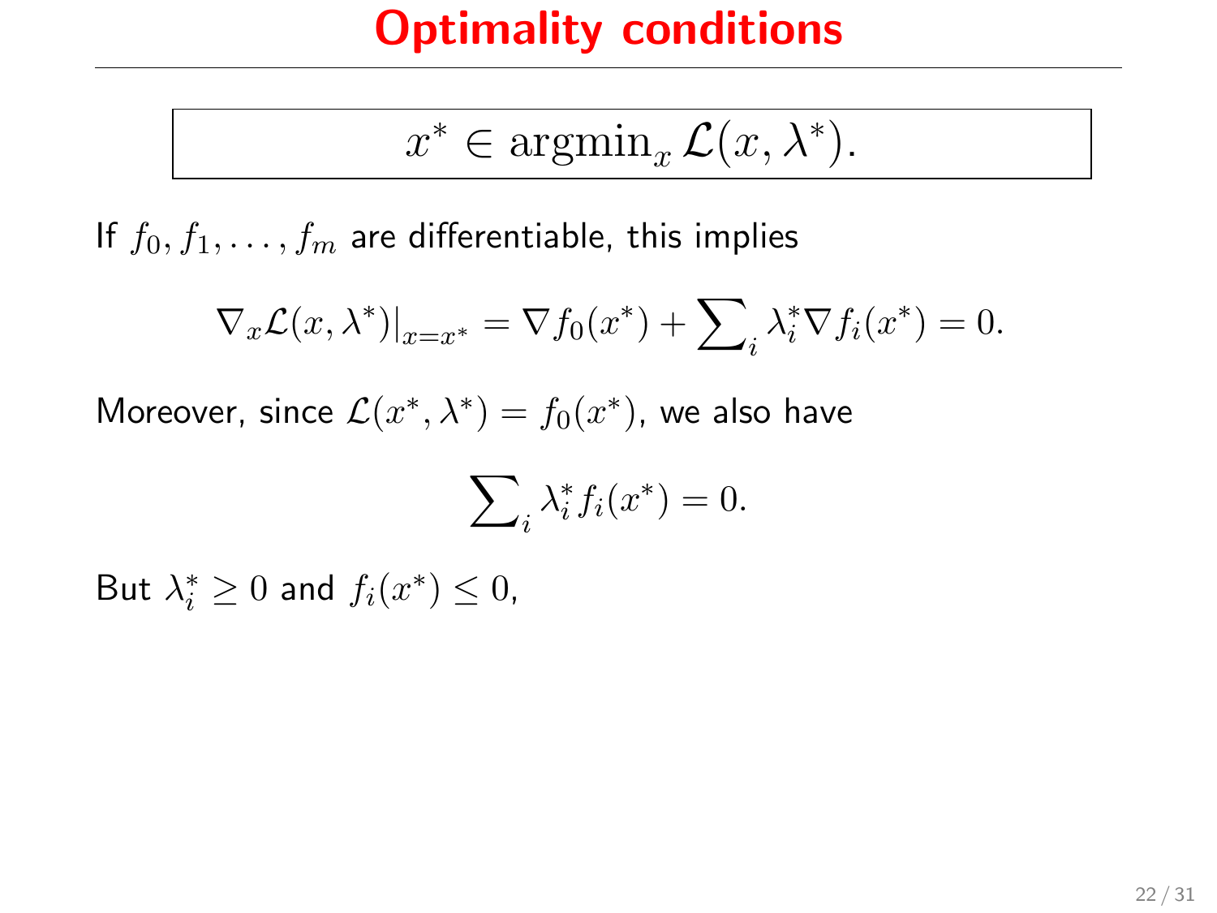# Optimality conditions

$$x^* \in \operatorname{argmin}_x \mathcal{L}(x, \lambda^*).$$

If $f_0, f_1, \ldots, f_m$ are differentiable, this implies

$$\nabla_x \mathcal{L}(x, \lambda^*)|_{x=x^*} = \nabla f_0(x^*) + \sum\nolimits_i \lambda_i^* \nabla f_i(x^*) = 0.$$

Moreover, since $\mathcal{L}(x^*, \lambda^*) = f_0(x^*)$, we also have

$$\sum\nolimits_i \lambda_i^* f_i(x^*) = 0.$$

But $\lambda_i^* \geq 0$ and $f_i(x^*) \leq 0$,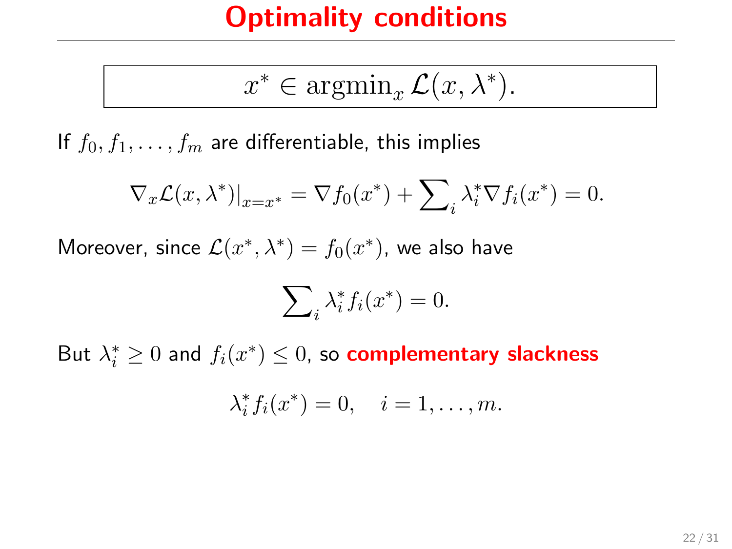# Optimality conditions

$$x^* \in \operatorname{argmin}_x \mathcal{L}(x, \lambda^*).$$

If $f_0, f_1, \ldots, f_m$ are differentiable, this implies

$$\nabla_x \mathcal{L}(x, \lambda^*)\big|_{x=x^*} = \nabla f_0(x^*) + \sum\nolimits_i \lambda_i^* \nabla f_i(x^*) = 0.$$

Moreover, since $\mathcal{L}(x^*, \lambda^*) = f_0(x^*)$, we also have

$$\sum\nolimits_i \lambda_i^* f_i(x^*) = 0.$$

But $\lambda_i^* \geq 0$ and $f_i(x^*) \leq 0$, so **complementary slackness**

$$\lambda_i^* f_i(x^*) = 0, \quad i = 1, \ldots, m.$$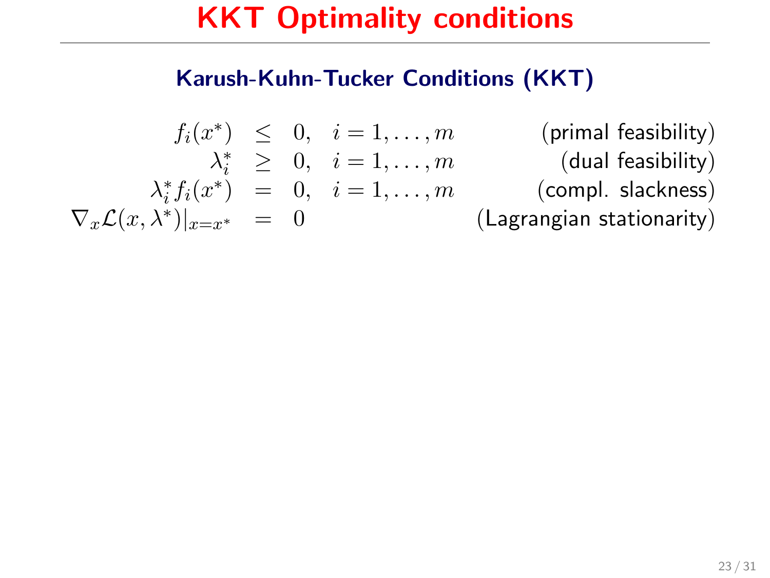# KKT Optimality conditions

### Karush-Kuhn-Tucker Conditions (KKT)

$$
\begin{array}{rcll}
f_i(x^*) & \leq & 0, \quad i = 1, \ldots, m & \text{(primal feasibility)} \\
\lambda_i^* & \geq & 0, \quad i = 1, \ldots, m & \text{(dual feasibility)} \\
\lambda_i^* f_i(x^*) & = & 0, \quad i = 1, \ldots, m & \text{(compl. slackness)} \\
\nabla_x \mathcal{L}(x, \lambda^*)|_{x=x^*} & = & 0 & \text{(Lagrangian stationarity)}
\end{array}
$$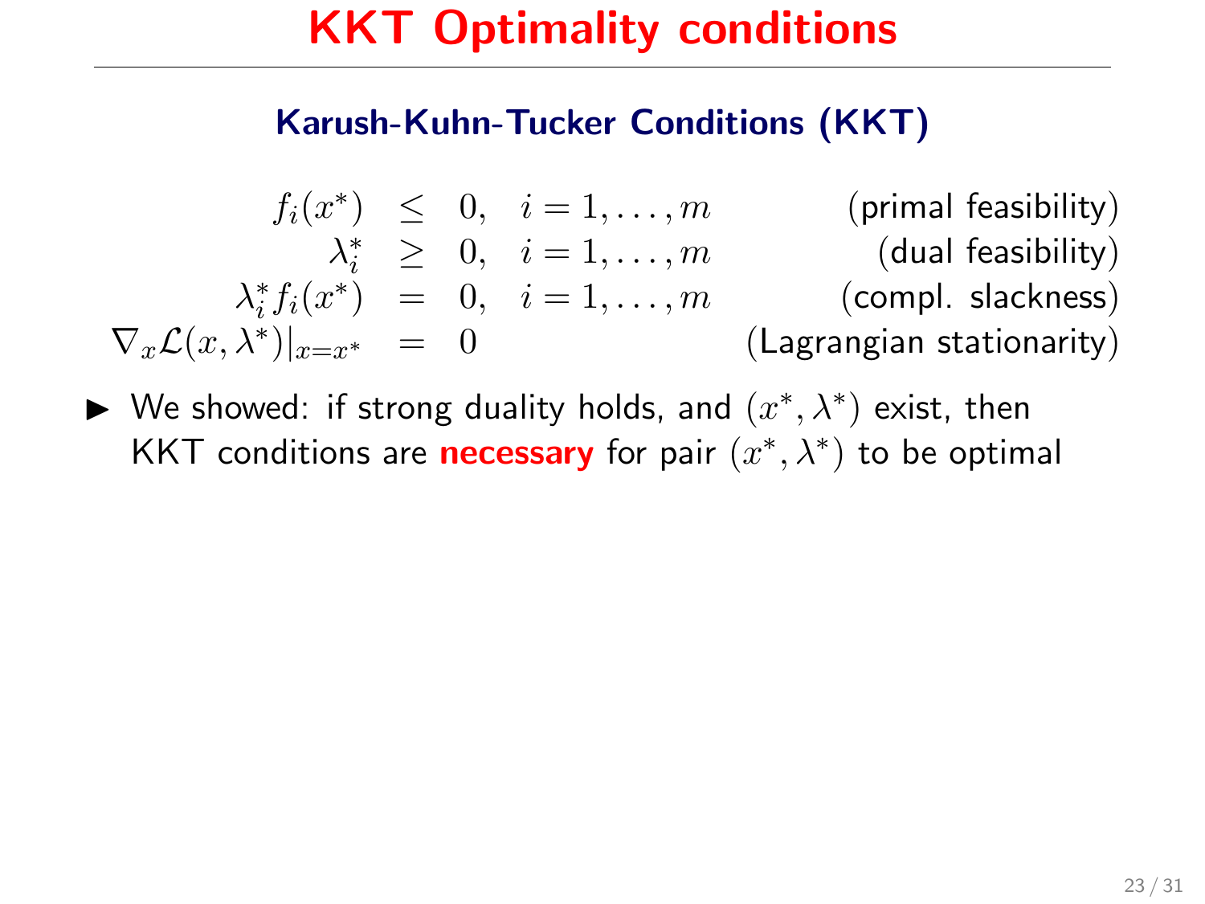# KKT Optimality conditions

### Karush-Kuhn-Tucker Conditions (KKT)

$$
\begin{array}{rcll}
f_i(x^*) & \leq & 0, \quad i = 1, \ldots, m & \text{(primal feasibility)} \\
\lambda_i^* & \geq & 0, \quad i = 1, \ldots, m & \text{(dual feasibility)} \\
\lambda_i^* f_i(x^*) & = & 0, \quad i = 1, \ldots, m & \text{(compl. slackness)} \\
\nabla_x \mathcal{L}(x, \lambda^*)|_{x=x^*} & = & 0 & \text{(Lagrangian stationarity)}
\end{array}
$$

- We showed: if strong duality holds, and $(x^*, \lambda^*)$ exist, then KKT conditions are **necessary** for pair $(x^*, \lambda^*)$ to be optimal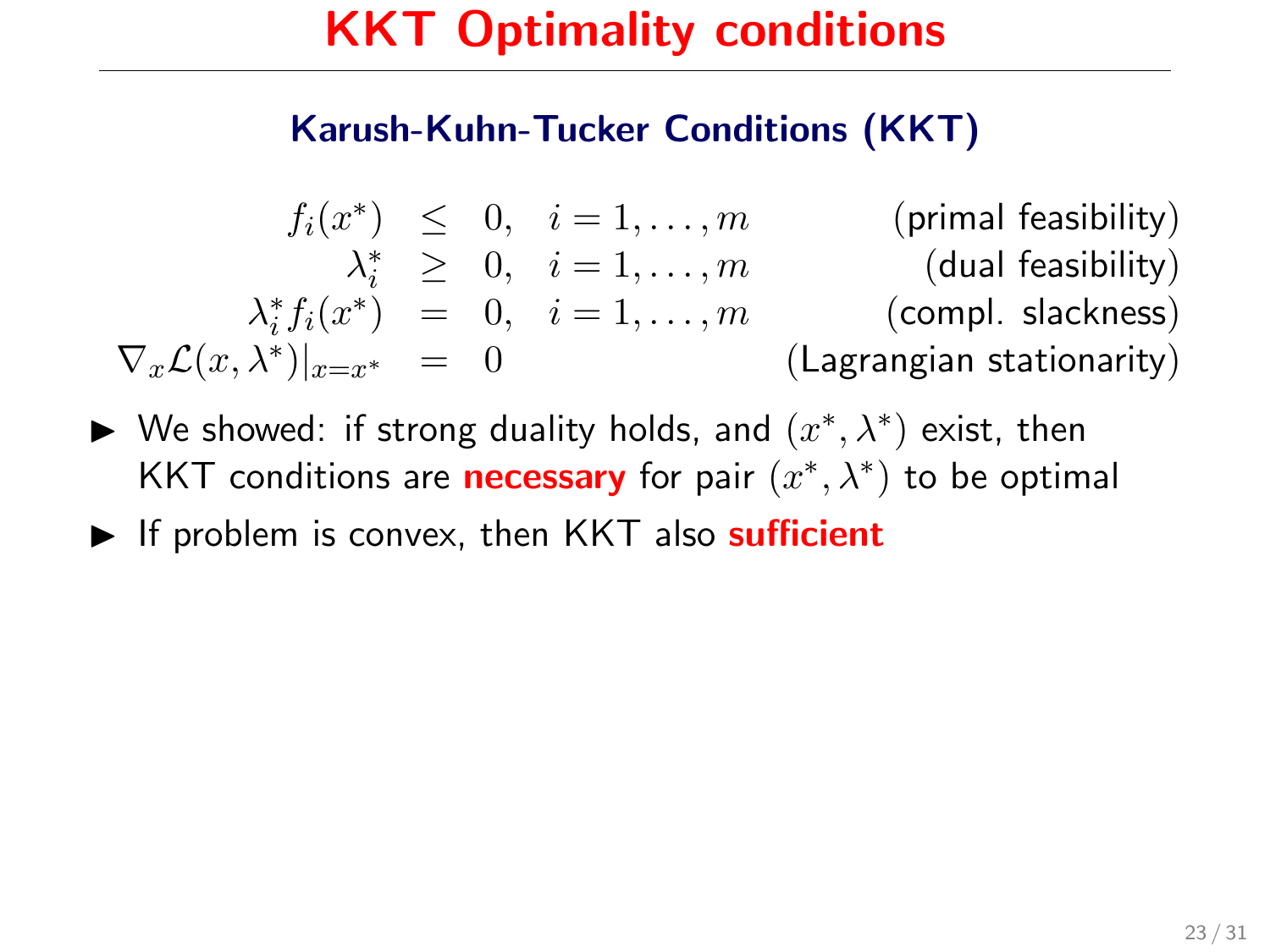# KKT Optimality conditions

### Karush-Kuhn-Tucker Conditions (KKT)

$$
\begin{array}{rcll}
f_i(x^*) & \leq & 0, \quad i = 1, \ldots, m & \text{(primal feasibility)} \\
\lambda_i^* & \geq & 0, \quad i = 1, \ldots, m & \text{(dual feasibility)} \\
\lambda_i^* f_i(x^*) & = & 0, \quad i = 1, \ldots, m & \text{(compl. slackness)} \\
\nabla_x \mathcal{L}(x, \lambda^*)|_{x=x^*} & = & 0 & \text{(Lagrangian stationarity)}
\end{array}
$$

- We showed: if strong duality holds, and $(x^*, \lambda^*)$ exist, then KKT conditions are **necessary** for pair $(x^*, \lambda^*)$ to be optimal
- If problem is convex, then KKT also **sufficient**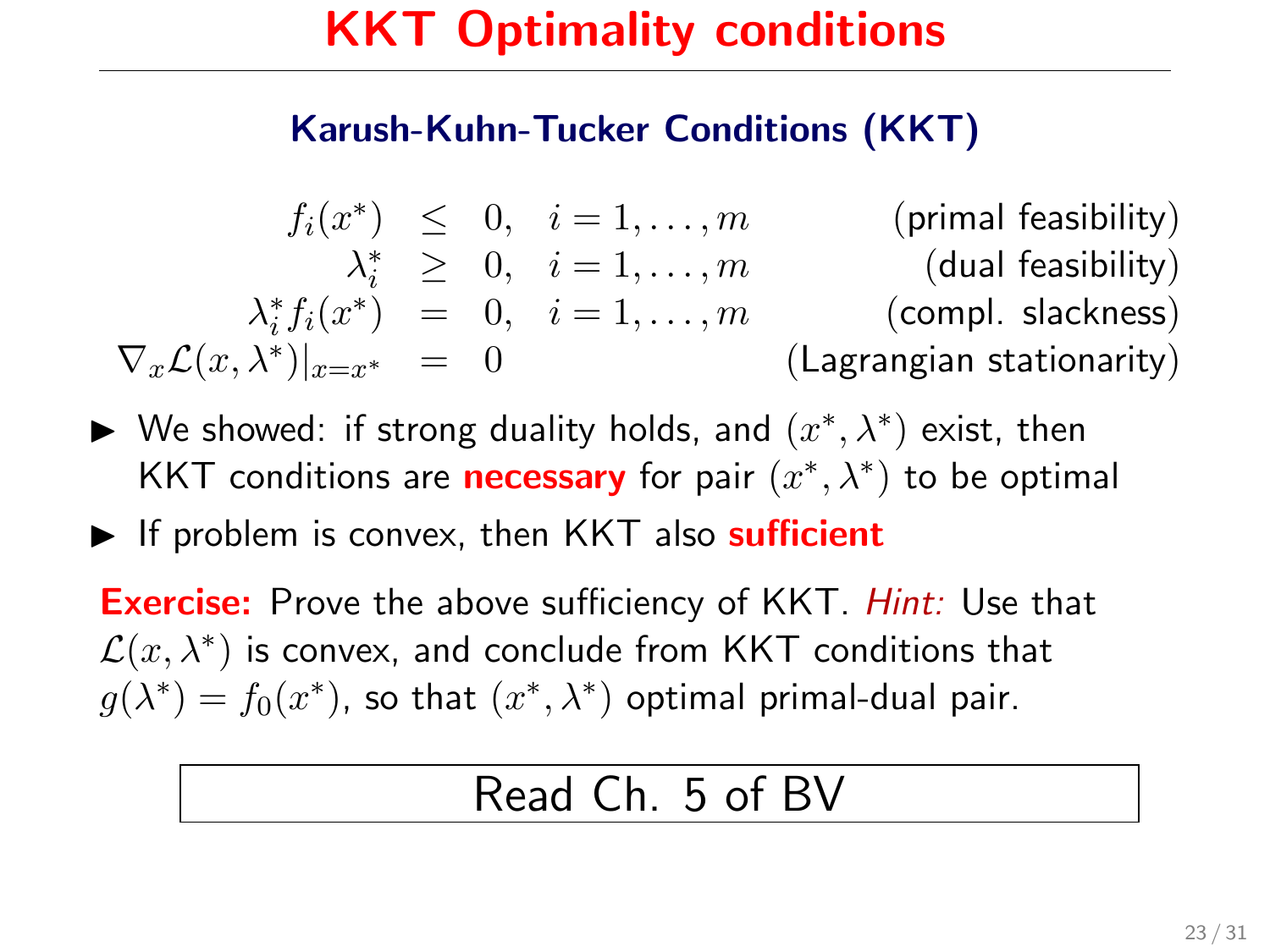# KKT Optimality conditions

### Karush-Kuhn-Tucker Conditions (KKT)

$$
\begin{array}{rcll}
f_i(x^*) & \leq & 0, \quad i = 1, \ldots, m & \text{(primal feasibility)} \\
\lambda_i^* & \geq & 0, \quad i = 1, \ldots, m & \text{(dual feasibility)} \\
\lambda_i^* f_i(x^*) & = & 0, \quad i = 1, \ldots, m & \text{(compl. slackness)} \\
\nabla_x \mathcal{L}(x, \lambda^*)|_{x=x^*} & = & 0 & \text{(Lagrangian stationarity)}
\end{array}
$$

- We showed: if strong duality holds, and $(x^*, \lambda^*)$ exist, then KKT conditions are **necessary** for pair $(x^*, \lambda^*)$ to be optimal
- If problem is convex, then KKT also **sufficient**

**Exercise:** Prove the above sufficiency of KKT. *Hint:* Use that $\mathcal{L}(x, \lambda^*)$ is convex, and conclude from KKT conditions that $g(\lambda^*) = f_0(x^*)$, so that $(x^*, \lambda^*)$ optimal primal-dual pair.

Read Ch. 5 of BV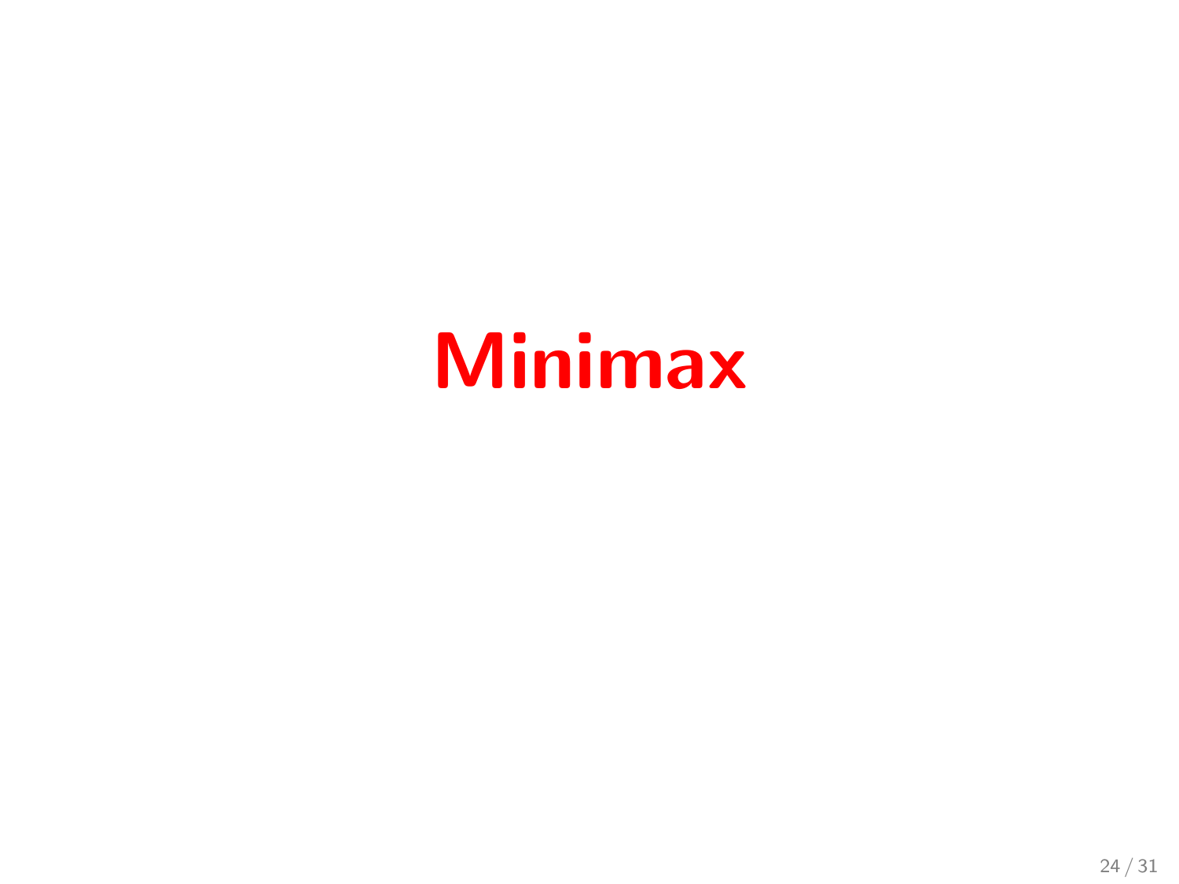# Minimax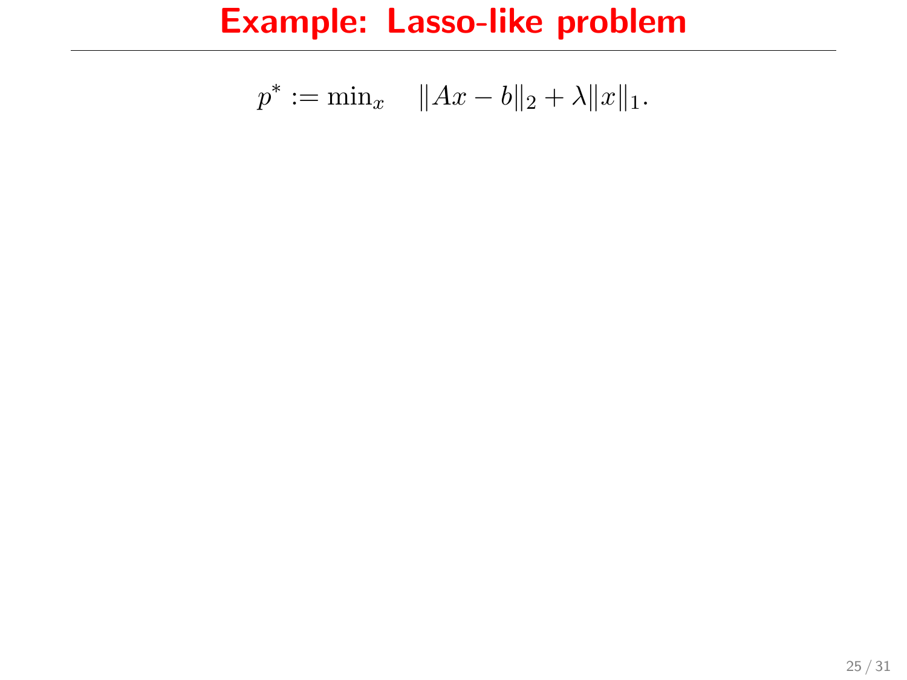# Example: Lasso-like problem

$$p^* := \min_x \quad \|Ax - b\|_2 + \lambda \|x\|_1.$$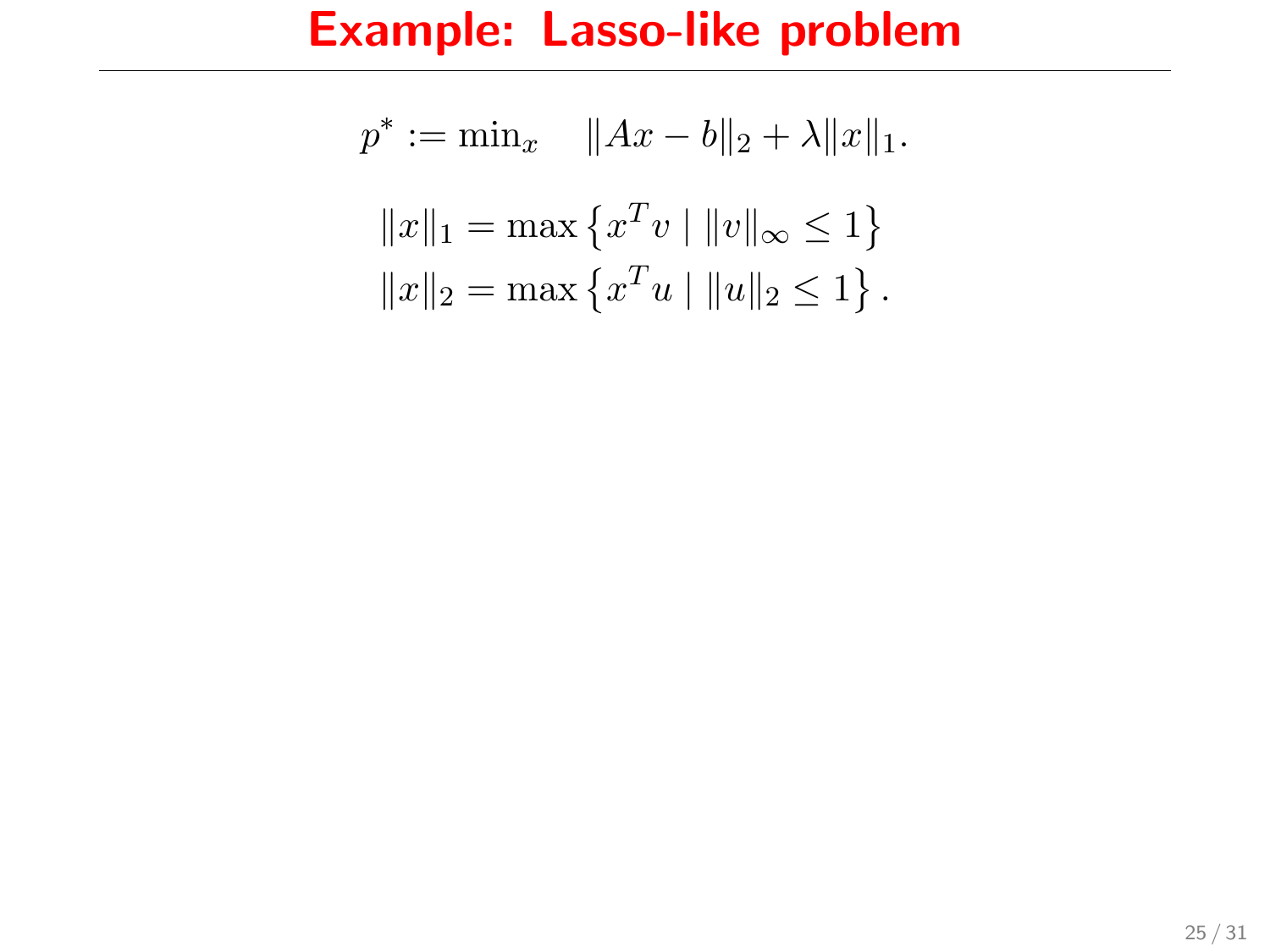# Example: Lasso-like problem

$$p^* := \min_x \quad \|Ax - b\|_2 + \lambda \|x\|_1.$$

$$\|x\|_1 = \max \left\{ x^T v \mid \|v\|_\infty \le 1 \right\}$$
$$\|x\|_2 = \max \left\{ x^T u \mid \|u\|_2 \le 1 \right\}.$$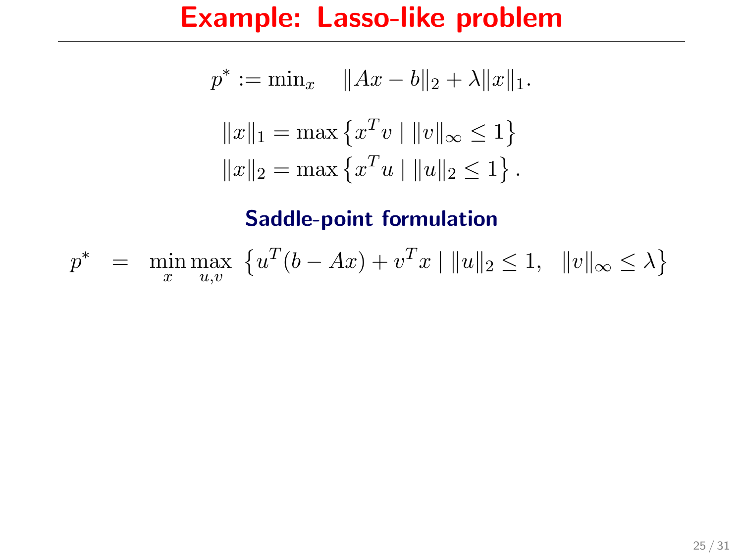# Example: Lasso-like problem

$$p^* := \min_x \quad \|Ax - b\|_2 + \lambda \|x\|_1.$$

$$\|x\|_1 = \max\left\{x^T v \mid \|v\|_\infty \leq 1\right\}$$
$$\|x\|_2 = \max\left\{x^T u \mid \|u\|_2 \leq 1\right\}.$$

### Saddle-point formulation

$$p^* \quad = \quad \min_x \max_{u,v} \ \left\{u^T(b - Ax) + v^T x \mid \|u\|_2 \leq 1, \quad \|v\|_\infty \leq \lambda\right\}$$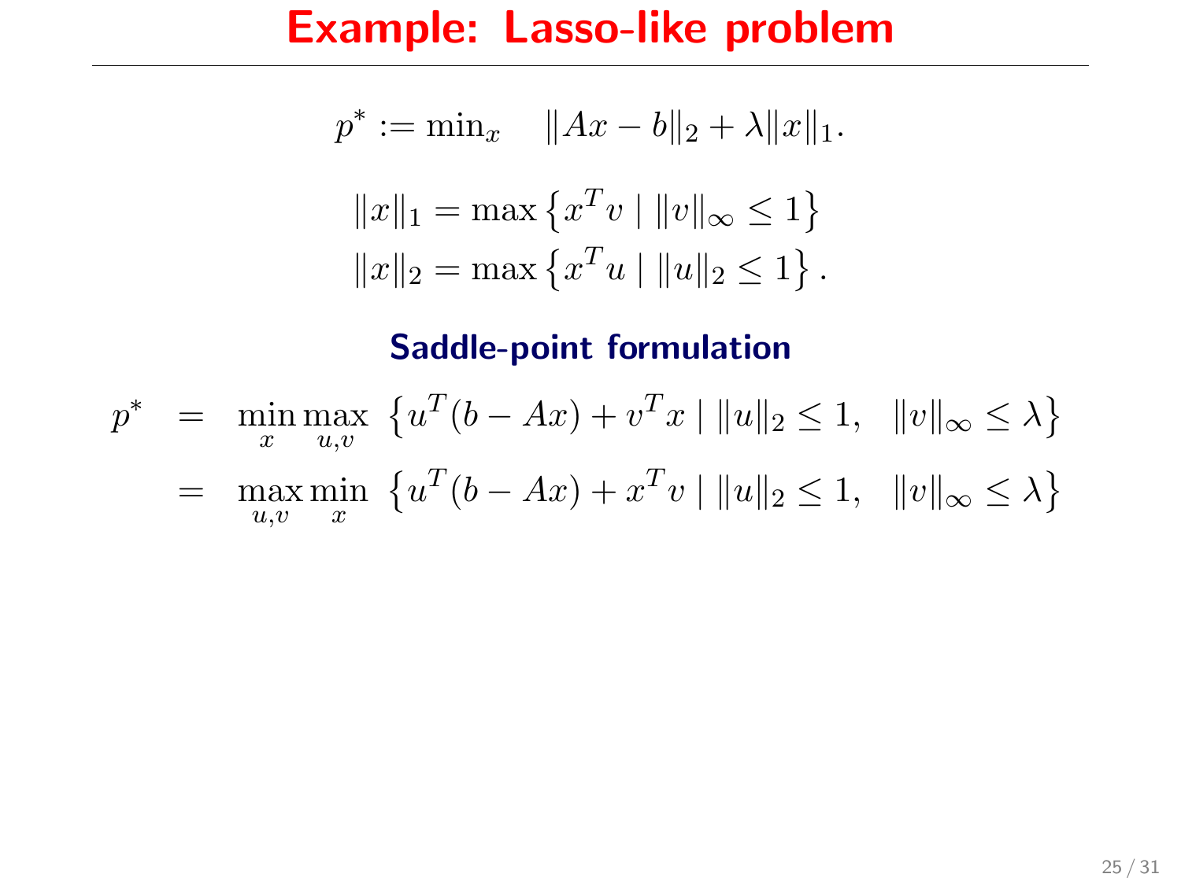# Example: Lasso-like problem

$$p^* := \min_x \quad \|Ax - b\|_2 + \lambda \|x\|_1.$$

$$\|x\|_1 = \max\left\{x^T v \mid \|v\|_\infty \le 1\right\}$$
$$\|x\|_2 = \max\left\{x^T u \mid \|u\|_2 \le 1\right\}.$$

## Saddle-point formulation

$$\begin{aligned}
p^* &= \min_x \max_{u,v} \ \left\{u^T(b - Ax) + v^T x \mid \|u\|_2 \le 1, \quad \|v\|_\infty \le \lambda\right\} \\
&= \max_{u,v} \min_x \ \left\{u^T(b - Ax) + x^T v \mid \|u\|_2 \le 1, \quad \|v\|_\infty \le \lambda\right\}
\end{aligned}$$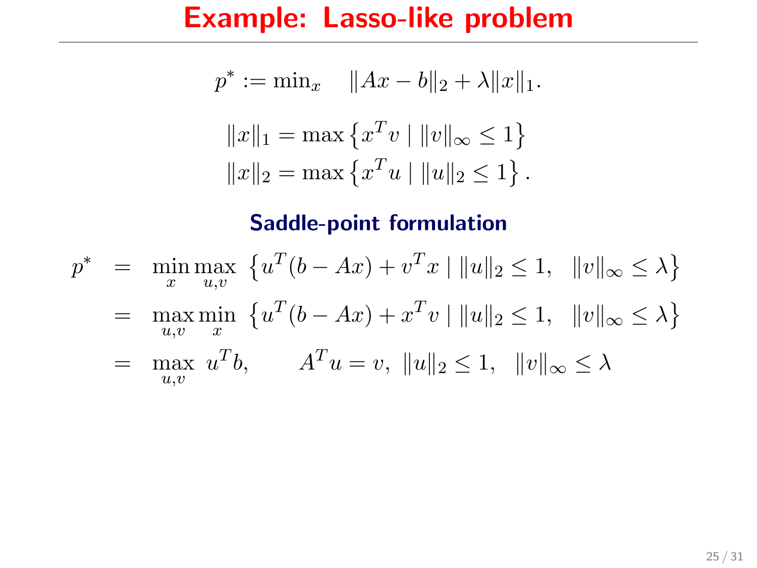# Example: Lasso-like problem

$$p^* := \min_x \quad \|Ax - b\|_2 + \lambda \|x\|_1.$$

$$\|x\|_1 = \max \left\{ x^T v \mid \|v\|_\infty \le 1 \right\}$$
$$\|x\|_2 = \max \left\{ x^T u \mid \|u\|_2 \le 1 \right\}.$$

## Saddle-point formulation

$$\begin{aligned}
p^* &= \min_x \max_{u,v} \ \left\{ u^T(b - Ax) + v^T x \mid \|u\|_2 \le 1, \ \ \|v\|_\infty \le \lambda \right\} \\
&= \max_{u,v} \min_x \ \left\{ u^T(b - Ax) + x^T v \mid \|u\|_2 \le 1, \ \ \|v\|_\infty \le \lambda \right\} \\
&= \max_{u,v} \ u^T b, \qquad A^T u = v, \ \|u\|_2 \le 1, \ \ \|v\|_\infty \le \lambda
\end{aligned}$$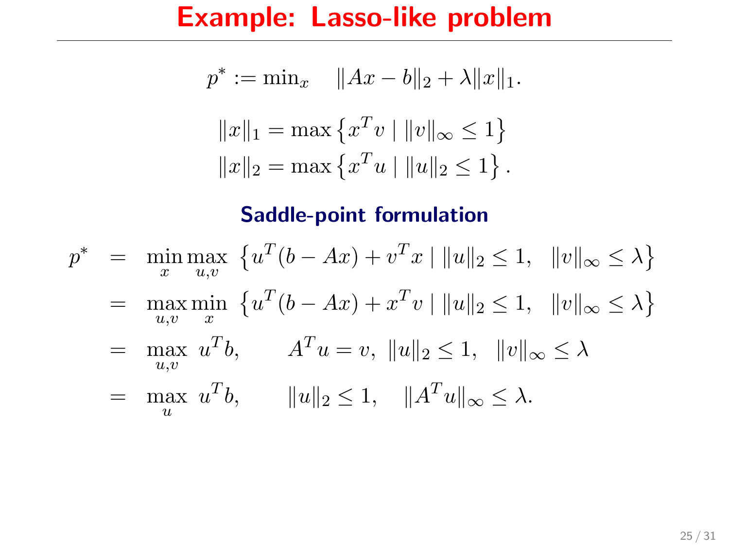# Example: Lasso-like problem

$$p^* := \min_x \quad \|Ax - b\|_2 + \lambda \|x\|_1.$$

$$\|x\|_1 = \max \left\{ x^T v \mid \|v\|_\infty \leq 1 \right\}$$
$$\|x\|_2 = \max \left\{ x^T u \mid \|u\|_2 \leq 1 \right\}.$$

## Saddle-point formulation

$$\begin{aligned}
p^* &= \min_x \max_{u,v} \; \left\{ u^T(b - Ax) + v^T x \mid \|u\|_2 \leq 1, \quad \|v\|_\infty \leq \lambda \right\} \\
&= \max_{u,v} \min_x \; \left\{ u^T(b - Ax) + x^T v \mid \|u\|_2 \leq 1, \quad \|v\|_\infty \leq \lambda \right\} \\
&= \max_{u,v} \; u^T b, \qquad A^T u = v, \; \|u\|_2 \leq 1, \quad \|v\|_\infty \leq \lambda \\
&= \max_{u} \; u^T b, \qquad \|u\|_2 \leq 1, \quad \|A^T u\|_\infty \leq \lambda.
\end{aligned}$$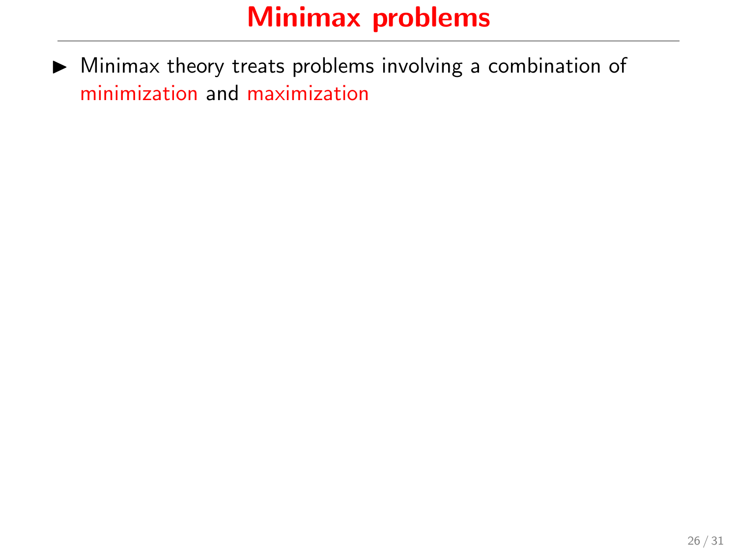# Minimax problems

- Minimax theory treats problems involving a combination of minimization and maximization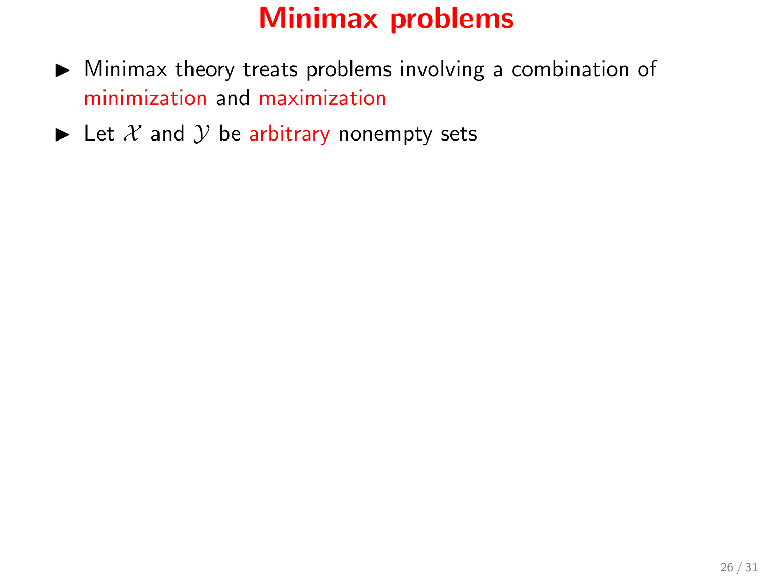# Minimax problems

- Minimax theory treats problems involving a combination of minimization and maximization
- Let $\mathcal{X}$ and $\mathcal{Y}$ be arbitrary nonempty sets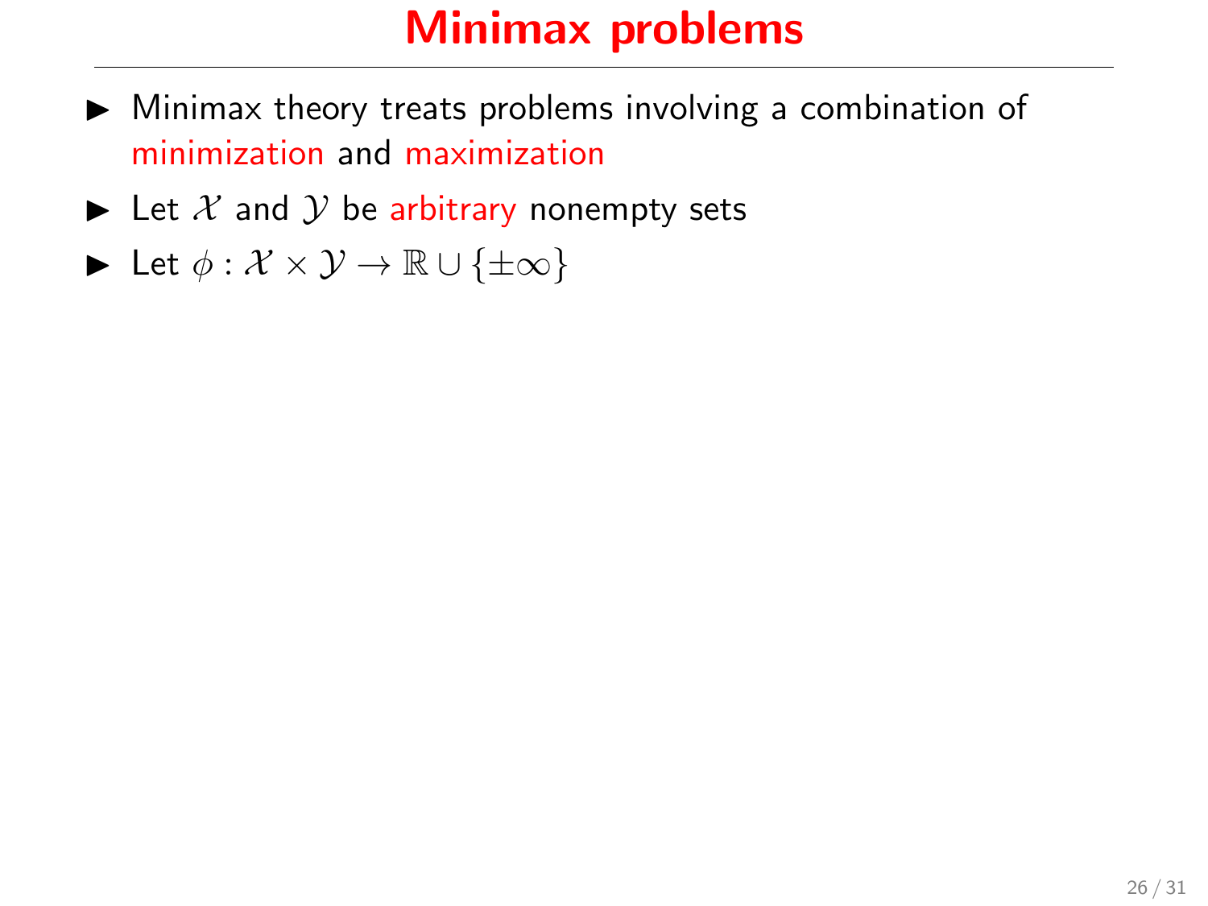# Minimax problems

- Minimax theory treats problems involving a combination of minimization and maximization
- Let $\mathcal{X}$ and $\mathcal{Y}$ be arbitrary nonempty sets
- Let $\phi : \mathcal{X} \times \mathcal{Y} \to \mathbb{R} \cup \{\pm\infty\}$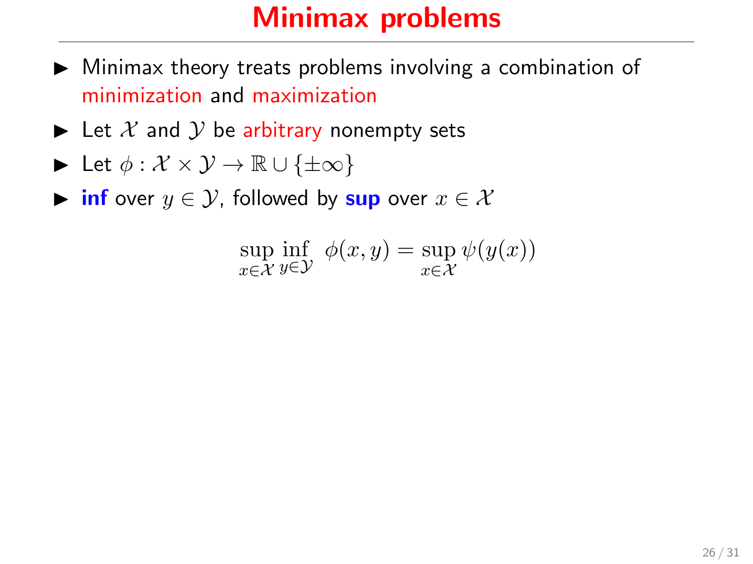# Minimax problems

- Minimax theory treats problems involving a combination of minimization and maximization
- Let $\mathcal{X}$ and $\mathcal{Y}$ be arbitrary nonempty sets
- Let $\phi : \mathcal{X} \times \mathcal{Y} \to \mathbb{R} \cup \{\pm\infty\}$
- **inf** over $y \in \mathcal{Y}$, followed by **sup** over $x \in \mathcal{X}$

$$\sup_{x \in \mathcal{X}} \inf_{y \in \mathcal{Y}} \ \phi(x, y) = \sup_{x \in \mathcal{X}} \psi(y(x))$$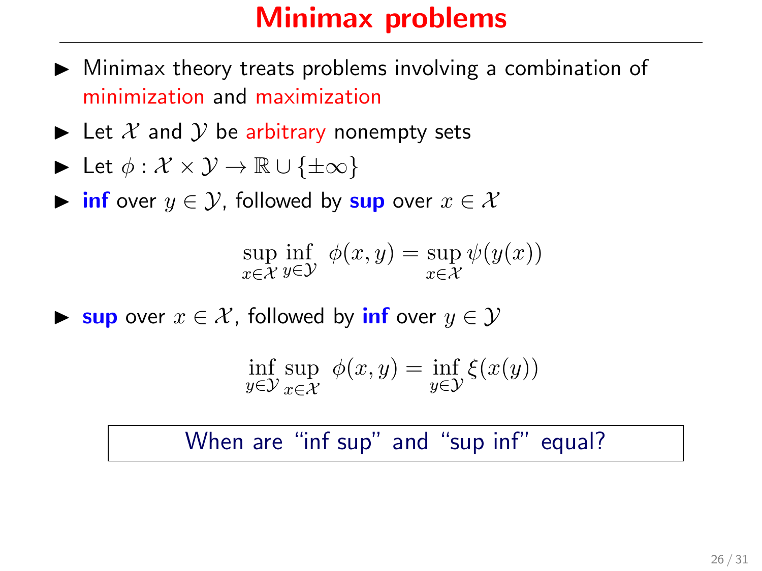# Minimax problems

- Minimax theory treats problems involving a combination of minimization and maximization
- Let $\mathcal{X}$ and $\mathcal{Y}$ be arbitrary nonempty sets
- Let $\phi : \mathcal{X} \times \mathcal{Y} \to \mathbb{R} \cup \{\pm\infty\}$
- **inf** over $y \in \mathcal{Y}$, followed by **sup** over $x \in \mathcal{X}$

$$\sup_{x \in \mathcal{X}} \inf_{y \in \mathcal{Y}} \ \phi(x, y) = \sup_{x \in \mathcal{X}} \psi(y(x))$$

- **sup** over $x \in \mathcal{X}$, followed by **inf** over $y \in \mathcal{Y}$

$$\inf_{y \in \mathcal{Y}} \sup_{x \in \mathcal{X}} \ \phi(x, y) = \inf_{y \in \mathcal{Y}} \xi(x(y))$$

When are "inf sup" and "sup inf" equal?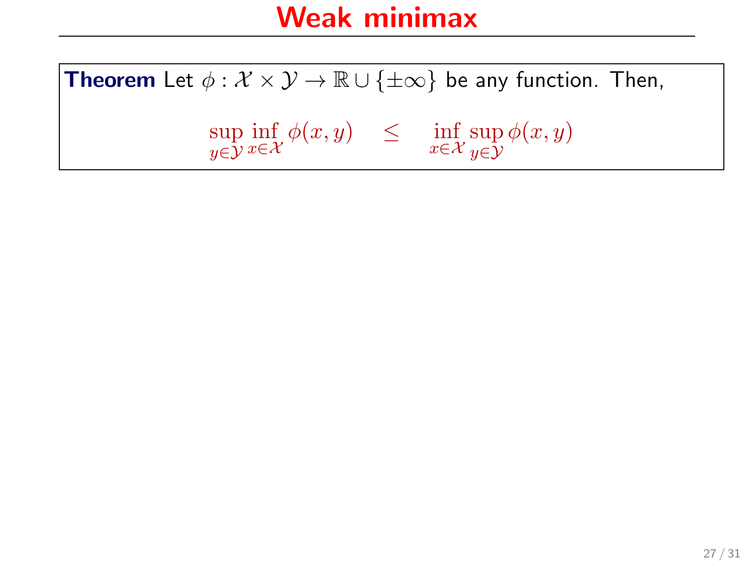# Weak minimax

**Theorem** Let $\phi : \mathcal{X} \times \mathcal{Y} \to \mathbb{R} \cup \{\pm\infty\}$ be any function. Then,

$$\sup_{y\in\mathcal{Y}} \inf_{x\in\mathcal{X}} \phi(x,y) \quad \leq \quad \inf_{x\in\mathcal{X}} \sup_{y\in\mathcal{Y}} \phi(x,y)$$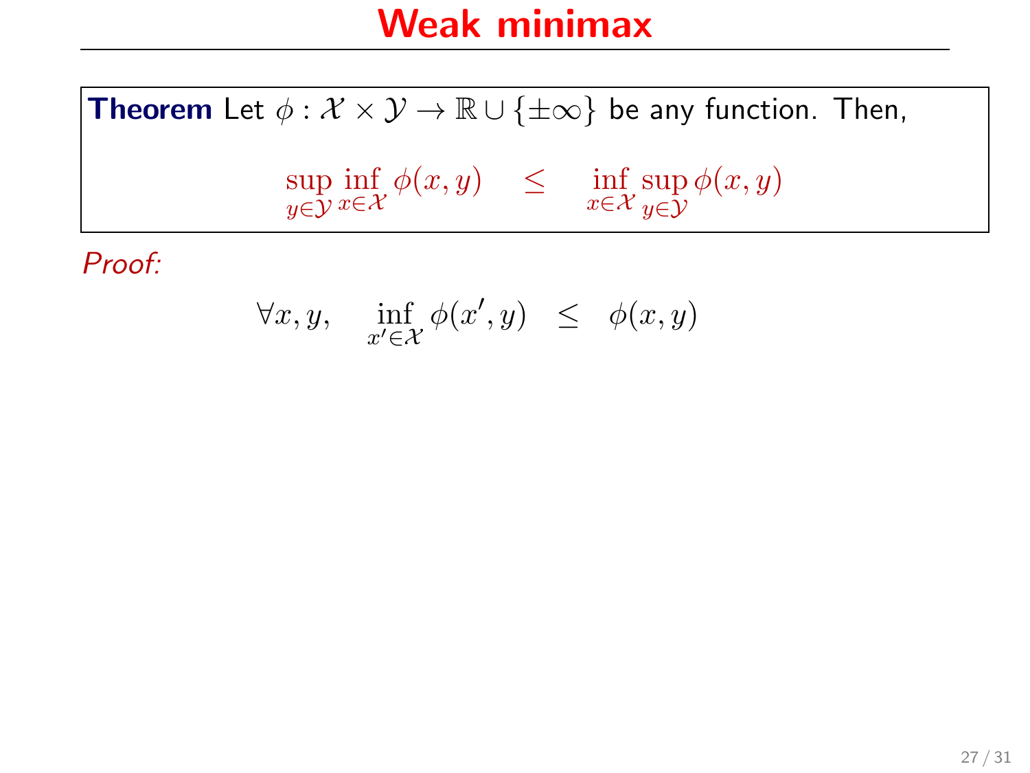# Weak minimax

**Theorem** Let $\phi : \mathcal{X} \times \mathcal{Y} \to \mathbb{R} \cup \{\pm\infty\}$ be any function. Then,

$$\sup_{y \in \mathcal{Y}} \inf_{x \in \mathcal{X}} \phi(x, y) \quad \leq \quad \inf_{x \in \mathcal{X}} \sup_{y \in \mathcal{Y}} \phi(x, y)$$

*Proof:*

$$\forall x, y, \quad \inf_{x' \in \mathcal{X}} \phi(x', y) \;\; \leq \;\; \phi(x, y)$$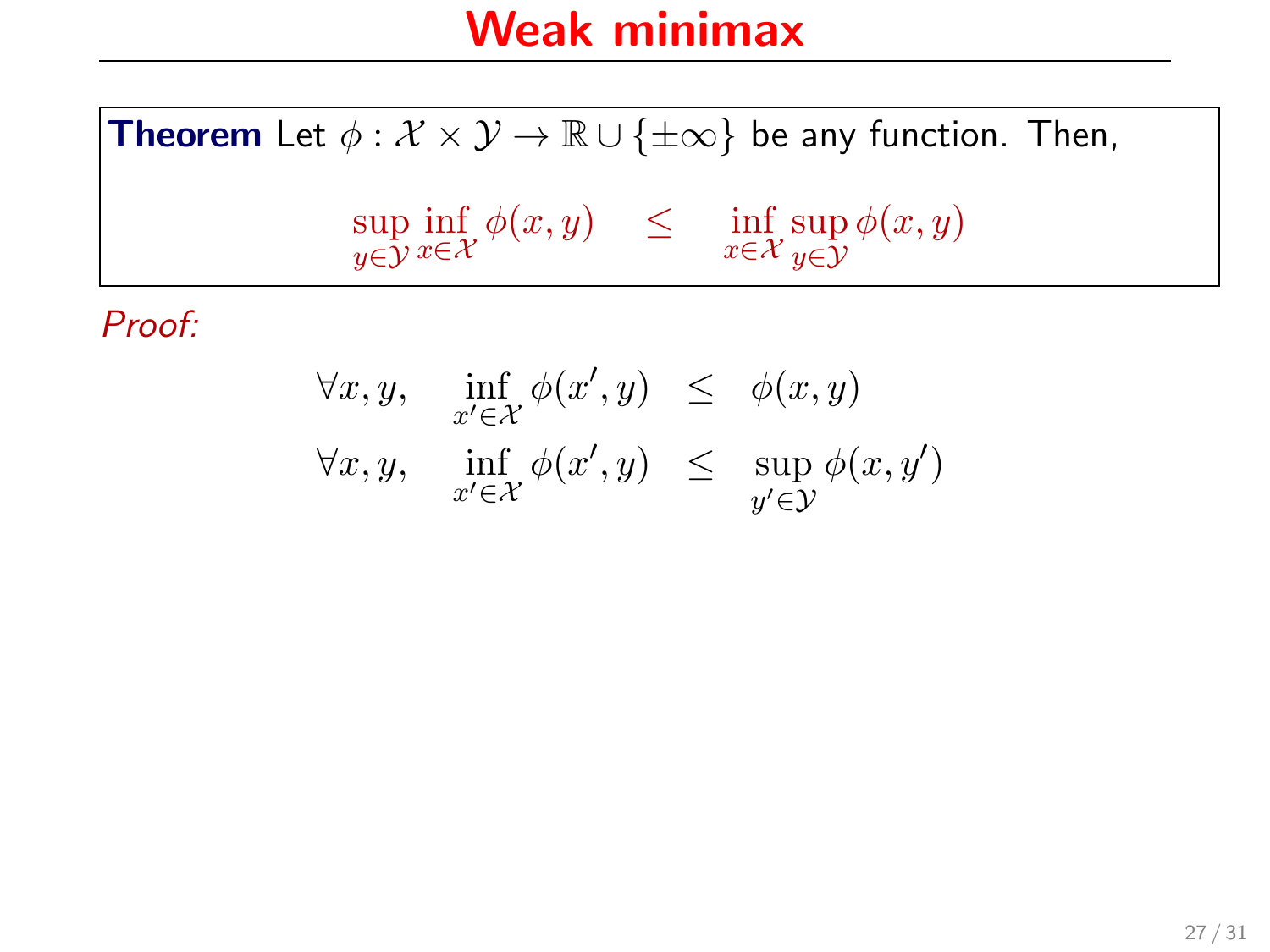# Weak minimax

**Theorem** Let $\phi : \mathcal{X} \times \mathcal{Y} \to \mathbb{R} \cup \{\pm\infty\}$ be any function. Then,

$$\sup_{y \in \mathcal{Y}} \inf_{x \in \mathcal{X}} \phi(x, y) \quad \leq \quad \inf_{x \in \mathcal{X}} \sup_{y \in \mathcal{Y}} \phi(x, y)$$

*Proof:*

$$\forall x, y, \quad \inf_{x' \in \mathcal{X}} \phi(x', y) \;\; \leq \;\; \phi(x, y)$$

$$\forall x, y, \quad \inf_{x' \in \mathcal{X}} \phi(x', y) \;\; \leq \;\; \sup_{y' \in \mathcal{Y}} \phi(x, y')$$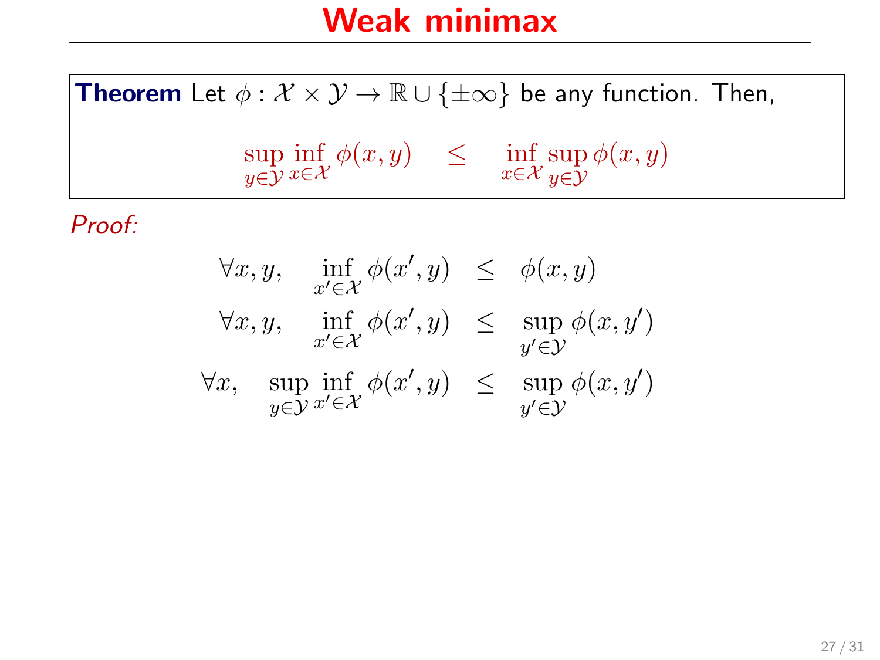# Weak minimax

**Theorem** Let $\phi : \mathcal{X} \times \mathcal{Y} \to \mathbb{R} \cup \{\pm\infty\}$ be any function. Then,

$$\sup_{y \in \mathcal{Y}} \inf_{x \in \mathcal{X}} \phi(x, y) \quad \leq \quad \inf_{x \in \mathcal{X}} \sup_{y \in \mathcal{Y}} \phi(x, y)$$

*Proof:*

$$\forall x, y, \quad \inf_{x' \in \mathcal{X}} \phi(x', y) \;\leq\; \phi(x, y)$$

$$\forall x, y, \quad \inf_{x' \in \mathcal{X}} \phi(x', y) \;\leq\; \sup_{y' \in \mathcal{Y}} \phi(x, y')$$

$$\forall x, \quad \sup_{y \in \mathcal{Y}} \inf_{x' \in \mathcal{X}} \phi(x', y) \;\leq\; \sup_{y' \in \mathcal{Y}} \phi(x, y')$$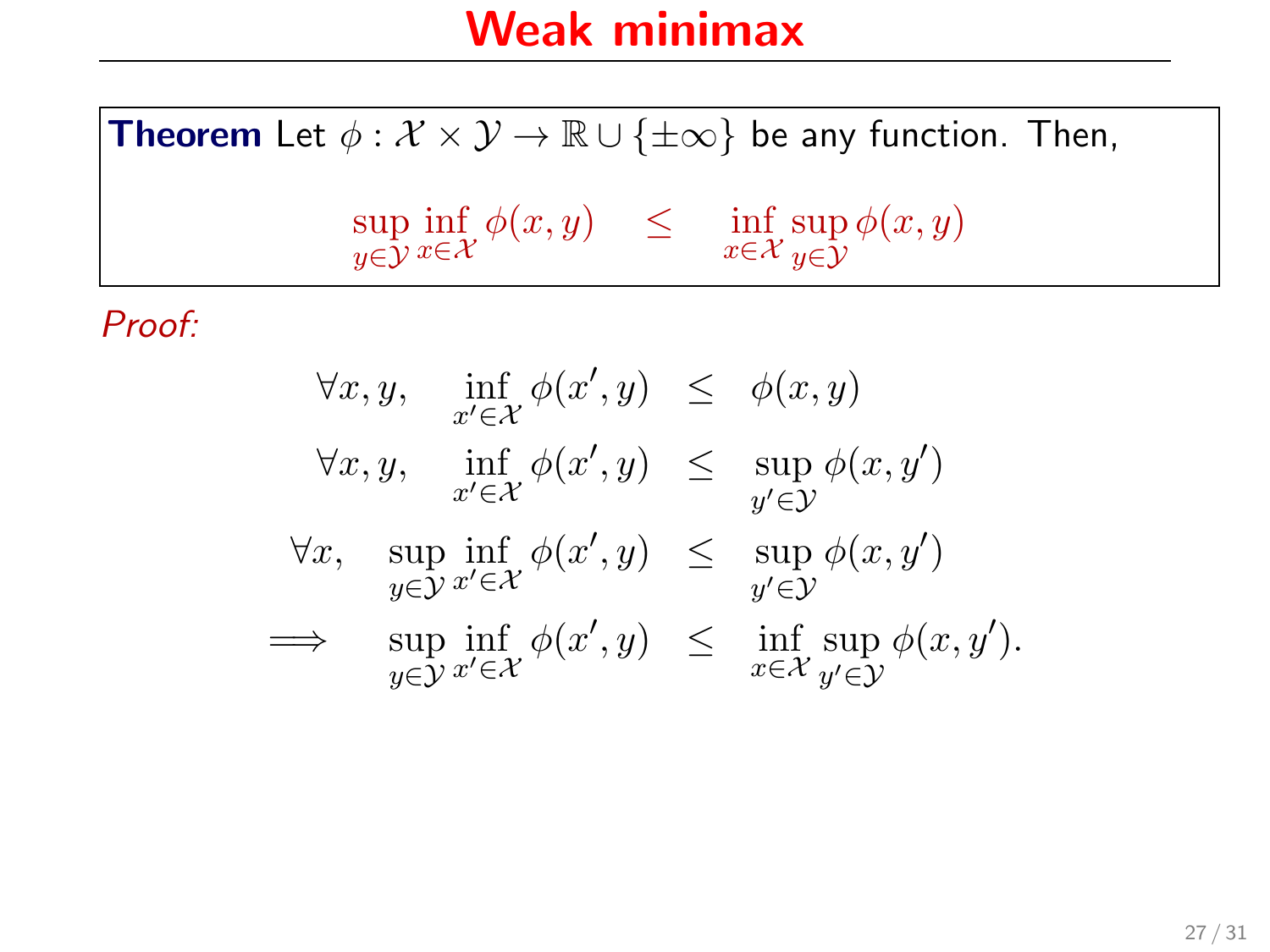# Weak minimax

**Theorem** Let $\phi : \mathcal{X} \times \mathcal{Y} \to \mathbb{R} \cup \{\pm\infty\}$ be any function. Then,

$$\sup_{y \in \mathcal{Y}} \inf_{x \in \mathcal{X}} \phi(x, y) \quad \leq \quad \inf_{x \in \mathcal{X}} \sup_{y \in \mathcal{Y}} \phi(x, y)$$

*Proof:*

$$\begin{aligned}
\forall x, y, \quad \inf_{x' \in \mathcal{X}} \phi(x', y) &\leq \phi(x, y) \\
\forall x, y, \quad \inf_{x' \in \mathcal{X}} \phi(x', y) &\leq \sup_{y' \in \mathcal{Y}} \phi(x, y') \\
\forall x, \quad \sup_{y \in \mathcal{Y}} \inf_{x' \in \mathcal{X}} \phi(x', y) &\leq \sup_{y' \in \mathcal{Y}} \phi(x, y') \\
\implies \quad \sup_{y \in \mathcal{Y}} \inf_{x' \in \mathcal{X}} \phi(x', y) &\leq \inf_{x \in \mathcal{X}} \sup_{y' \in \mathcal{Y}} \phi(x, y').
\end{aligned}$$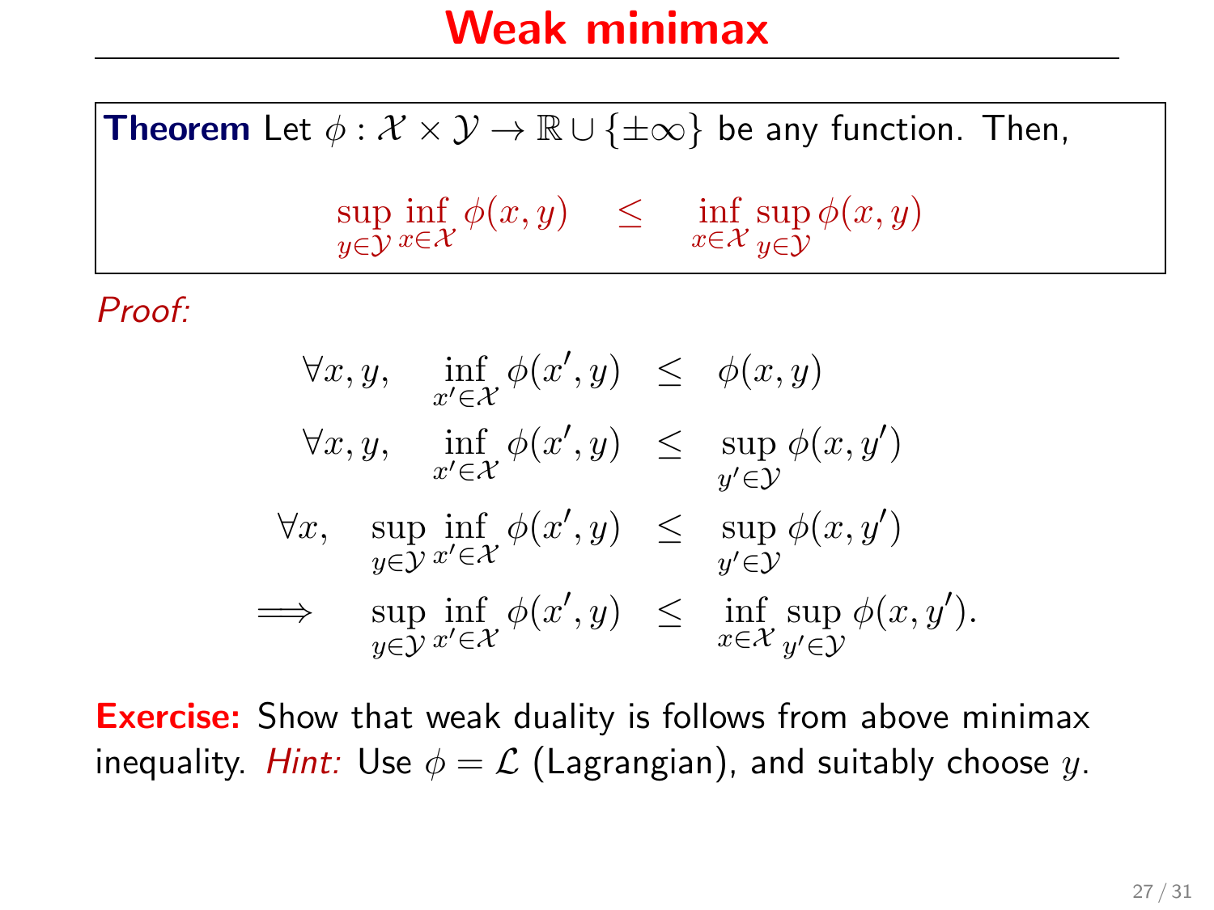# Weak minimax

**Theorem** Let $\phi : \mathcal{X} \times \mathcal{Y} \to \mathbb{R} \cup \{\pm\infty\}$ be any function. Then,

$$\sup_{y \in \mathcal{Y}} \inf_{x \in \mathcal{X}} \phi(x,y) \quad \leq \quad \inf_{x \in \mathcal{X}} \sup_{y \in \mathcal{Y}} \phi(x,y)$$

*Proof:*

$$\begin{aligned}
\forall x, y, \quad \inf_{x' \in \mathcal{X}} \phi(x', y) &\leq \phi(x,y) \\
\forall x, y, \quad \inf_{x' \in \mathcal{X}} \phi(x', y) &\leq \sup_{y' \in \mathcal{Y}} \phi(x, y') \\
\forall x, \quad \sup_{y \in \mathcal{Y}} \inf_{x' \in \mathcal{X}} \phi(x', y) &\leq \sup_{y' \in \mathcal{Y}} \phi(x, y') \\
\implies \quad \sup_{y \in \mathcal{Y}} \inf_{x' \in \mathcal{X}} \phi(x', y) &\leq \inf_{x \in \mathcal{X}} \sup_{y' \in \mathcal{Y}} \phi(x, y').
\end{aligned}$$

**Exercise:** Show that weak duality is follows from above minimax inequality. *Hint:* Use $\phi = \mathcal{L}$ (Lagrangian), and suitably choose $y$.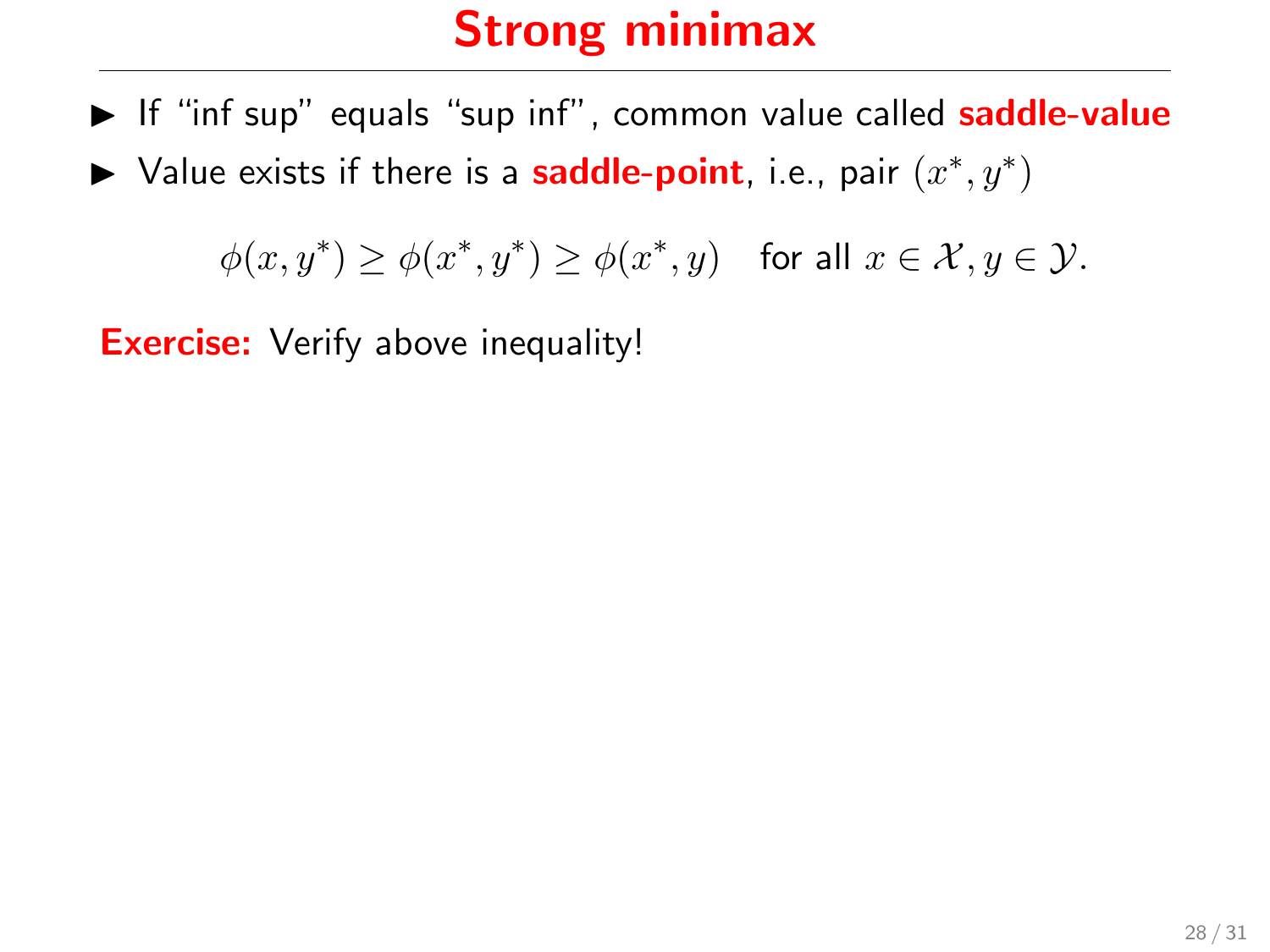# Strong minimax

- If "inf sup" equals "sup inf", common value called **saddle-value**
- Value exists if there is a **saddle-point**, i.e., pair $(x^*, y^*)$

$$\phi(x, y^*) \geq \phi(x^*, y^*) \geq \phi(x^*, y) \quad \text{for all } x \in \mathcal{X}, y \in \mathcal{Y}.$$

**Exercise:** Verify above inequality!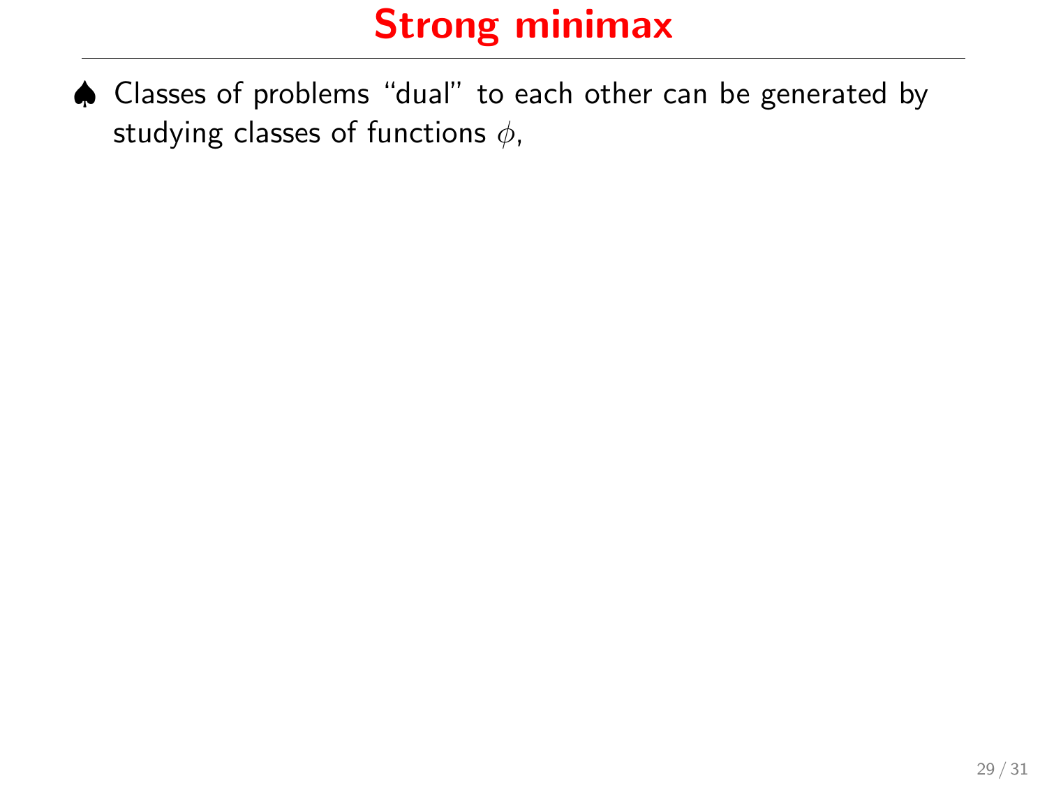# Strong minimax

♠ Classes of problems "dual" to each other can be generated by studying classes of functions $\phi$,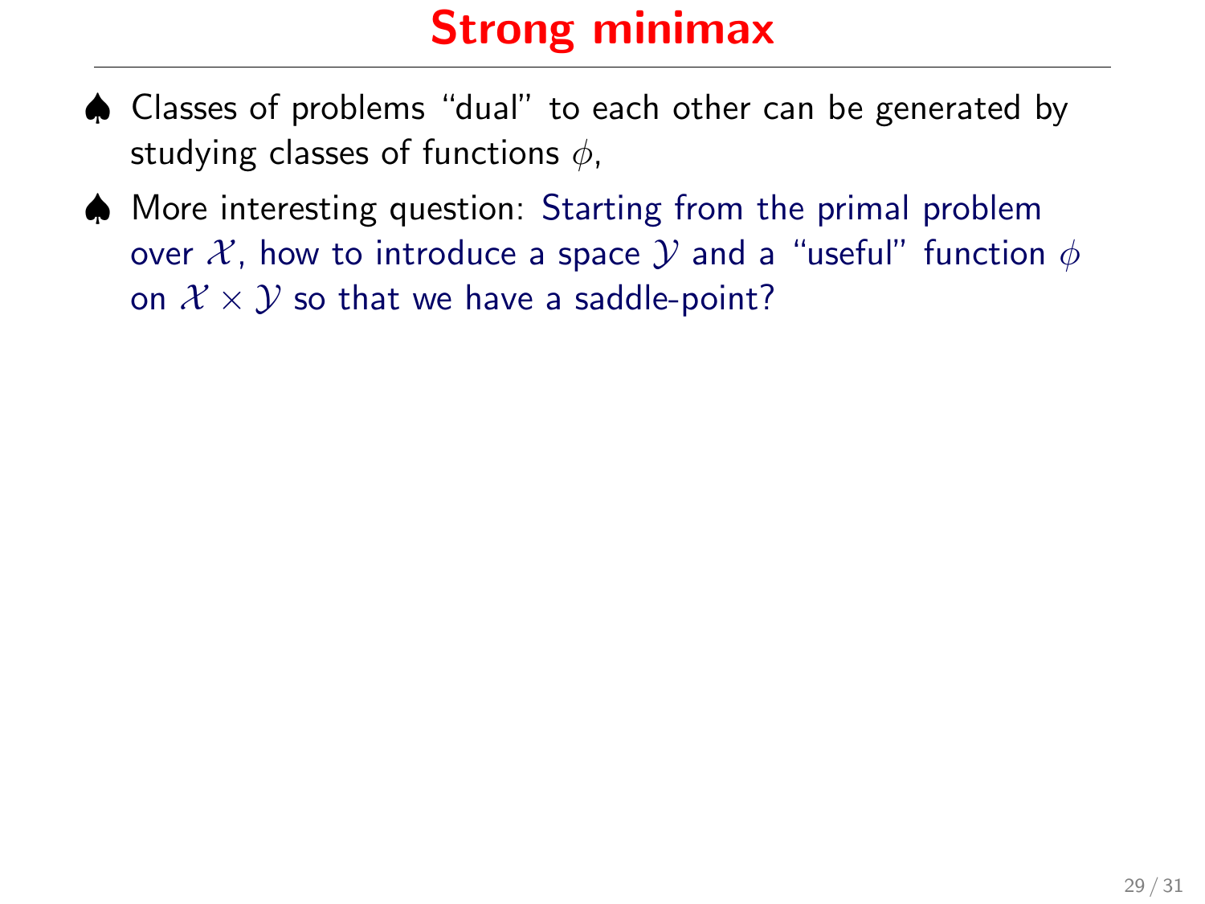# Strong minimax

- ♠ Classes of problems "dual" to each other can be generated by studying classes of functions $\phi$,
- ♠ More interesting question: Starting from the primal problem over $\mathcal{X}$, how to introduce a space $\mathcal{Y}$ and a "useful" function $\phi$ on $\mathcal{X} \times \mathcal{Y}$ so that we have a saddle-point?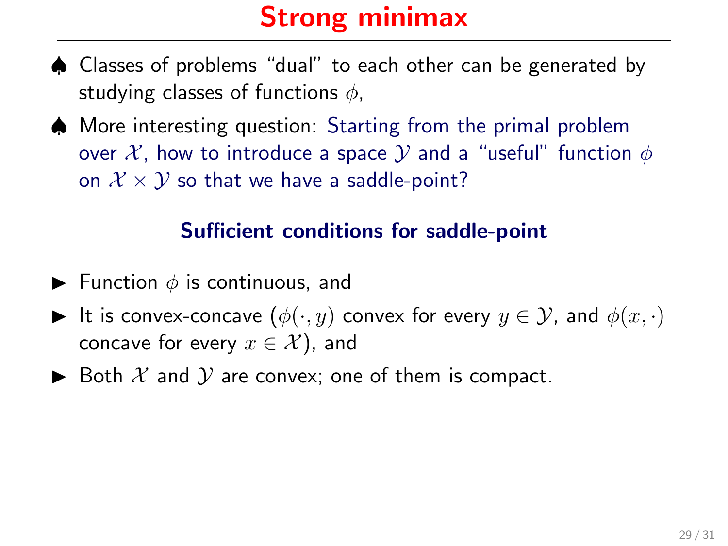# Strong minimax

- ♠ Classes of problems "dual" to each other can be generated by studying classes of functions $\phi$,
- ♠ More interesting question: Starting from the primal problem over $\mathcal{X}$, how to introduce a space $\mathcal{Y}$ and a "useful" function $\phi$ on $\mathcal{X} \times \mathcal{Y}$ so that we have a saddle-point?

### Sufficient conditions for saddle-point

- Function $\phi$ is continuous, and
- It is convex-concave ($\phi(\cdot, y)$ convex for every $y \in \mathcal{Y}$, and $\phi(x, \cdot)$ concave for every $x \in \mathcal{X}$), and
- Both $\mathcal{X}$ and $\mathcal{Y}$ are convex; one of them is compact.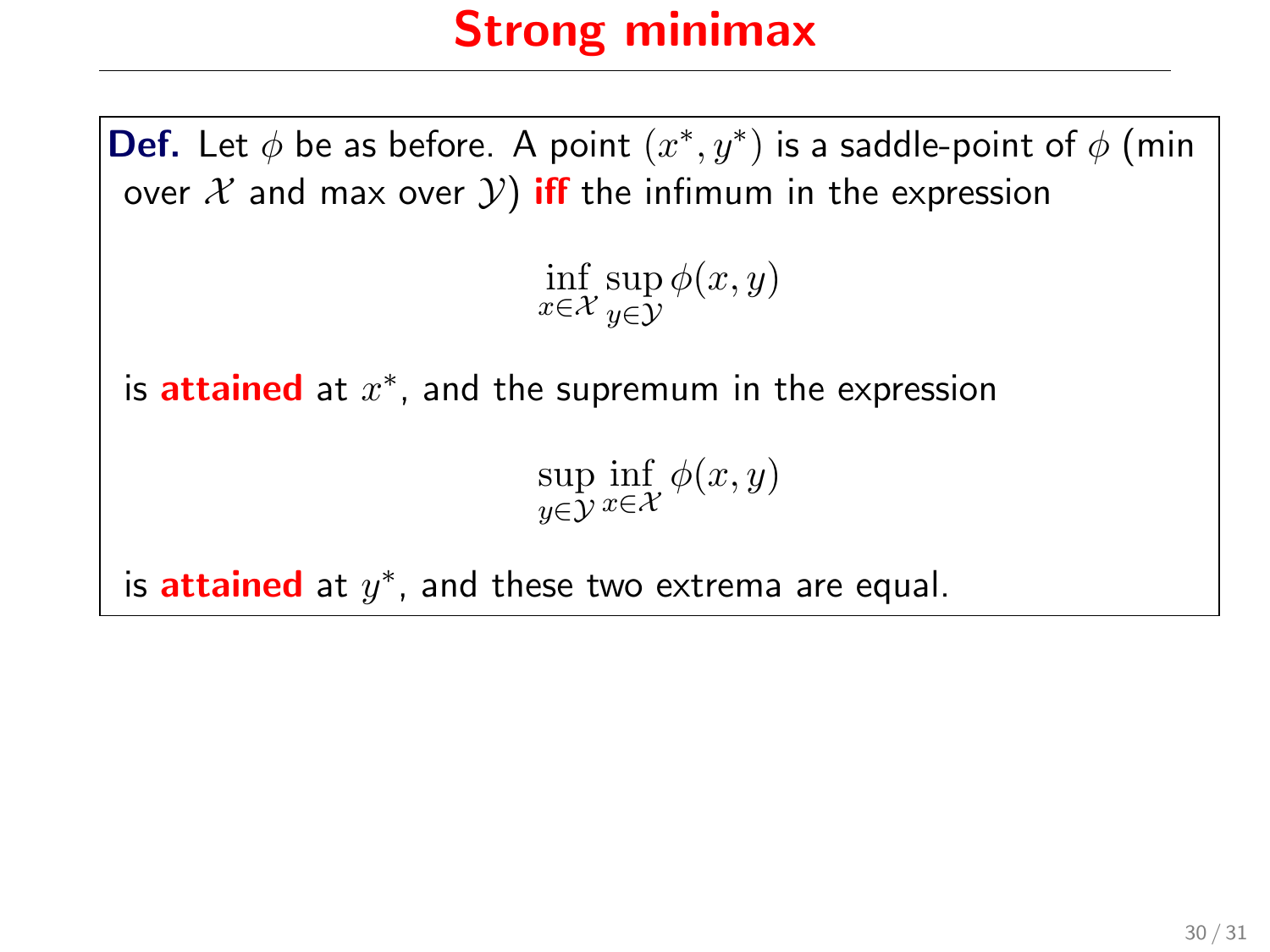# Strong minimax

**Def.** Let $\phi$ be as before. A point $(x^*, y^*)$ is a saddle-point of $\phi$ (min over $\mathcal{X}$ and max over $\mathcal{Y}$) **iff** the infimum in the expression

$$\inf_{x \in \mathcal{X}} \sup_{y \in \mathcal{Y}} \phi(x, y)$$

is **attained** at $x^*$, and the supremum in the expression

$$\sup_{y \in \mathcal{Y}} \inf_{x \in \mathcal{X}} \phi(x, y)$$

is **attained** at $y^*$, and these two extrema are equal.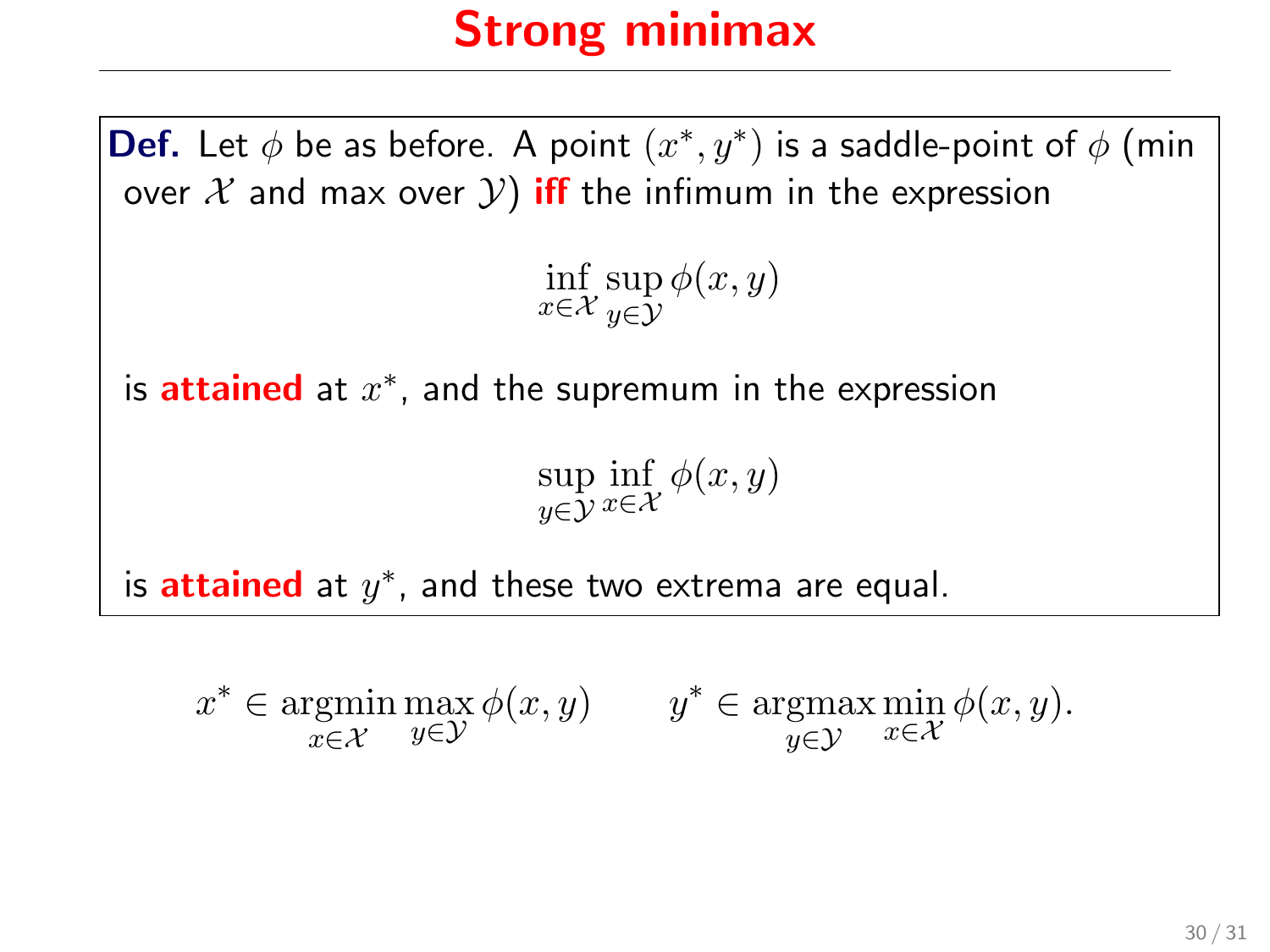# Strong minimax

**Def.** Let $\phi$ be as before. A point $(x^*, y^*)$ is a saddle-point of $\phi$ (min over $\mathcal{X}$ and max over $\mathcal{Y}$) **iff** the infimum in the expression

$$\inf_{x \in \mathcal{X}} \sup_{y \in \mathcal{Y}} \phi(x, y)$$

is **attained** at $x^*$, and the supremum in the expression

$$\sup_{y \in \mathcal{Y}} \inf_{x \in \mathcal{X}} \phi(x, y)$$

is **attained** at $y^*$, and these two extrema are equal.

$$x^* \in \operatorname*{argmin}_{x \in \mathcal{X}} \max_{y \in \mathcal{Y}} \phi(x, y) \qquad y^* \in \operatorname*{argmax}_{y \in \mathcal{Y}} \min_{x \in \mathcal{X}} \phi(x, y).$$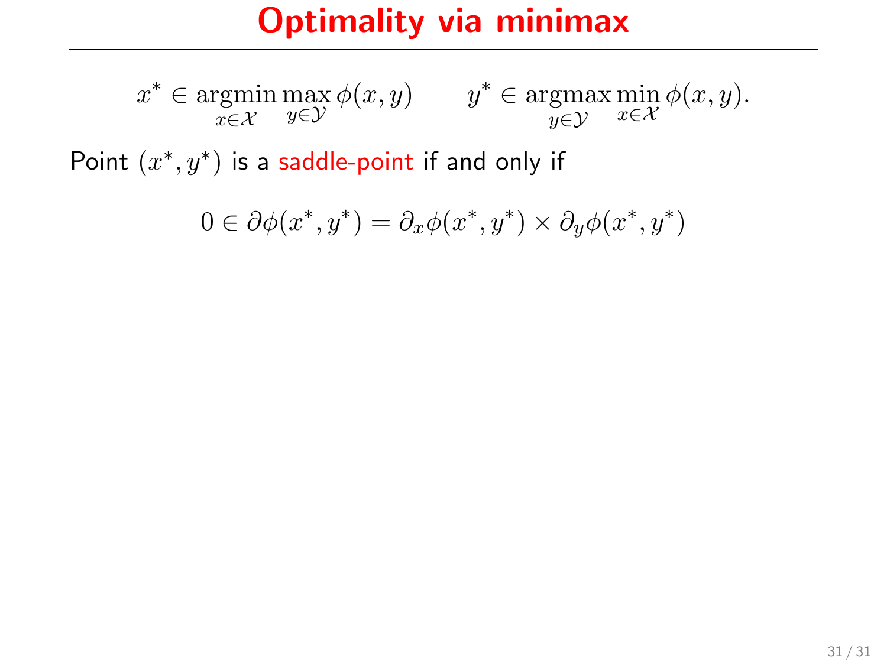# Optimality via minimax

$$x^* \in \operatorname*{argmin}_{x \in \mathcal{X}} \max_{y \in \mathcal{Y}} \phi(x, y) \qquad y^* \in \operatorname*{argmax}_{y \in \mathcal{Y}} \min_{x \in \mathcal{X}} \phi(x, y).$$

Point $(x^*, y^*)$ is a saddle-point if and only if

$$0 \in \partial\phi(x^*, y^*) = \partial_x \phi(x^*, y^*) \times \partial_y \phi(x^*, y^*)$$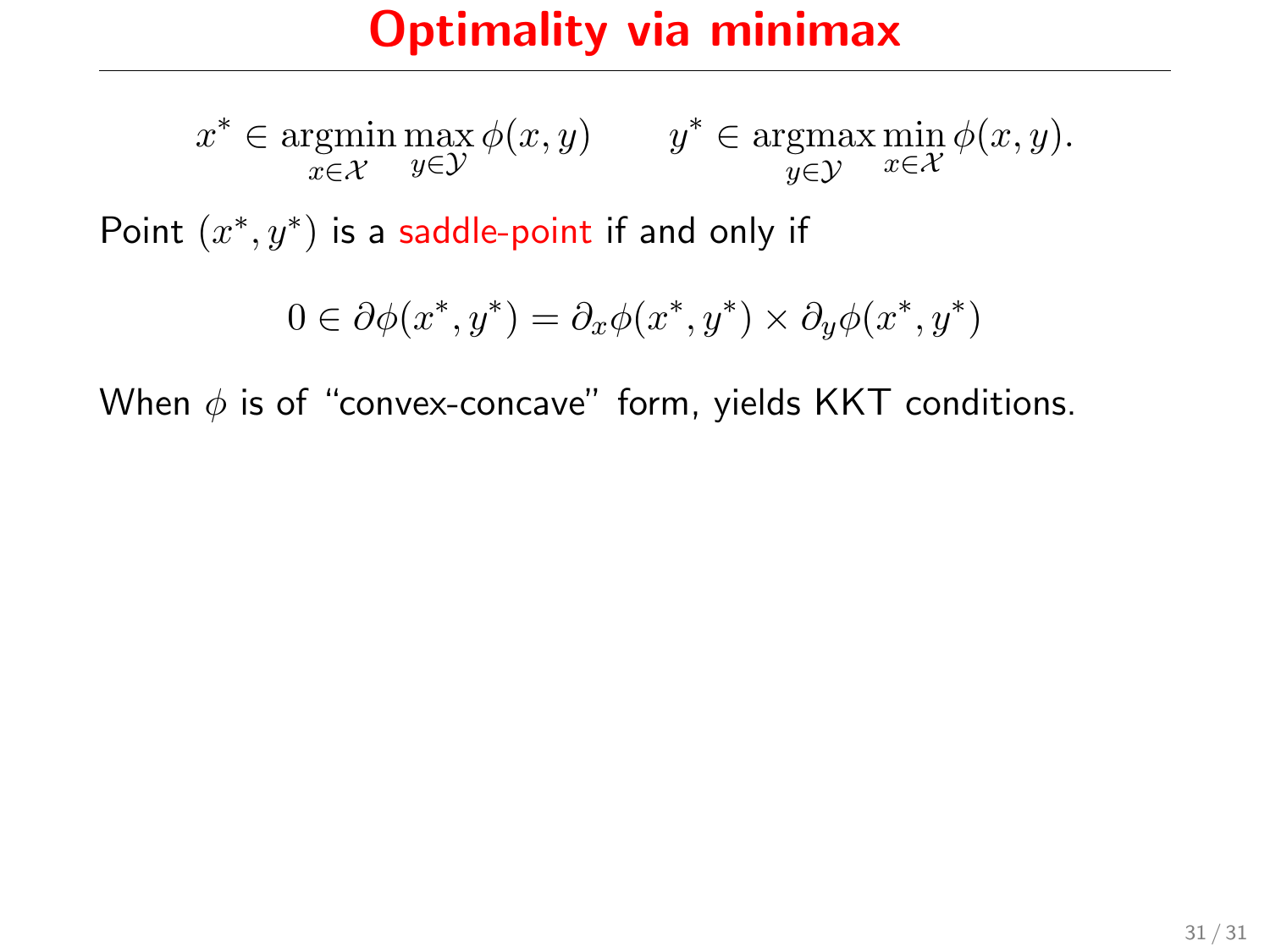# Optimality via minimax

$$x^* \in \operatorname*{argmin}_{x \in \mathcal{X}} \max_{y \in \mathcal{Y}} \phi(x, y) \qquad y^* \in \operatorname*{argmax}_{y \in \mathcal{Y}} \min_{x \in \mathcal{X}} \phi(x, y).$$

Point $(x^*, y^*)$ is a saddle-point if and only if

$$0 \in \partial\phi(x^*, y^*) = \partial_x \phi(x^*, y^*) \times \partial_y \phi(x^*, y^*)$$

When $\phi$ is of "convex-concave" form, yields KKT conditions.